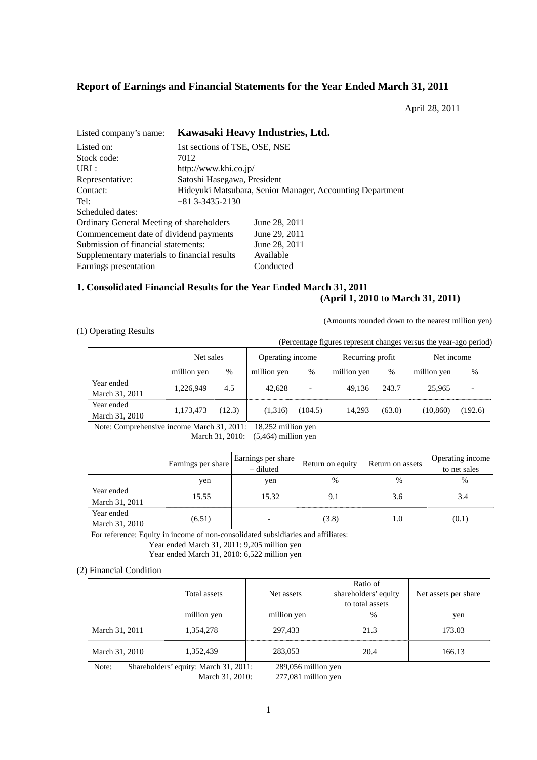# Report of Earnings and Financial Statements for the Year Ended March 31, 2011

April 28, 2011

Listed company's name: **Kawasaki Heavy Industries, Ltd.**

Listed on: 1st sections of TSE, OSE, NSE
Stock code: 7012
URL: http://www.khi.co.jp/
Representative: Satoshi Hasegawa, President
Contact: Hideyuki Matsubara, Senior Manager, Accounting Department
Tel: +81 3-3435-2130

Scheduled dates:
Ordinary General Meeting of shareholders: June 28, 2011
Commencement date of dividend payments: June 29, 2011
Submission of financial statements: June 28, 2011
Supplementary materials to financial results: Available
Earnings presentation: Conducted

## 1. Consolidated Financial Results for the Year Ended March 31, 2011 (April 1, 2010 to March 31, 2011)

(Amounts rounded down to the nearest million yen)

(1) Operating Results

(Percentage figures represent changes versus the year-ago period)

| | Net sales | | Operating income | | Recurring profit | | Net income | |
|---|---|---|---|---|---|---|---|---|
| | million yen | % | million yen | % | million yen | % | million yen | % |
| Year ended March 31, 2011 | 1,226,949 | 4.5 | 42,628 | - | 49,136 | 243.7 | 25,965 | - |
| Year ended March 31, 2010 | 1,173,473 | (12.3) | (1,316) | (104.5) | 14,293 | (63.0) | (10,860) | (192.6) |

Note: Comprehensive income March 31, 2011: 18,252 million yen
March 31, 2010: (5,464) million yen

| | Earnings per share | Earnings per share – diluted | Return on equity | Return on assets | Operating income to net sales |
|---|---|---|---|---|---|
| | yen | yen | % | % | % |
| Year ended March 31, 2011 | 15.55 | 15.32 | 9.1 | 3.6 | 3.4 |
| Year ended March 31, 2010 | (6.51) | - | (3.8) | 1.0 | (0.1) |

For reference: Equity in income of non-consolidated subsidiaries and affiliates:
Year ended March 31, 2011: 9,205 million yen
Year ended March 31, 2010: 6,522 million yen

(2) Financial Condition

| | Total assets | Net assets | Ratio of shareholders' equity to total assets | Net assets per share |
|---|---|---|---|---|
| | million yen | million yen | % | yen |
| March 31, 2011 | 1,354,278 | 297,433 | 21.3 | 173.03 |
| March 31, 2010 | 1,352,439 | 283,053 | 20.4 | 166.13 |

Note: Shareholders' equity: March 31, 2011: 289,056 million yen
March 31, 2010: 277,081 million yen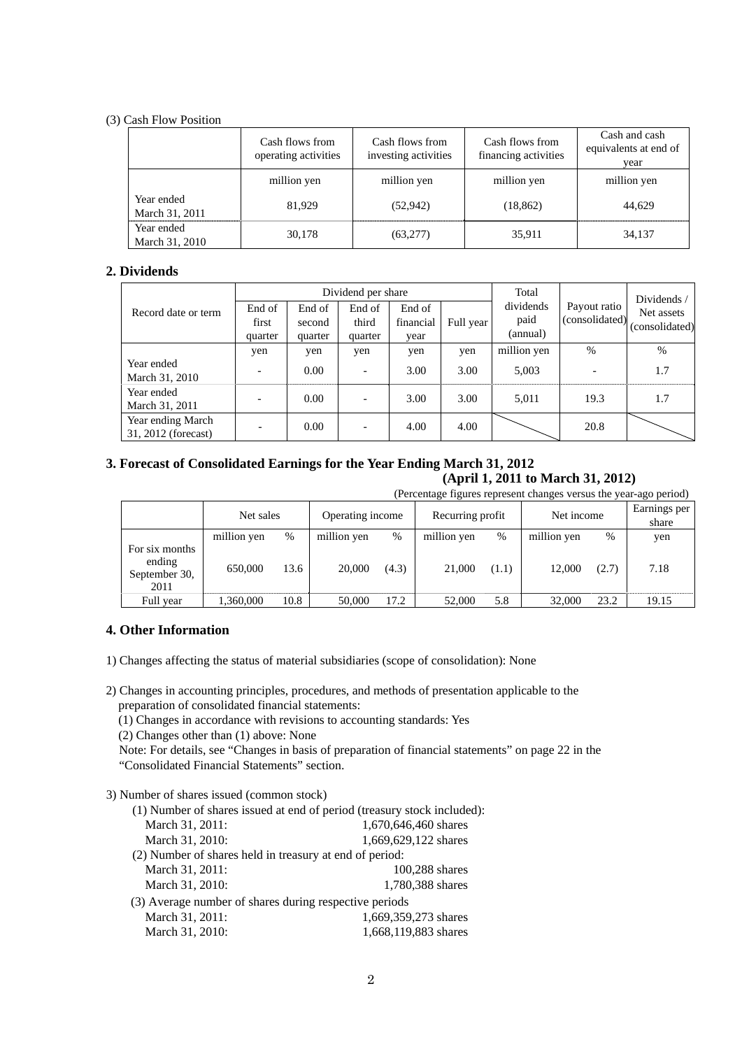(3) Cash Flow Position

| | Cash flows from operating activities | Cash flows from investing activities | Cash flows from financing activities | Cash and cash equivalents at end of year |
|---|---|---|---|---|
| | million yen | million yen | million yen | million yen |
| Year ended March 31, 2011 | 81,929 | (52,942) | (18,862) | 44,629 |
| Year ended March 31, 2010 | 30,178 | (63,277) | 35,911 | 34,137 |

## 2. Dividends

| Record date or term | Dividend per share | | | | | Total dividends paid (annual) | Payout ratio (consolidated) | Dividends / Net assets (consolidated) |
|---|---|---|---|---|---|---|---|---|
| | End of first quarter | End of second quarter | End of third quarter | End of financial year | Full year | | | |
| | yen | yen | yen | yen | yen | million yen | % | % |
| Year ended March 31, 2010 | - | 0.00 | - | 3.00 | 3.00 | 5,003 | - | 1.7 |
| Year ended March 31, 2011 | - | 0.00 | - | 3.00 | 3.00 | 5,011 | 19.3 | 1.7 |
| Year ending March 31, 2012 (forecast) | - | 0.00 | - | 4.00 | 4.00 | | 20.8 | |

## 3. Forecast of Consolidated Earnings for the Year Ending March 31, 2012 (April 1, 2011 to March 31, 2012)

(Percentage figures represent changes versus the year-ago period)

| | Net sales | | Operating income | | Recurring profit | | Net income | | Earnings per share |
|---|---|---|---|---|---|---|---|---|---|
| | million yen | % | million yen | % | million yen | % | million yen | % | yen |
| For six months ending September 30, 2011 | 650,000 | 13.6 | 20,000 | (4.3) | 21,000 | (1.1) | 12,000 | (2.7) | 7.18 |
| Full year | 1,360,000 | 10.8 | 50,000 | 17.2 | 52,000 | 5.8 | 32,000 | 23.2 | 19.15 |

## 4. Other Information

1) Changes affecting the status of material subsidiaries (scope of consolidation): None

2) Changes in accounting principles, procedures, and methods of presentation applicable to the preparation of consolidated financial statements:
   (1) Changes in accordance with revisions to accounting standards: Yes
   (2) Changes other than (1) above: None
   Note: For details, see "Changes in basis of preparation of financial statements" on page 22 in the "Consolidated Financial Statements" section.

3) Number of shares issued (common stock)
   (1) Number of shares issued at end of period (treasury stock included):
   March 31, 2011: 1,670,646,460 shares
   March 31, 2010: 1,669,629,122 shares
   (2) Number of shares held in treasury at end of period:
   March 31, 2011: 100,288 shares
   March 31, 2010: 1,780,388 shares
   (3) Average number of shares during respective periods
   March 31, 2011: 1,669,359,273 shares
   March 31, 2010: 1,668,119,883 shares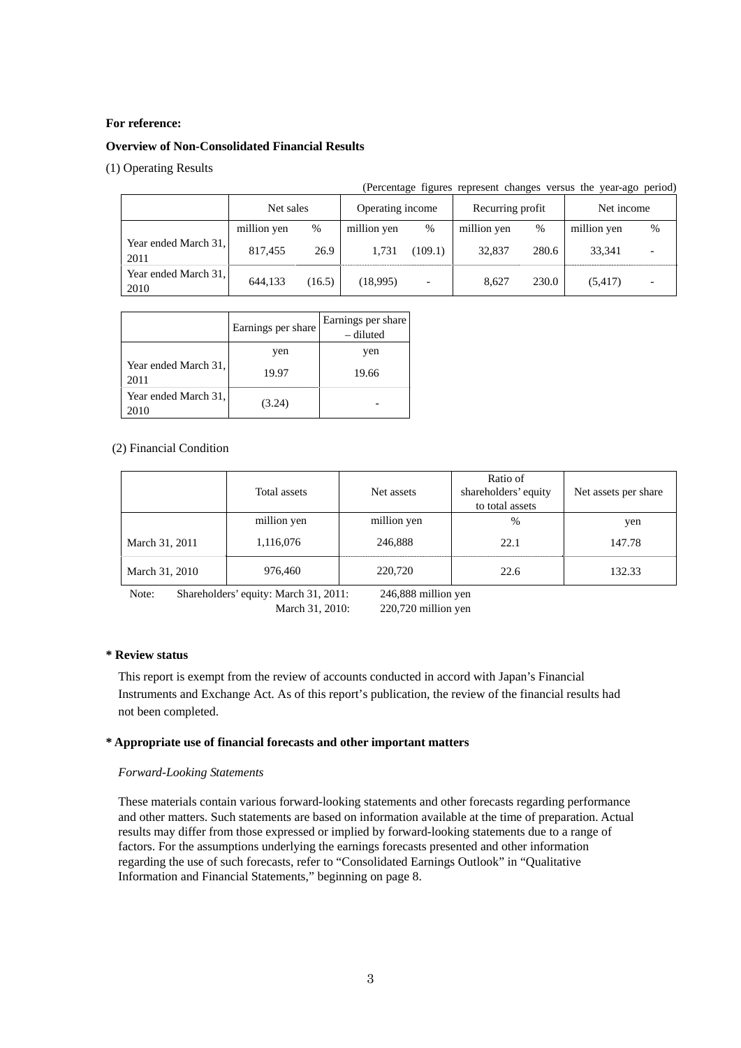**For reference:**

**Overview of Non-Consolidated Financial Results**

(1) Operating Results

(Percentage figures represent changes versus the year-ago period)

| | Net sales | | Operating income | | Recurring profit | | Net income | |
|---|---|---|---|---|---|---|---|---|
| | million yen | % | million yen | % | million yen | % | million yen | % |
| Year ended March 31, 2011 | 817,455 | 26.9 | 1,731 | (109.1) | 32,837 | 280.6 | 33,341 | - |
| Year ended March 31, 2010 | 644,133 | (16.5) | (18,995) | - | 8,627 | 230.0 | (5,417) | - |

| | Earnings per share | Earnings per share – diluted |
|---|---|---|
| | yen | yen |
| Year ended March 31, 2011 | 19.97 | 19.66 |
| Year ended March 31, 2010 | (3.24) | - |

(2) Financial Condition

| | Total assets | Net assets | Ratio of shareholders' equity to total assets | Net assets per share |
|---|---|---|---|---|
| | million yen | million yen | % | yen |
| March 31, 2011 | 1,116,076 | 246,888 | 22.1 | 147.78 |
| March 31, 2010 | 976,460 | 220,720 | 22.6 | 132.33 |

Note: Shareholders' equity: March 31, 2011: 246,888 million yen
March 31, 2010: 220,720 million yen

**\* Review status**

This report is exempt from the review of accounts conducted in accord with Japan's Financial Instruments and Exchange Act. As of this report's publication, the review of the financial results had not been completed.

**\* Appropriate use of financial forecasts and other important matters**

*Forward-Looking Statements*

These materials contain various forward-looking statements and other forecasts regarding performance and other matters. Such statements are based on information available at the time of preparation. Actual results may differ from those expressed or implied by forward-looking statements due to a range of factors. For the assumptions underlying the earnings forecasts presented and other information regarding the use of such forecasts, refer to "Consolidated Earnings Outlook" in "Qualitative Information and Financial Statements," beginning on page 8.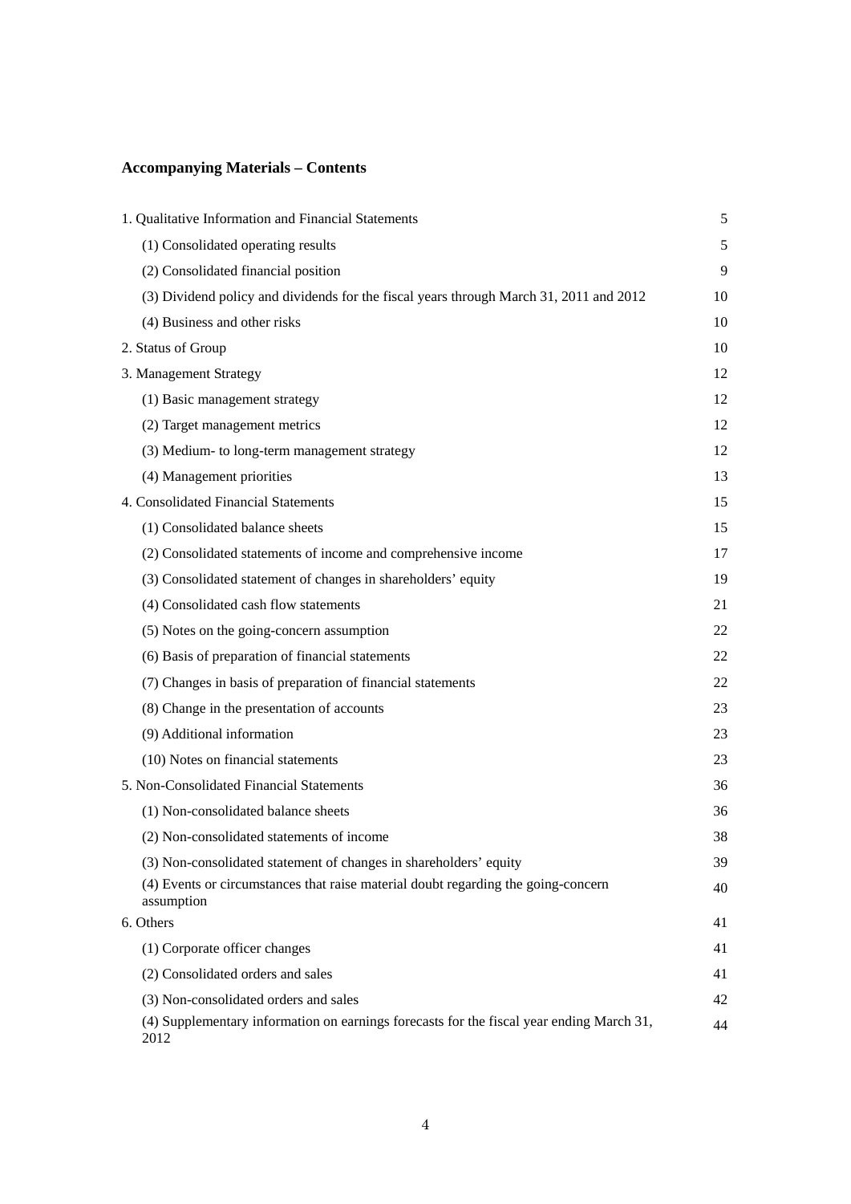## Accompanying Materials – Contents

| | |
|---|---|
| 1. Qualitative Information and Financial Statements | 5 |
| (1) Consolidated operating results | 5 |
| (2) Consolidated financial position | 9 |
| (3) Dividend policy and dividends for the fiscal years through March 31, 2011 and 2012 | 10 |
| (4) Business and other risks | 10 |
| 2. Status of Group | 10 |
| 3. Management Strategy | 12 |
| (1) Basic management strategy | 12 |
| (2) Target management metrics | 12 |
| (3) Medium- to long-term management strategy | 12 |
| (4) Management priorities | 13 |
| 4. Consolidated Financial Statements | 15 |
| (1) Consolidated balance sheets | 15 |
| (2) Consolidated statements of income and comprehensive income | 17 |
| (3) Consolidated statement of changes in shareholders' equity | 19 |
| (4) Consolidated cash flow statements | 21 |
| (5) Notes on the going-concern assumption | 22 |
| (6) Basis of preparation of financial statements | 22 |
| (7) Changes in basis of preparation of financial statements | 22 |
| (8) Change in the presentation of accounts | 23 |
| (9) Additional information | 23 |
| (10) Notes on financial statements | 23 |
| 5. Non-Consolidated Financial Statements | 36 |
| (1) Non-consolidated balance sheets | 36 |
| (2) Non-consolidated statements of income | 38 |
| (3) Non-consolidated statement of changes in shareholders' equity | 39 |
| (4) Events or circumstances that raise material doubt regarding the going-concern assumption | 40 |
| 6. Others | 41 |
| (1) Corporate officer changes | 41 |
| (2) Consolidated orders and sales | 41 |
| (3) Non-consolidated orders and sales | 42 |
| (4) Supplementary information on earnings forecasts for the fiscal year ending March 31, 2012 | 44 |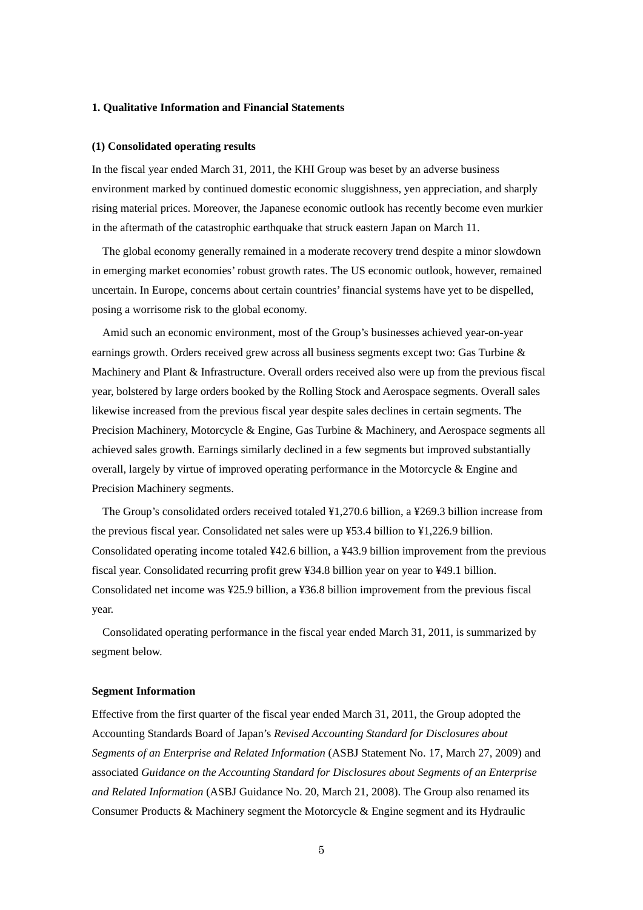## 1. Qualitative Information and Financial Statements

### (1) Consolidated operating results

In the fiscal year ended March 31, 2011, the KHI Group was beset by an adverse business environment marked by continued domestic economic sluggishness, yen appreciation, and sharply rising material prices. Moreover, the Japanese economic outlook has recently become even murkier in the aftermath of the catastrophic earthquake that struck eastern Japan on March 11.

The global economy generally remained in a moderate recovery trend despite a minor slowdown in emerging market economies' robust growth rates. The US economic outlook, however, remained uncertain. In Europe, concerns about certain countries' financial systems have yet to be dispelled, posing a worrisome risk to the global economy.

Amid such an economic environment, most of the Group's businesses achieved year-on-year earnings growth. Orders received grew across all business segments except two: Gas Turbine & Machinery and Plant & Infrastructure. Overall orders received also were up from the previous fiscal year, bolstered by large orders booked by the Rolling Stock and Aerospace segments. Overall sales likewise increased from the previous fiscal year despite sales declines in certain segments. The Precision Machinery, Motorcycle & Engine, Gas Turbine & Machinery, and Aerospace segments all achieved sales growth. Earnings similarly declined in a few segments but improved substantially overall, largely by virtue of improved operating performance in the Motorcycle & Engine and Precision Machinery segments.

The Group's consolidated orders received totaled ¥1,270.6 billion, a ¥269.3 billion increase from the previous fiscal year. Consolidated net sales were up ¥53.4 billion to ¥1,226.9 billion. Consolidated operating income totaled ¥42.6 billion, a ¥43.9 billion improvement from the previous fiscal year. Consolidated recurring profit grew ¥34.8 billion year on year to ¥49.1 billion. Consolidated net income was ¥25.9 billion, a ¥36.8 billion improvement from the previous fiscal year.

Consolidated operating performance in the fiscal year ended March 31, 2011, is summarized by segment below.

### Segment Information

Effective from the first quarter of the fiscal year ended March 31, 2011, the Group adopted the Accounting Standards Board of Japan's *Revised Accounting Standard for Disclosures about Segments of an Enterprise and Related Information* (ASBJ Statement No. 17, March 27, 2009) and associated *Guidance on the Accounting Standard for Disclosures about Segments of an Enterprise and Related Information* (ASBJ Guidance No. 20, March 21, 2008). The Group also renamed its Consumer Products & Machinery segment the Motorcycle & Engine segment and its Hydraulic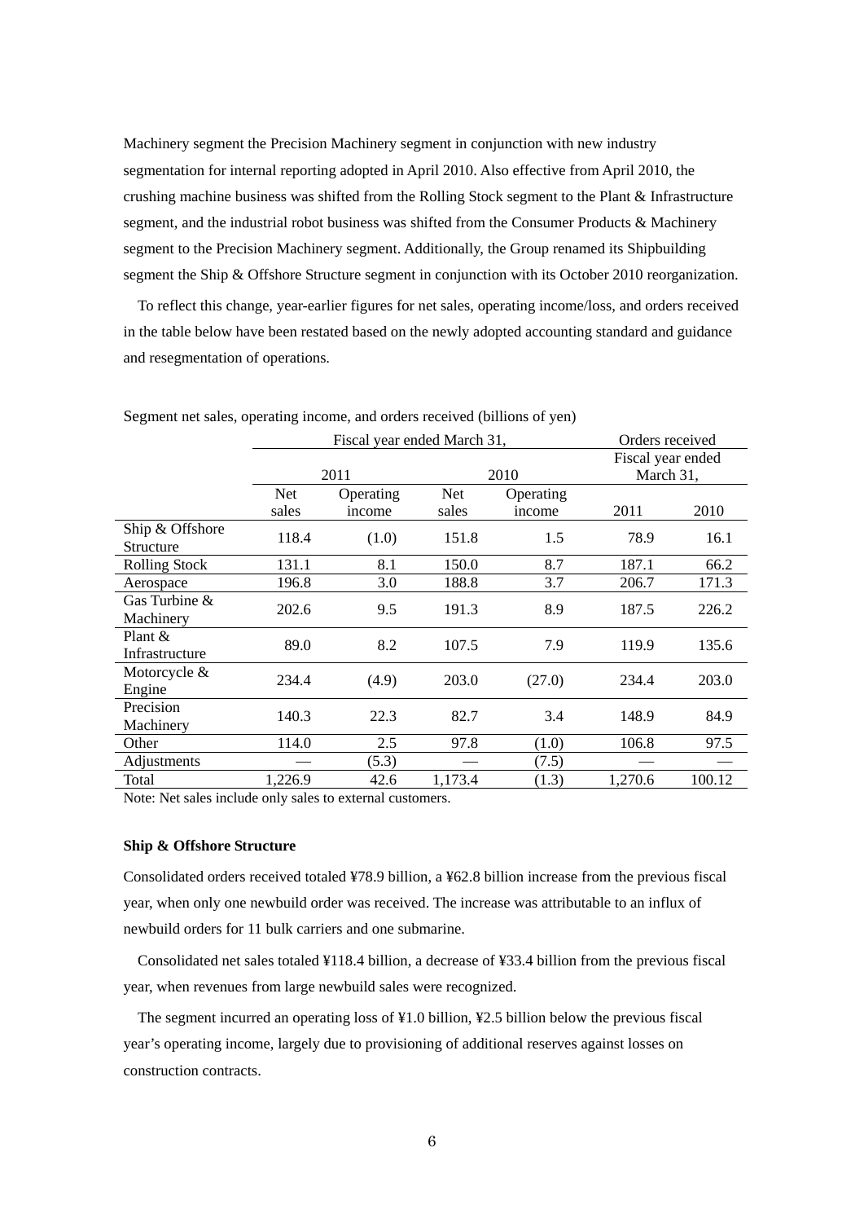Machinery segment the Precision Machinery segment in conjunction with new industry segmentation for internal reporting adopted in April 2010. Also effective from April 2010, the crushing machine business was shifted from the Rolling Stock segment to the Plant & Infrastructure segment, and the industrial robot business was shifted from the Consumer Products & Machinery segment to the Precision Machinery segment. Additionally, the Group renamed its Shipbuilding segment the Ship & Offshore Structure segment in conjunction with its October 2010 reorganization.

To reflect this change, year-earlier figures for net sales, operating income/loss, and orders received in the table below have been restated based on the newly adopted accounting standard and guidance and resegmentation of operations.

Segment net sales, operating income, and orders received (billions of yen)

| | Fiscal year ended March 31, | | | | Orders received | |
|---|---|---|---|---|---|---|
| | 2011 | | 2010 | | Fiscal year ended March 31, | |
| | Net sales | Operating income | Net sales | Operating income | 2011 | 2010 |
| Ship & Offshore Structure | 118.4 | (1.0) | 151.8 | 1.5 | 78.9 | 16.1 |
| Rolling Stock | 131.1 | 8.1 | 150.0 | 8.7 | 187.1 | 66.2 |
| Aerospace | 196.8 | 3.0 | 188.8 | 3.7 | 206.7 | 171.3 |
| Gas Turbine & Machinery | 202.6 | 9.5 | 191.3 | 8.9 | 187.5 | 226.2 |
| Plant & Infrastructure | 89.0 | 8.2 | 107.5 | 7.9 | 119.9 | 135.6 |
| Motorcycle & Engine | 234.4 | (4.9) | 203.0 | (27.0) | 234.4 | 203.0 |
| Precision Machinery | 140.3 | 22.3 | 82.7 | 3.4 | 148.9 | 84.9 |
| Other | 114.0 | 2.5 | 97.8 | (1.0) | 106.8 | 97.5 |
| Adjustments | — | (5.3) | — | (7.5) | — | — |
| Total | 1,226.9 | 42.6 | 1,173.4 | (1.3) | 1,270.6 | 100.12 |

Note: Net sales include only sales to external customers.

**Ship & Offshore Structure**

Consolidated orders received totaled ¥78.9 billion, a ¥62.8 billion increase from the previous fiscal year, when only one newbuild order was received. The increase was attributable to an influx of newbuild orders for 11 bulk carriers and one submarine.

Consolidated net sales totaled ¥118.4 billion, a decrease of ¥33.4 billion from the previous fiscal year, when revenues from large newbuild sales were recognized.

The segment incurred an operating loss of ¥1.0 billion, ¥2.5 billion below the previous fiscal year's operating income, largely due to provisioning of additional reserves against losses on construction contracts.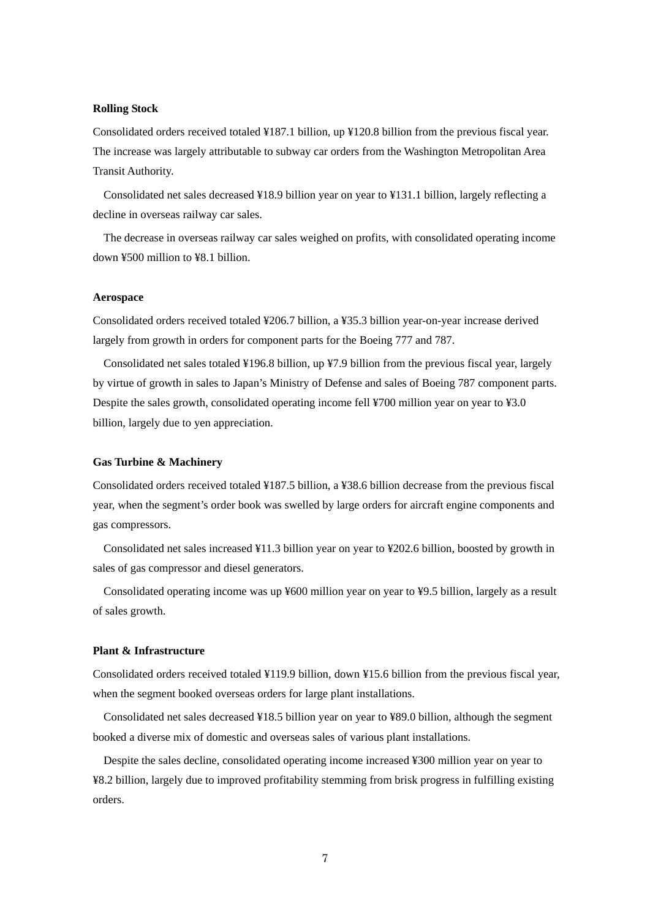**Rolling Stock**

Consolidated orders received totaled ¥187.1 billion, up ¥120.8 billion from the previous fiscal year. The increase was largely attributable to subway car orders from the Washington Metropolitan Area Transit Authority.

Consolidated net sales decreased ¥18.9 billion year on year to ¥131.1 billion, largely reflecting a decline in overseas railway car sales.

The decrease in overseas railway car sales weighed on profits, with consolidated operating income down ¥500 million to ¥8.1 billion.

**Aerospace**

Consolidated orders received totaled ¥206.7 billion, a ¥35.3 billion year-on-year increase derived largely from growth in orders for component parts for the Boeing 777 and 787.

Consolidated net sales totaled ¥196.8 billion, up ¥7.9 billion from the previous fiscal year, largely by virtue of growth in sales to Japan's Ministry of Defense and sales of Boeing 787 component parts. Despite the sales growth, consolidated operating income fell ¥700 million year on year to ¥3.0 billion, largely due to yen appreciation.

**Gas Turbine & Machinery**

Consolidated orders received totaled ¥187.5 billion, a ¥38.6 billion decrease from the previous fiscal year, when the segment's order book was swelled by large orders for aircraft engine components and gas compressors.

Consolidated net sales increased ¥11.3 billion year on year to ¥202.6 billion, boosted by growth in sales of gas compressor and diesel generators.

Consolidated operating income was up ¥600 million year on year to ¥9.5 billion, largely as a result of sales growth.

**Plant & Infrastructure**

Consolidated orders received totaled ¥119.9 billion, down ¥15.6 billion from the previous fiscal year, when the segment booked overseas orders for large plant installations.

Consolidated net sales decreased ¥18.5 billion year on year to ¥89.0 billion, although the segment booked a diverse mix of domestic and overseas sales of various plant installations.

Despite the sales decline, consolidated operating income increased ¥300 million year on year to ¥8.2 billion, largely due to improved profitability stemming from brisk progress in fulfilling existing orders.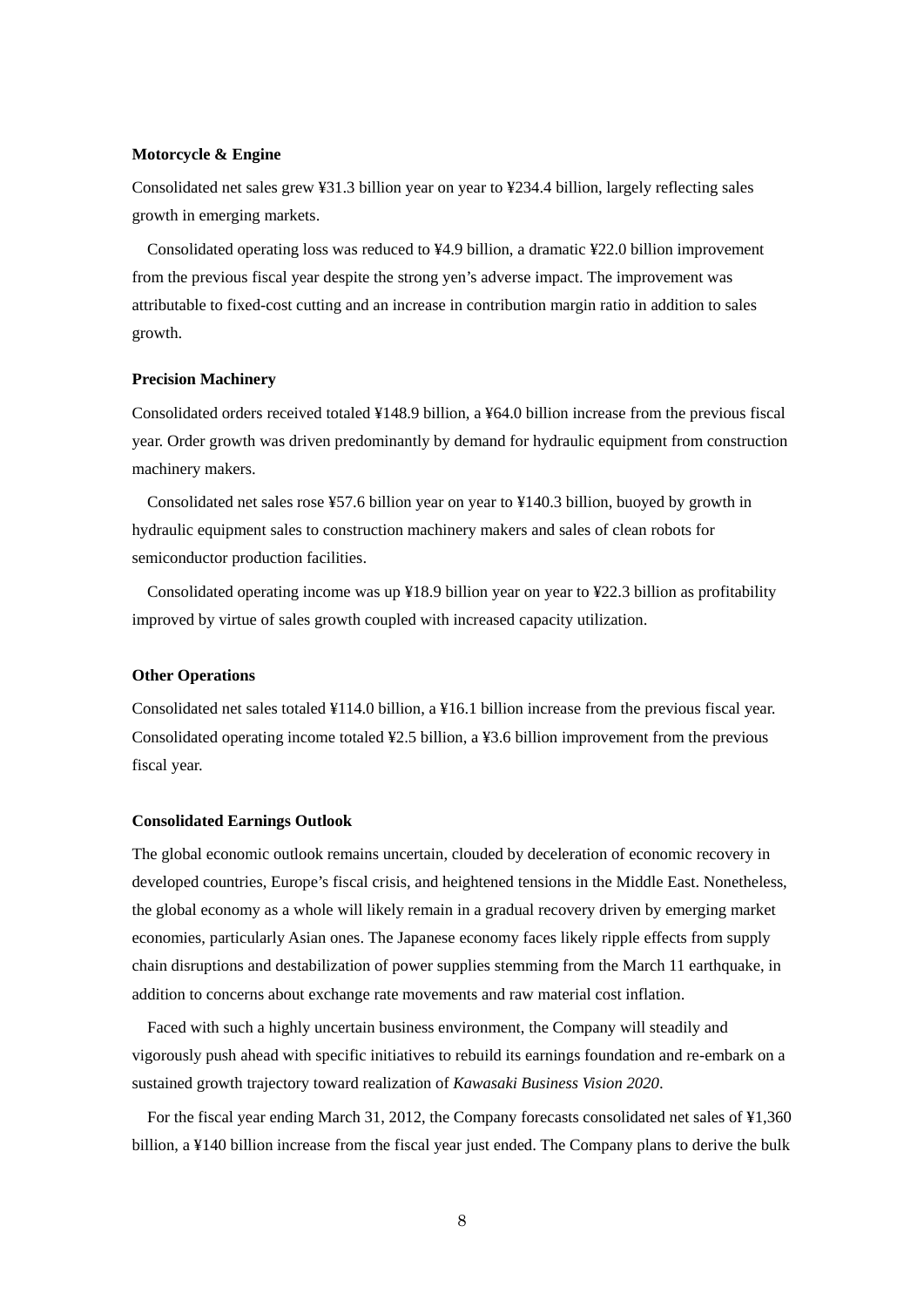**Motorcycle & Engine**

Consolidated net sales grew ¥31.3 billion year on year to ¥234.4 billion, largely reflecting sales growth in emerging markets.

Consolidated operating loss was reduced to ¥4.9 billion, a dramatic ¥22.0 billion improvement from the previous fiscal year despite the strong yen's adverse impact. The improvement was attributable to fixed-cost cutting and an increase in contribution margin ratio in addition to sales growth.

**Precision Machinery**

Consolidated orders received totaled ¥148.9 billion, a ¥64.0 billion increase from the previous fiscal year. Order growth was driven predominantly by demand for hydraulic equipment from construction machinery makers.

Consolidated net sales rose ¥57.6 billion year on year to ¥140.3 billion, buoyed by growth in hydraulic equipment sales to construction machinery makers and sales of clean robots for semiconductor production facilities.

Consolidated operating income was up ¥18.9 billion year on year to ¥22.3 billion as profitability improved by virtue of sales growth coupled with increased capacity utilization.

**Other Operations**

Consolidated net sales totaled ¥114.0 billion, a ¥16.1 billion increase from the previous fiscal year. Consolidated operating income totaled ¥2.5 billion, a ¥3.6 billion improvement from the previous fiscal year.

**Consolidated Earnings Outlook**

The global economic outlook remains uncertain, clouded by deceleration of economic recovery in developed countries, Europe's fiscal crisis, and heightened tensions in the Middle East. Nonetheless, the global economy as a whole will likely remain in a gradual recovery driven by emerging market economies, particularly Asian ones. The Japanese economy faces likely ripple effects from supply chain disruptions and destabilization of power supplies stemming from the March 11 earthquake, in addition to concerns about exchange rate movements and raw material cost inflation.

Faced with such a highly uncertain business environment, the Company will steadily and vigorously push ahead with specific initiatives to rebuild its earnings foundation and re-embark on a sustained growth trajectory toward realization of *Kawasaki Business Vision 2020*.

For the fiscal year ending March 31, 2012, the Company forecasts consolidated net sales of ¥1,360 billion, a ¥140 billion increase from the fiscal year just ended. The Company plans to derive the bulk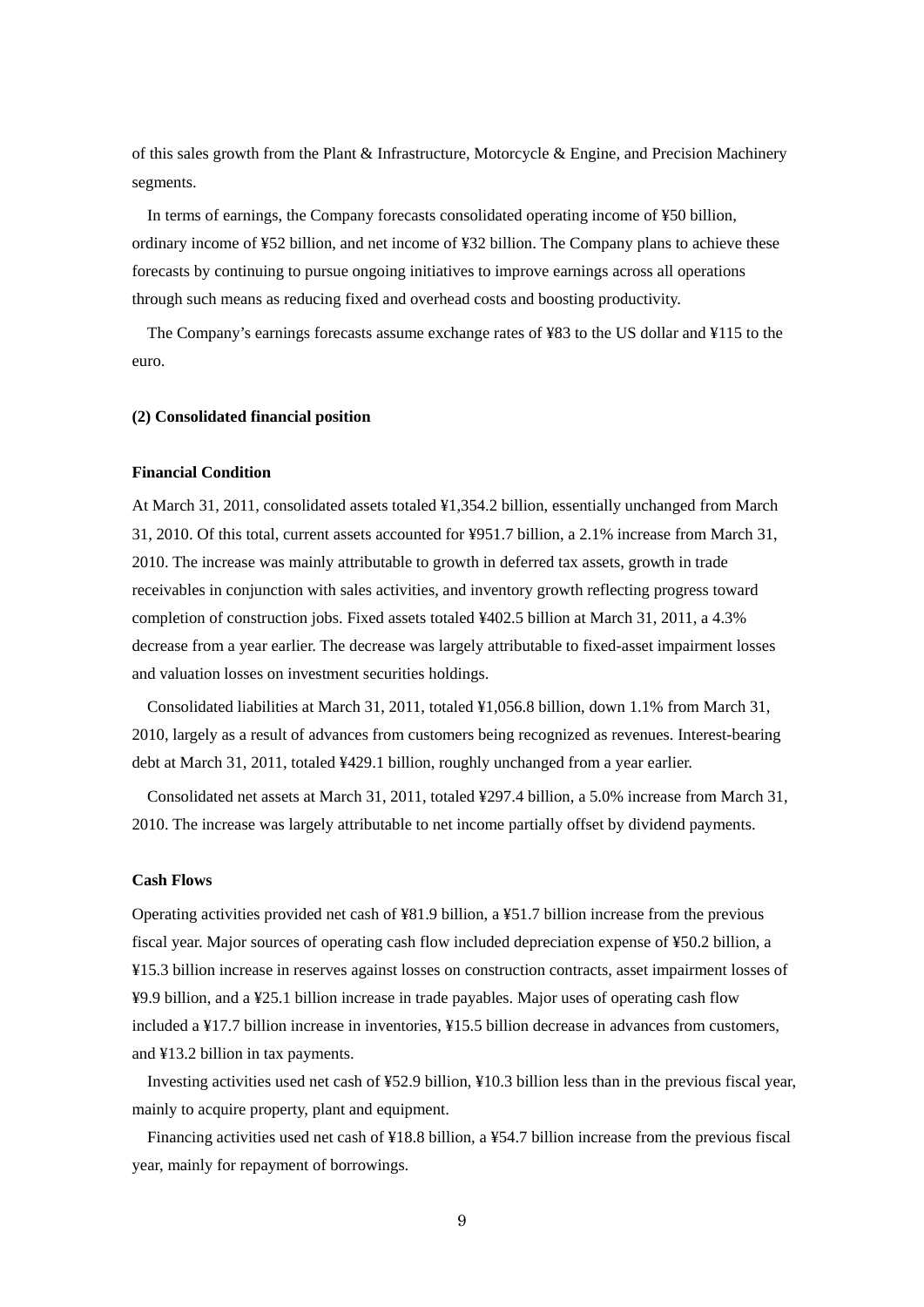of this sales growth from the Plant & Infrastructure, Motorcycle & Engine, and Precision Machinery segments.

In terms of earnings, the Company forecasts consolidated operating income of ¥50 billion, ordinary income of ¥52 billion, and net income of ¥32 billion. The Company plans to achieve these forecasts by continuing to pursue ongoing initiatives to improve earnings across all operations through such means as reducing fixed and overhead costs and boosting productivity.

The Company's earnings forecasts assume exchange rates of ¥83 to the US dollar and ¥115 to the euro.

### (2) Consolidated financial position

#### Financial Condition

At March 31, 2011, consolidated assets totaled ¥1,354.2 billion, essentially unchanged from March 31, 2010. Of this total, current assets accounted for ¥951.7 billion, a 2.1% increase from March 31, 2010. The increase was mainly attributable to growth in deferred tax assets, growth in trade receivables in conjunction with sales activities, and inventory growth reflecting progress toward completion of construction jobs. Fixed assets totaled ¥402.5 billion at March 31, 2011, a 4.3% decrease from a year earlier. The decrease was largely attributable to fixed-asset impairment losses and valuation losses on investment securities holdings.

Consolidated liabilities at March 31, 2011, totaled ¥1,056.8 billion, down 1.1% from March 31, 2010, largely as a result of advances from customers being recognized as revenues. Interest-bearing debt at March 31, 2011, totaled ¥429.1 billion, roughly unchanged from a year earlier.

Consolidated net assets at March 31, 2011, totaled ¥297.4 billion, a 5.0% increase from March 31, 2010. The increase was largely attributable to net income partially offset by dividend payments.

#### Cash Flows

Operating activities provided net cash of ¥81.9 billion, a ¥51.7 billion increase from the previous fiscal year. Major sources of operating cash flow included depreciation expense of ¥50.2 billion, a ¥15.3 billion increase in reserves against losses on construction contracts, asset impairment losses of ¥9.9 billion, and a ¥25.1 billion increase in trade payables. Major uses of operating cash flow included a ¥17.7 billion increase in inventories, ¥15.5 billion decrease in advances from customers, and ¥13.2 billion in tax payments.

Investing activities used net cash of ¥52.9 billion, ¥10.3 billion less than in the previous fiscal year, mainly to acquire property, plant and equipment.

Financing activities used net cash of ¥18.8 billion, a ¥54.7 billion increase from the previous fiscal year, mainly for repayment of borrowings.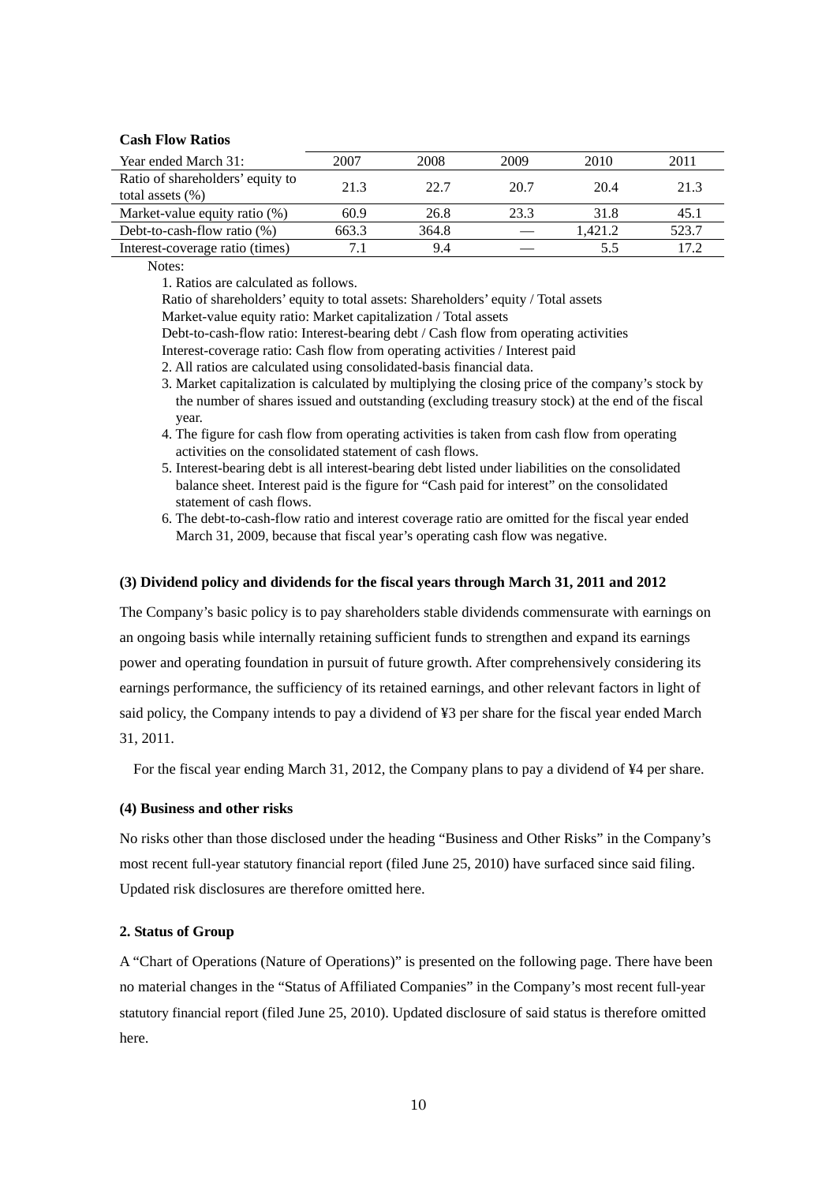**Cash Flow Ratios**

| Year ended March 31: | 2007 | 2008 | 2009 | 2010 | 2011 |
|---|---|---|---|---|---|
| Ratio of shareholders' equity to total assets (%) | 21.3 | 22.7 | 20.7 | 20.4 | 21.3 |
| Market-value equity ratio (%) | 60.9 | 26.8 | 23.3 | 31.8 | 45.1 |
| Debt-to-cash-flow ratio (%) | 663.3 | 364.8 | — | 1,421.2 | 523.7 |
| Interest-coverage ratio (times) | 7.1 | 9.4 | — | 5.5 | 17.2 |

Notes:

1. Ratios are calculated as follows.
   Ratio of shareholders' equity to total assets: Shareholders' equity / Total assets
   Market-value equity ratio: Market capitalization / Total assets
   Debt-to-cash-flow ratio: Interest-bearing debt / Cash flow from operating activities
   Interest-coverage ratio: Cash flow from operating activities / Interest paid
2. All ratios are calculated using consolidated-basis financial data.
3. Market capitalization is calculated by multiplying the closing price of the company's stock by the number of shares issued and outstanding (excluding treasury stock) at the end of the fiscal year.
4. The figure for cash flow from operating activities is taken from cash flow from operating activities on the consolidated statement of cash flows.
5. Interest-bearing debt is all interest-bearing debt listed under liabilities on the consolidated balance sheet. Interest paid is the figure for "Cash paid for interest" on the consolidated statement of cash flows.
6. The debt-to-cash-flow ratio and interest coverage ratio are omitted for the fiscal year ended March 31, 2009, because that fiscal year's operating cash flow was negative.

### (3) Dividend policy and dividends for the fiscal years through March 31, 2011 and 2012

The Company's basic policy is to pay shareholders stable dividends commensurate with earnings on an ongoing basis while internally retaining sufficient funds to strengthen and expand its earnings power and operating foundation in pursuit of future growth. After comprehensively considering its earnings performance, the sufficiency of its retained earnings, and other relevant factors in light of said policy, the Company intends to pay a dividend of ¥3 per share for the fiscal year ended March 31, 2011.

For the fiscal year ending March 31, 2012, the Company plans to pay a dividend of ¥4 per share.

### (4) Business and other risks

No risks other than those disclosed under the heading "Business and Other Risks" in the Company's most recent full-year statutory financial report (filed June 25, 2010) have surfaced since said filing. Updated risk disclosures are therefore omitted here.

## 2. Status of Group

A "Chart of Operations (Nature of Operations)" is presented on the following page. There have been no material changes in the "Status of Affiliated Companies" in the Company's most recent full-year statutory financial report (filed June 25, 2010). Updated disclosure of said status is therefore omitted here.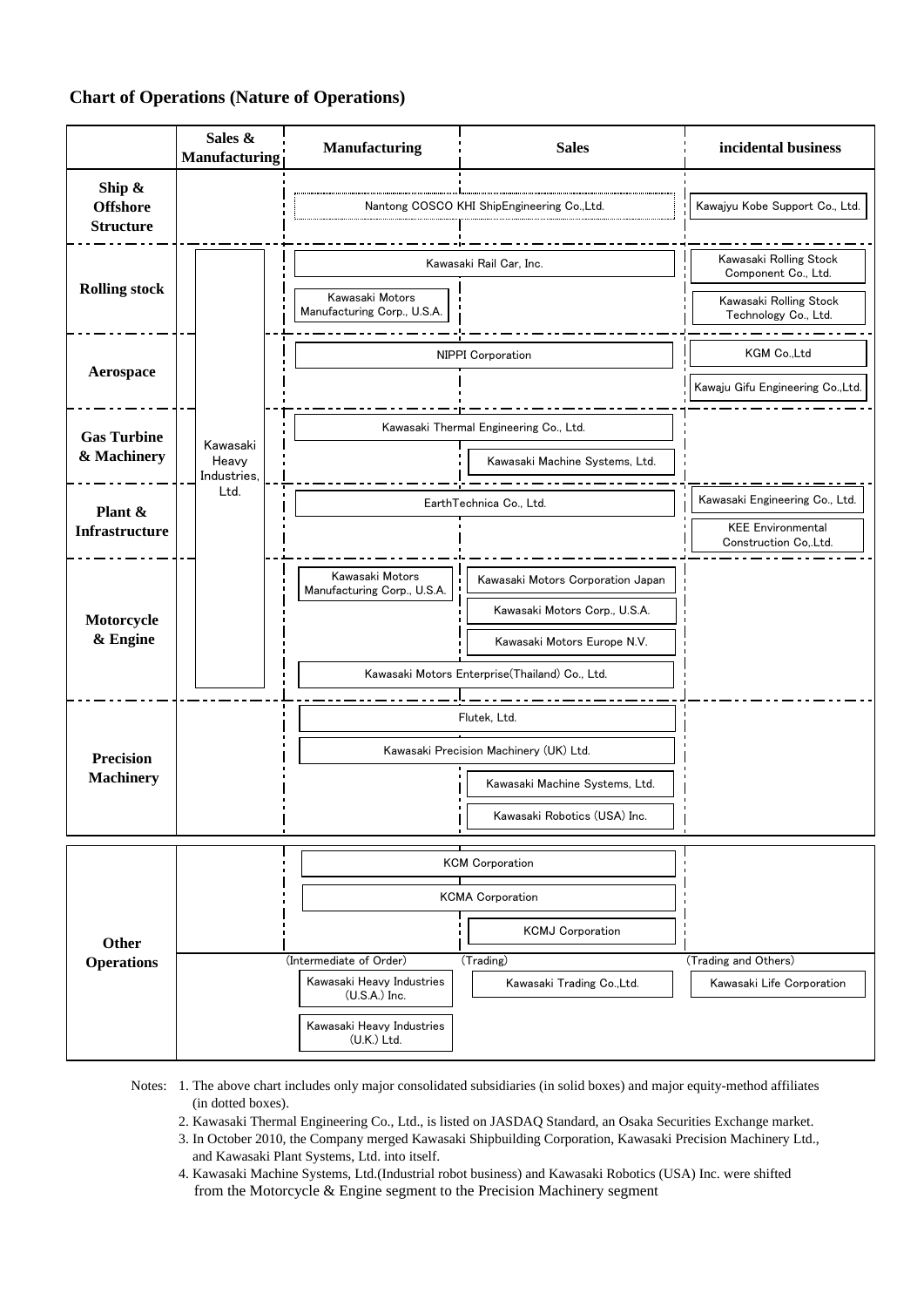## Chart of Operations (Nature of Operations)

| | Sales & Manufacturing | Manufacturing | Sales | incidental business |
|---|---|---|---|---|
| Ship & Offshore Structure | | Nantong COSCO KHI ShipEngineering Co.,Ltd. | | Kawajyu Kobe Support Co., Ltd. |
| Rolling stock | Kawasaki Heavy Industries, Ltd. | Kawasaki Rail Car, Inc. | | Kawasaki Rolling Stock Component Co., Ltd. |
| | | Kawasaki Motors Manufacturing Corp., U.S.A. | | Kawasaki Rolling Stock Technology Co., Ltd. |
| Aerospace | | NIPPI Corporation | | KGM Co.,Ltd |
| | | | | Kawaju Gifu Engineering Co.,Ltd. |
| Gas Turbine & Machinery | | Kawasaki Thermal Engineering Co., Ltd. | | |
| | | | Kawasaki Machine Systems, Ltd. | |
| Plant & Infrastructure | | EarthTechnica Co., Ltd. | | Kawasaki Engineering Co., Ltd. |
| | | | | KEE Environmental Construction Co,.Ltd. |
| Motorcycle & Engine | | Kawasaki Motors Manufacturing Corp., U.S.A. | Kawasaki Motors Corporation Japan | |
| | | | Kawasaki Motors Corp., U.S.A. | |
| | | | Kawasaki Motors Europe N.V. | |
| | | Kawasaki Motors Enterprise(Thailand) Co., Ltd. | | |
| Precision Machinery | | Flutek, Ltd. | | |
| | | Kawasaki Precision Machinery (UK) Ltd. | | |
| | | | Kawasaki Machine Systems, Ltd. | |
| | | | Kawasaki Robotics (USA) Inc. | |
| Other Operations | | KCM Corporation | | |
| | | KCMA Corporation | | |
| | | | KCMJ Corporation | |
| | | (Intermediate of Order) | (Trading) | (Trading and Others) |
| | | Kawasaki Heavy Industries (U.S.A.) Inc. | Kawasaki Trading Co.,Ltd. | Kawasaki Life Corporation |
| | | Kawasaki Heavy Industries (U.K.) Ltd. | | |

Notes:
1. The above chart includes only major consolidated subsidiaries (in solid boxes) and major equity-method affiliates (in dotted boxes).
2. Kawasaki Thermal Engineering Co., Ltd., is listed on JASDAQ Standard, an Osaka Securities Exchange market.
3. In October 2010, the Company merged Kawasaki Shipbuilding Corporation, Kawasaki Precision Machinery Ltd., and Kawasaki Plant Systems, Ltd. into itself.
4. Kawasaki Machine Systems, Ltd.(Industrial robot business) and Kawasaki Robotics (USA) Inc. were shifted from the Motorcycle & Engine segment to the Precision Machinery segment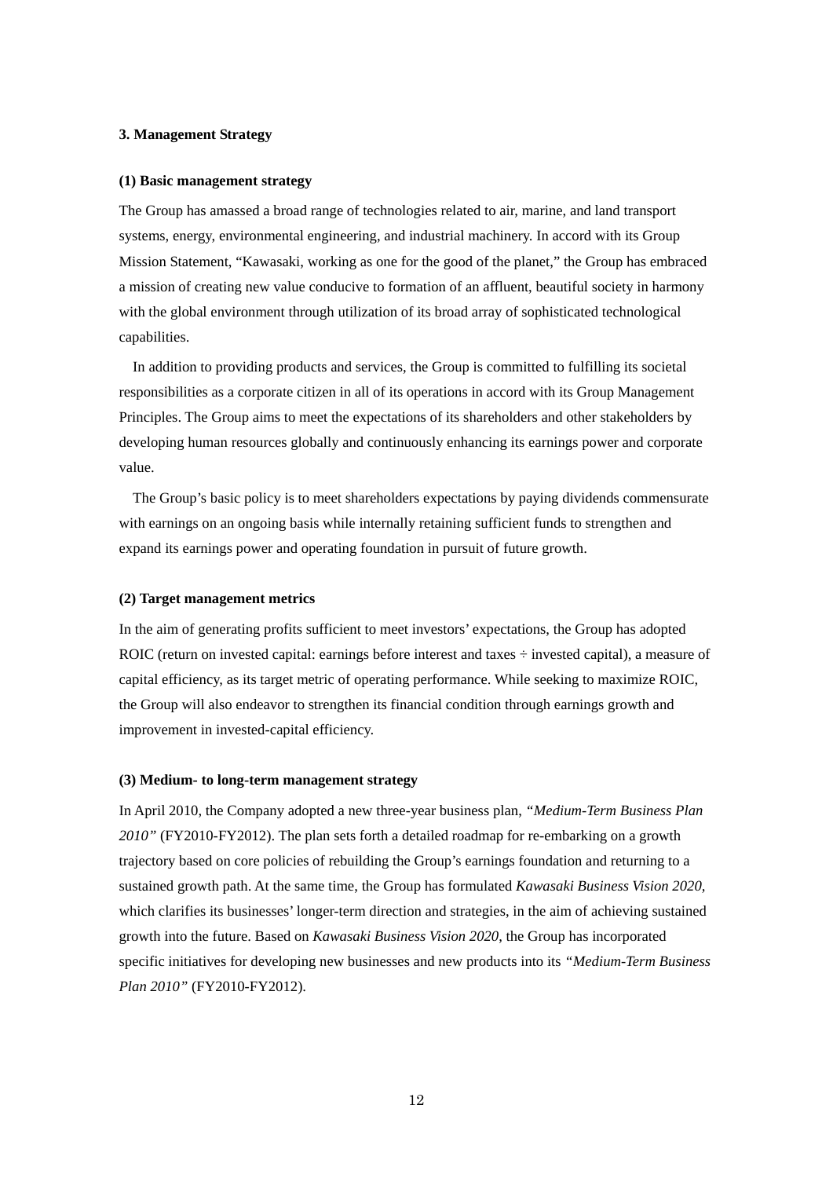## 3. Management Strategy

### (1) Basic management strategy

The Group has amassed a broad range of technologies related to air, marine, and land transport systems, energy, environmental engineering, and industrial machinery. In accord with its Group Mission Statement, “Kawasaki, working as one for the good of the planet,” the Group has embraced a mission of creating new value conducive to formation of an affluent, beautiful society in harmony with the global environment through utilization of its broad array of sophisticated technological capabilities.

In addition to providing products and services, the Group is committed to fulfilling its societal responsibilities as a corporate citizen in all of its operations in accord with its Group Management Principles. The Group aims to meet the expectations of its shareholders and other stakeholders by developing human resources globally and continuously enhancing its earnings power and corporate value.

The Group’s basic policy is to meet shareholders expectations by paying dividends commensurate with earnings on an ongoing basis while internally retaining sufficient funds to strengthen and expand its earnings power and operating foundation in pursuit of future growth.

### (2) Target management metrics

In the aim of generating profits sufficient to meet investors’ expectations, the Group has adopted ROIC (return on invested capital: earnings before interest and taxes ÷ invested capital), a measure of capital efficiency, as its target metric of operating performance. While seeking to maximize ROIC, the Group will also endeavor to strengthen its financial condition through earnings growth and improvement in invested-capital efficiency.

### (3) Medium- to long-term management strategy

In April 2010, the Company adopted a new three-year business plan, *“Medium-Term Business Plan 2010”* (FY2010-FY2012). The plan sets forth a detailed roadmap for re-embarking on a growth trajectory based on core policies of rebuilding the Group’s earnings foundation and returning to a sustained growth path. At the same time, the Group has formulated *Kawasaki Business Vision 2020*, which clarifies its businesses’ longer-term direction and strategies, in the aim of achieving sustained growth into the future. Based on *Kawasaki Business Vision 2020*, the Group has incorporated specific initiatives for developing new businesses and new products into its *“Medium-Term Business Plan 2010”* (FY2010-FY2012).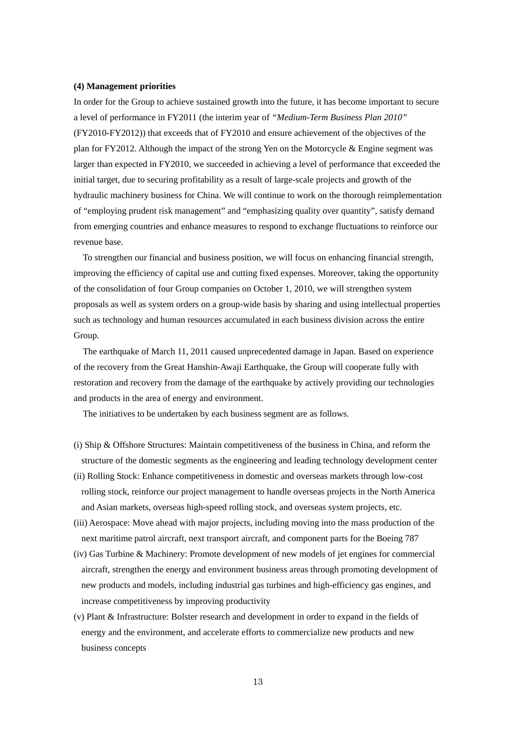**(4) Management priorities**

In order for the Group to achieve sustained growth into the future, it has become important to secure a level of performance in FY2011 (the interim year of *"Medium-Term Business Plan 2010"* (FY2010-FY2012)) that exceeds that of FY2010 and ensure achievement of the objectives of the plan for FY2012. Although the impact of the strong Yen on the Motorcycle & Engine segment was larger than expected in FY2010, we succeeded in achieving a level of performance that exceeded the initial target, due to securing profitability as a result of large-scale projects and growth of the hydraulic machinery business for China. We will continue to work on the thorough reimplementation of "employing prudent risk management" and "emphasizing quality over quantity", satisfy demand from emerging countries and enhance measures to respond to exchange fluctuations to reinforce our revenue base.

To strengthen our financial and business position, we will focus on enhancing financial strength, improving the efficiency of capital use and cutting fixed expenses. Moreover, taking the opportunity of the consolidation of four Group companies on October 1, 2010, we will strengthen system proposals as well as system orders on a group-wide basis by sharing and using intellectual properties such as technology and human resources accumulated in each business division across the entire Group.

The earthquake of March 11, 2011 caused unprecedented damage in Japan. Based on experience of the recovery from the Great Hanshin-Awaji Earthquake, the Group will cooperate fully with restoration and recovery from the damage of the earthquake by actively providing our technologies and products in the area of energy and environment.

The initiatives to be undertaken by each business segment are as follows.

(i) Ship & Offshore Structures: Maintain competitiveness of the business in China, and reform the structure of the domestic segments as the engineering and leading technology development center

(ii) Rolling Stock: Enhance competitiveness in domestic and overseas markets through low-cost rolling stock, reinforce our project management to handle overseas projects in the North America and Asian markets, overseas high-speed rolling stock, and overseas system projects, etc.

(iii) Aerospace: Move ahead with major projects, including moving into the mass production of the next maritime patrol aircraft, next transport aircraft, and component parts for the Boeing 787

(iv) Gas Turbine & Machinery: Promote development of new models of jet engines for commercial aircraft, strengthen the energy and environment business areas through promoting development of new products and models, including industrial gas turbines and high-efficiency gas engines, and increase competitiveness by improving productivity

(v) Plant & Infrastructure: Bolster research and development in order to expand in the fields of energy and the environment, and accelerate efforts to commercialize new products and new business concepts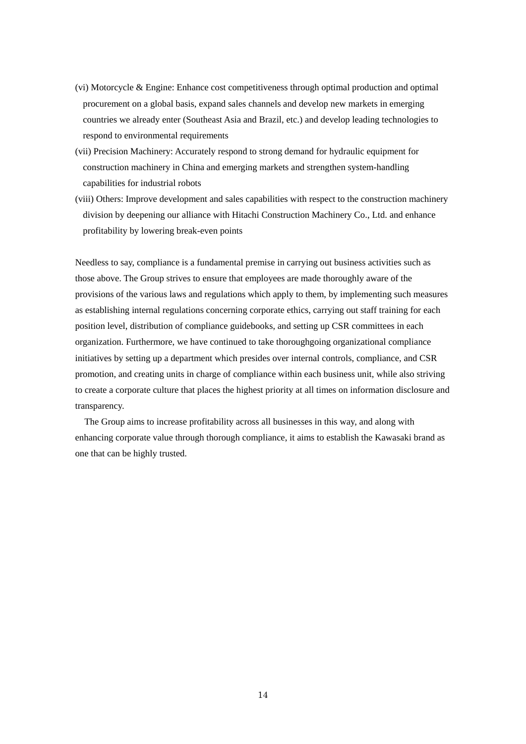(vi) Motorcycle & Engine: Enhance cost competitiveness through optimal production and optimal procurement on a global basis, expand sales channels and develop new markets in emerging countries we already enter (Southeast Asia and Brazil, etc.) and develop leading technologies to respond to environmental requirements

(vii) Precision Machinery: Accurately respond to strong demand for hydraulic equipment for construction machinery in China and emerging markets and strengthen system-handling capabilities for industrial robots

(viii) Others: Improve development and sales capabilities with respect to the construction machinery division by deepening our alliance with Hitachi Construction Machinery Co., Ltd. and enhance profitability by lowering break-even points

Needless to say, compliance is a fundamental premise in carrying out business activities such as those above. The Group strives to ensure that employees are made thoroughly aware of the provisions of the various laws and regulations which apply to them, by implementing such measures as establishing internal regulations concerning corporate ethics, carrying out staff training for each position level, distribution of compliance guidebooks, and setting up CSR committees in each organization. Furthermore, we have continued to take thoroughgoing organizational compliance initiatives by setting up a department which presides over internal controls, compliance, and CSR promotion, and creating units in charge of compliance within each business unit, while also striving to create a corporate culture that places the highest priority at all times on information disclosure and transparency.

The Group aims to increase profitability across all businesses in this way, and along with enhancing corporate value through thorough compliance, it aims to establish the Kawasaki brand as one that can be highly trusted.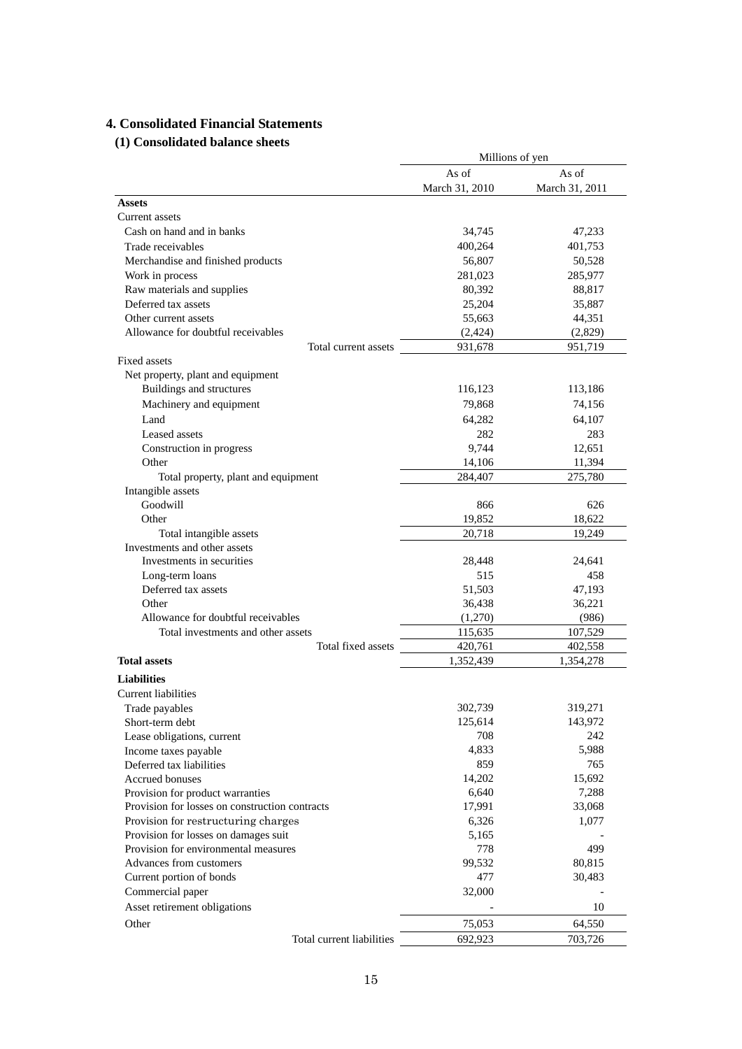## 4. Consolidated Financial Statements

### (1) Consolidated balance sheets

| | Millions of yen | |
|---|---|---|
| | As of March 31, 2010 | As of March 31, 2011 |
| **Assets** | | |
| Current assets | | |
| Cash on hand and in banks | 34,745 | 47,233 |
| Trade receivables | 400,264 | 401,753 |
| Merchandise and finished products | 56,807 | 50,528 |
| Work in process | 281,023 | 285,977 |
| Raw materials and supplies | 80,392 | 88,817 |
| Deferred tax assets | 25,204 | 35,887 |
| Other current assets | 55,663 | 44,351 |
| Allowance for doubtful receivables | (2,424) | (2,829) |
| Total current assets | 931,678 | 951,719 |
| Fixed assets | | |
| Net property, plant and equipment | | |
| Buildings and structures | 116,123 | 113,186 |
| Machinery and equipment | 79,868 | 74,156 |
| Land | 64,282 | 64,107 |
| Leased assets | 282 | 283 |
| Construction in progress | 9,744 | 12,651 |
| Other | 14,106 | 11,394 |
| Total property, plant and equipment | 284,407 | 275,780 |
| Intangible assets | | |
| Goodwill | 866 | 626 |
| Other | 19,852 | 18,622 |
| Total intangible assets | 20,718 | 19,249 |
| Investments and other assets | | |
| Investments in securities | 28,448 | 24,641 |
| Long-term loans | 515 | 458 |
| Deferred tax assets | 51,503 | 47,193 |
| Other | 36,438 | 36,221 |
| Allowance for doubtful receivables | (1,270) | (986) |
| Total investments and other assets | 115,635 | 107,529 |
| Total fixed assets | 420,761 | 402,558 |
| **Total assets** | 1,352,439 | 1,354,278 |
| **Liabilities** | | |
| Current liabilities | | |
| Trade payables | 302,739 | 319,271 |
| Short-term debt | 125,614 | 143,972 |
| Lease obligations, current | 708 | 242 |
| Income taxes payable | 4,833 | 5,988 |
| Deferred tax liabilities | 859 | 765 |
| Accrued bonuses | 14,202 | 15,692 |
| Provision for product warranties | 6,640 | 7,288 |
| Provision for losses on construction contracts | 17,991 | 33,068 |
| Provision for restructuring charges | 6,326 | 1,077 |
| Provision for losses on damages suit | 5,165 | - |
| Provision for environmental measures | 778 | 499 |
| Advances from customers | 99,532 | 80,815 |
| Current portion of bonds | 477 | 30,483 |
| Commercial paper | 32,000 | - |
| Asset retirement obligations | - | 10 |
| Other | 75,053 | 64,550 |
| Total current liabilities | 692,923 | 703,726 |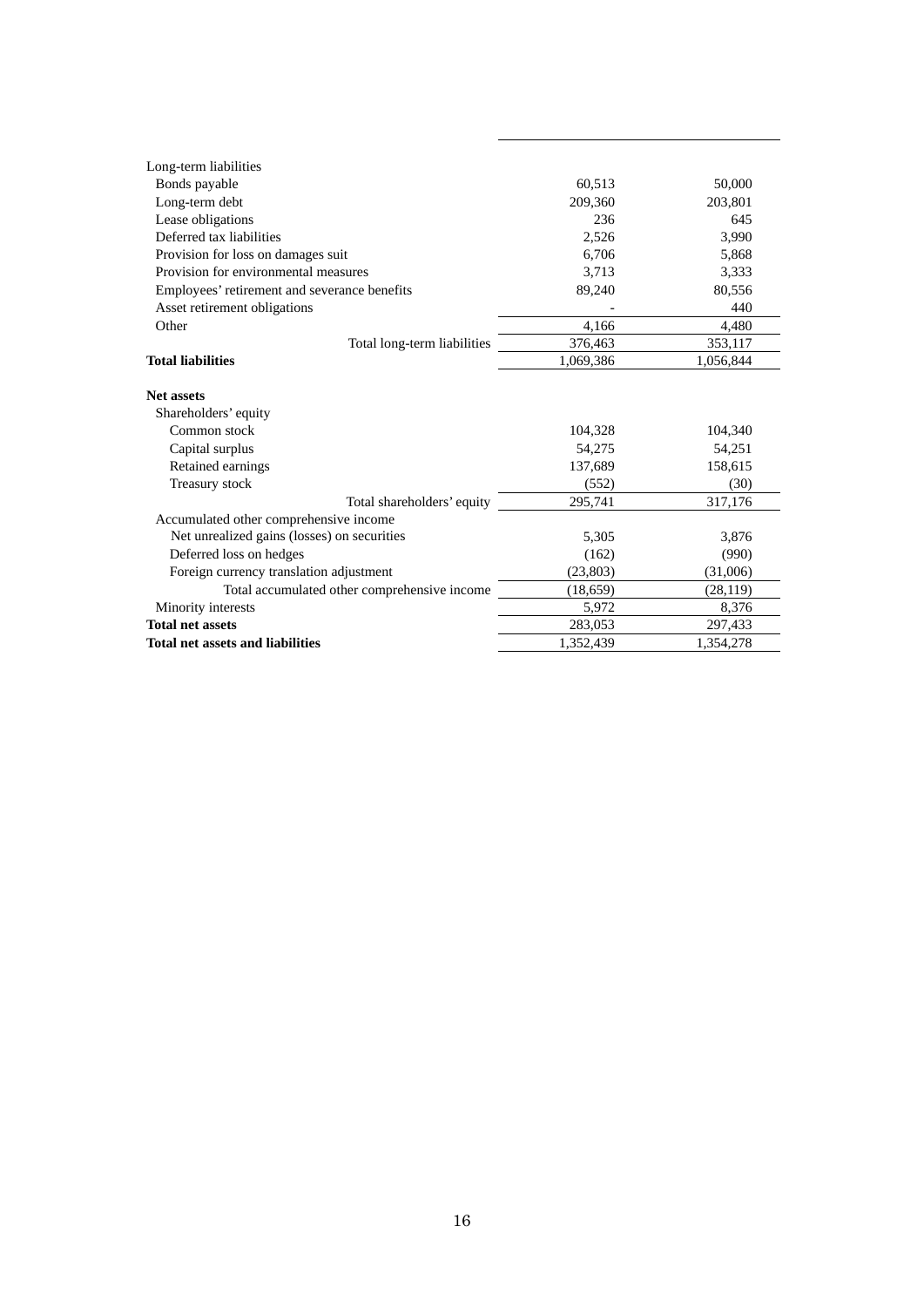| | | |
|---|---|---|
| Long-term liabilities | | |
| Bonds payable | 60,513 | 50,000 |
| Long-term debt | 209,360 | 203,801 |
| Lease obligations | 236 | 645 |
| Deferred tax liabilities | 2,526 | 3,990 |
| Provision for loss on damages suit | 6,706 | 5,868 |
| Provision for environmental measures | 3,713 | 3,333 |
| Employees' retirement and severance benefits | 89,240 | 80,556 |
| Asset retirement obligations | - | 440 |
| Other | 4,166 | 4,480 |
| Total long-term liabilities | 376,463 | 353,117 |
| **Total liabilities** | 1,069,386 | 1,056,844 |
| | | |
| **Net assets** | | |
| Shareholders' equity | | |
| Common stock | 104,328 | 104,340 |
| Capital surplus | 54,275 | 54,251 |
| Retained earnings | 137,689 | 158,615 |
| Treasury stock | (552) | (30) |
| Total shareholders' equity | 295,741 | 317,176 |
| Accumulated other comprehensive income | | |
| Net unrealized gains (losses) on securities | 5,305 | 3,876 |
| Deferred loss on hedges | (162) | (990) |
| Foreign currency translation adjustment | (23,803) | (31,006) |
| Total accumulated other comprehensive income | (18,659) | (28,119) |
| Minority interests | 5,972 | 8,376 |
| **Total net assets** | 283,053 | 297,433 |
| **Total net assets and liabilities** | 1,352,439 | 1,354,278 |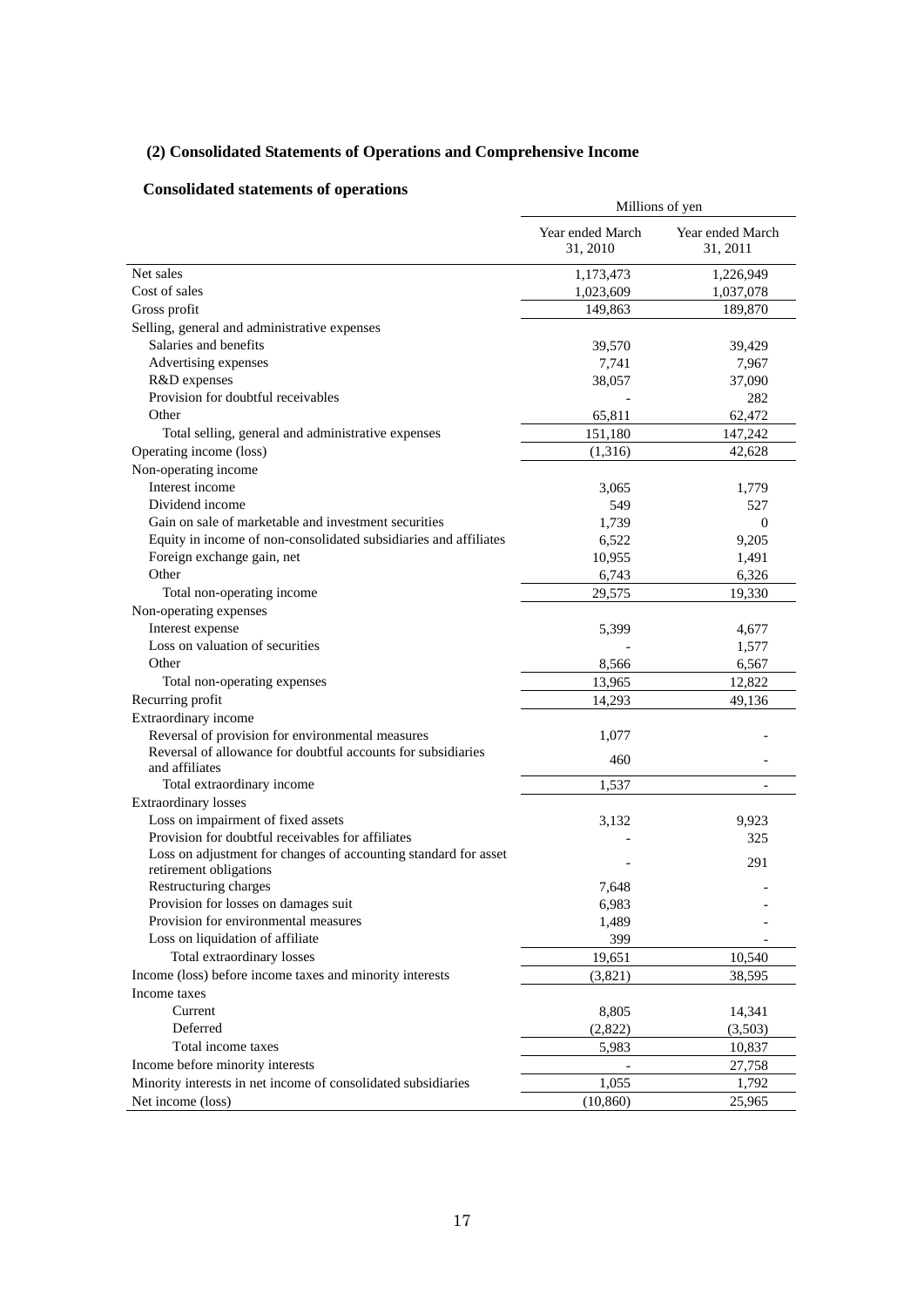## (2) Consolidated Statements of Operations and Comprehensive Income

### Consolidated statements of operations

| | Millions of yen | |
|---|---|---|
| | Year ended March 31, 2010 | Year ended March 31, 2011 |
| Net sales | 1,173,473 | 1,226,949 |
| Cost of sales | 1,023,609 | 1,037,078 |
| Gross profit | 149,863 | 189,870 |
| Selling, general and administrative expenses | | |
| Salaries and benefits | 39,570 | 39,429 |
| Advertising expenses | 7,741 | 7,967 |
| R&D expenses | 38,057 | 37,090 |
| Provision for doubtful receivables | - | 282 |
| Other | 65,811 | 62,472 |
| Total selling, general and administrative expenses | 151,180 | 147,242 |
| Operating income (loss) | (1,316) | 42,628 |
| Non-operating income | | |
| Interest income | 3,065 | 1,779 |
| Dividend income | 549 | 527 |
| Gain on sale of marketable and investment securities | 1,739 | 0 |
| Equity in income of non-consolidated subsidiaries and affiliates | 6,522 | 9,205 |
| Foreign exchange gain, net | 10,955 | 1,491 |
| Other | 6,743 | 6,326 |
| Total non-operating income | 29,575 | 19,330 |
| Non-operating expenses | | |
| Interest expense | 5,399 | 4,677 |
| Loss on valuation of securities | - | 1,577 |
| Other | 8,566 | 6,567 |
| Total non-operating expenses | 13,965 | 12,822 |
| Recurring profit | 14,293 | 49,136 |
| Extraordinary income | | |
| Reversal of provision for environmental measures | 1,077 | - |
| Reversal of allowance for doubtful accounts for subsidiaries and affiliates | 460 | - |
| Total extraordinary income | 1,537 | - |
| Extraordinary losses | | |
| Loss on impairment of fixed assets | 3,132 | 9,923 |
| Provision for doubtful receivables for affiliates | - | 325 |
| Loss on adjustment for changes of accounting standard for asset retirement obligations | - | 291 |
| Restructuring charges | 7,648 | - |
| Provision for losses on damages suit | 6,983 | - |
| Provision for environmental measures | 1,489 | - |
| Loss on liquidation of affiliate | 399 | - |
| Total extraordinary losses | 19,651 | 10,540 |
| Income (loss) before income taxes and minority interests | (3,821) | 38,595 |
| Income taxes | | |
| Current | 8,805 | 14,341 |
| Deferred | (2,822) | (3,503) |
| Total income taxes | 5,983 | 10,837 |
| Income before minority interests | - | 27,758 |
| Minority interests in net income of consolidated subsidiaries | 1,055 | 1,792 |
| Net income (loss) | (10,860) | 25,965 |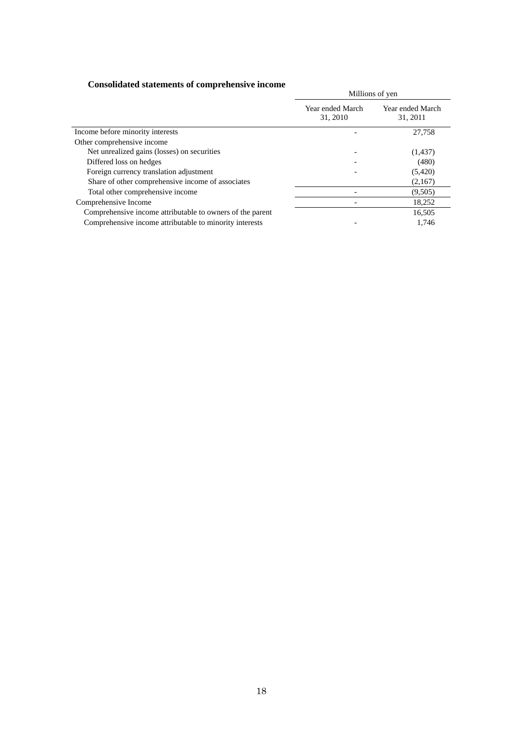## Consolidated statements of comprehensive income

| | Millions of yen | |
|---|---|---|
| | Year ended March 31, 2010 | Year ended March 31, 2011 |
| Income before minority interests | - | 27,758 |
| Other comprehensive income | | |
| Net unrealized gains (losses) on securities | - | (1,437) |
| Differed loss on hedges | - | (480) |
| Foreign currency translation adjustment | - | (5,420) |
| Share of other comprehensive income of associates | | (2,167) |
| Total other comprehensive income | - | (9,505) |
| Comprehensive Income | - | 18,252 |
| Comprehensive income attributable to owners of the parent | | 16,505 |
| Comprehensive income attributable to minority interests | - | 1,746 |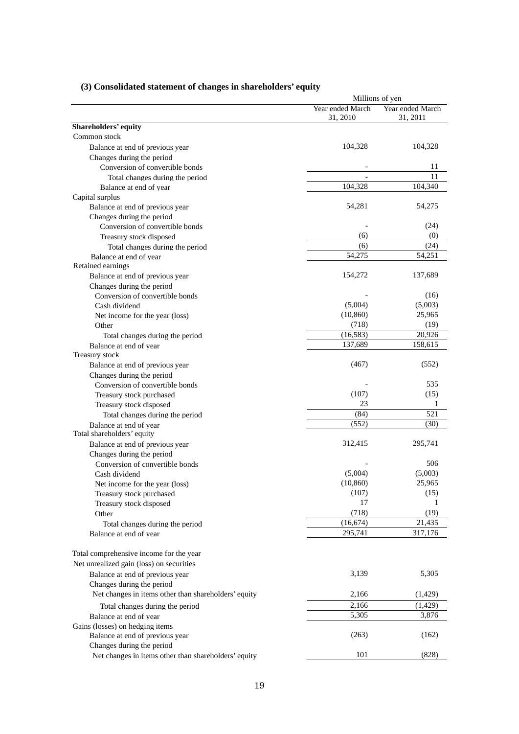### (3) Consolidated statement of changes in shareholders' equity

| | Millions of yen | |
|---|---|---|
| | Year ended March 31, 2010 | Year ended March 31, 2011 |
| **Shareholders' equity** | | |
| Common stock | | |
| Balance at end of previous year | 104,328 | 104,328 |
| Changes during the period | | |
| Conversion of convertible bonds | - | 11 |
| Total changes during the period | - | 11 |
| Balance at end of year | 104,328 | 104,340 |
| Capital surplus | | |
| Balance at end of previous year | 54,281 | 54,275 |
| Changes during the period | | |
| Conversion of convertible bonds | - | (24) |
| Treasury stock disposed | (6) | (0) |
| Total changes during the period | (6) | (24) |
| Balance at end of year | 54,275 | 54,251 |
| Retained earnings | | |
| Balance at end of previous year | 154,272 | 137,689 |
| Changes during the period | | |
| Conversion of convertible bonds | - | (16) |
| Cash dividend | (5,004) | (5,003) |
| Net income for the year (loss) | (10,860) | 25,965 |
| Other | (718) | (19) |
| Total changes during the period | (16,583) | 20,926 |
| Balance at end of year | 137,689 | 158,615 |
| Treasury stock | | |
| Balance at end of previous year | (467) | (552) |
| Changes during the period | | |
| Conversion of convertible bonds | - | 535 |
| Treasury stock purchased | (107) | (15) |
| Treasury stock disposed | 23 | 1 |
| Total changes during the period | (84) | 521 |
| Balance at end of year | (552) | (30) |
| Total shareholders' equity | | |
| Balance at end of previous year | 312,415 | 295,741 |
| Changes during the period | | |
| Conversion of convertible bonds | - | 506 |
| Cash dividend | (5,004) | (5,003) |
| Net income for the year (loss) | (10,860) | 25,965 |
| Treasury stock purchased | (107) | (15) |
| Treasury stock disposed | 17 | 1 |
| Other | (718) | (19) |
| Total changes during the period | (16,674) | 21,435 |
| Balance at end of year | 295,741 | 317,176 |
| | | |
| Total comprehensive income for the year | | |
| Net unrealized gain (loss) on securities | | |
| Balance at end of previous year | 3,139 | 5,305 |
| Changes during the period | | |
| Net changes in items other than shareholders' equity | 2,166 | (1,429) |
| Total changes during the period | 2,166 | (1,429) |
| Balance at end of year | 5,305 | 3,876 |
| Gains (losses) on hedging items | | |
| Balance at end of previous year | (263) | (162) |
| Changes during the period | | |
| Net changes in items other than shareholders' equity | 101 | (828) |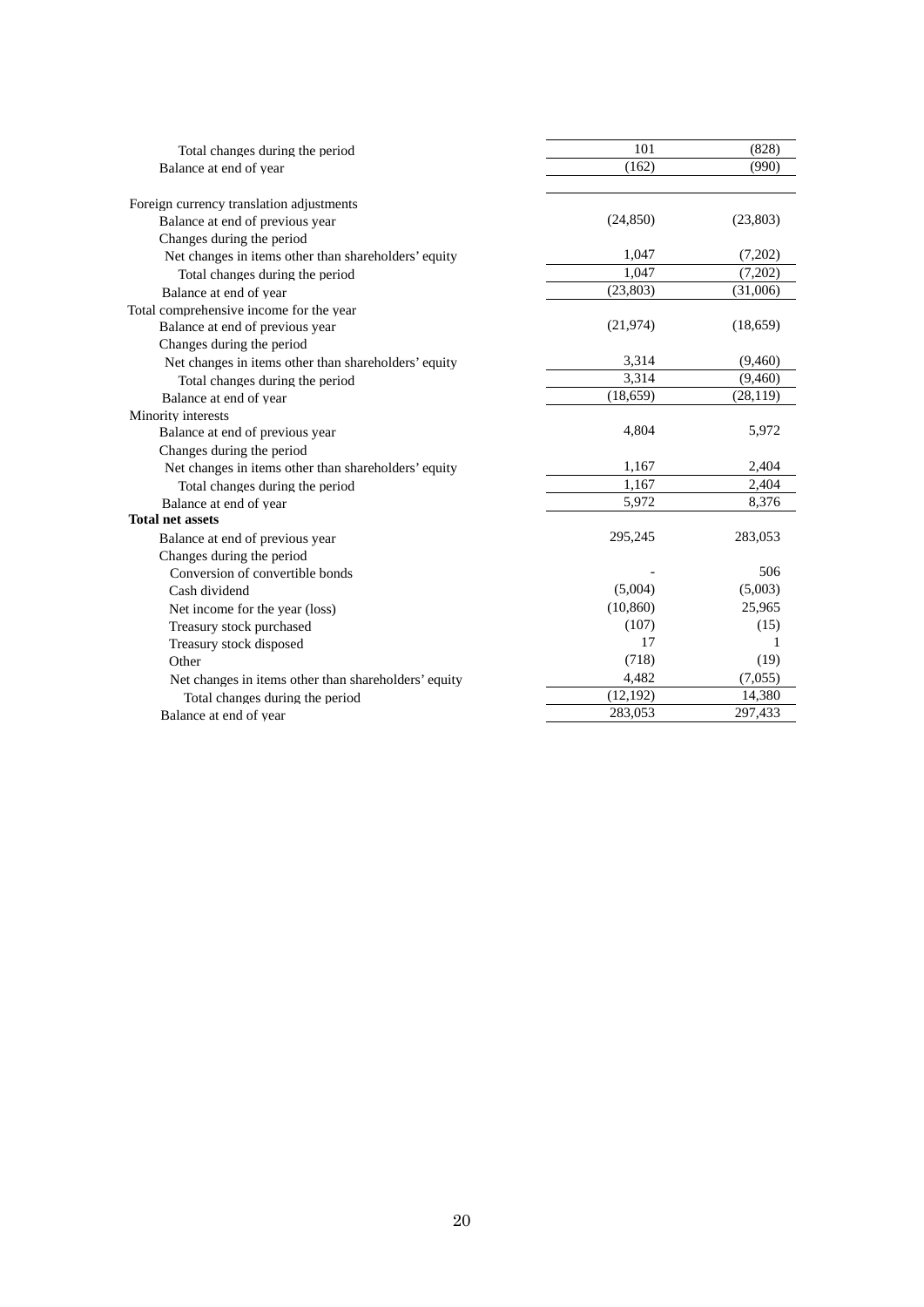| | | |
|---|---|---|
| Total changes during the period | 101 | (828) |
| Balance at end of year | (162) | (990) |
| Foreign currency translation adjustments | | |
| Balance at end of previous year | (24,850) | (23,803) |
| Changes during the period | | |
| Net changes in items other than shareholders' equity | 1,047 | (7,202) |
| Total changes during the period | 1,047 | (7,202) |
| Balance at end of year | (23,803) | (31,006) |
| Total comprehensive income for the year | | |
| Balance at end of previous year | (21,974) | (18,659) |
| Changes during the period | | |
| Net changes in items other than shareholders' equity | 3,314 | (9,460) |
| Total changes during the period | 3,314 | (9,460) |
| Balance at end of year | (18,659) | (28,119) |
| Minority interests | | |
| Balance at end of previous year | 4,804 | 5,972 |
| Changes during the period | | |
| Net changes in items other than shareholders' equity | 1,167 | 2,404 |
| Total changes during the period | 1,167 | 2,404 |
| Balance at end of year | 5,972 | 8,376 |
| **Total net assets** | | |
| Balance at end of previous year | 295,245 | 283,053 |
| Changes during the period | | |
| Conversion of convertible bonds | - | 506 |
| Cash dividend | (5,004) | (5,003) |
| Net income for the year (loss) | (10,860) | 25,965 |
| Treasury stock purchased | (107) | (15) |
| Treasury stock disposed | 17 | 1 |
| Other | (718) | (19) |
| Net changes in items other than shareholders' equity | 4,482 | (7,055) |
| Total changes during the period | (12,192) | 14,380 |
| Balance at end of year | 283,053 | 297,433 |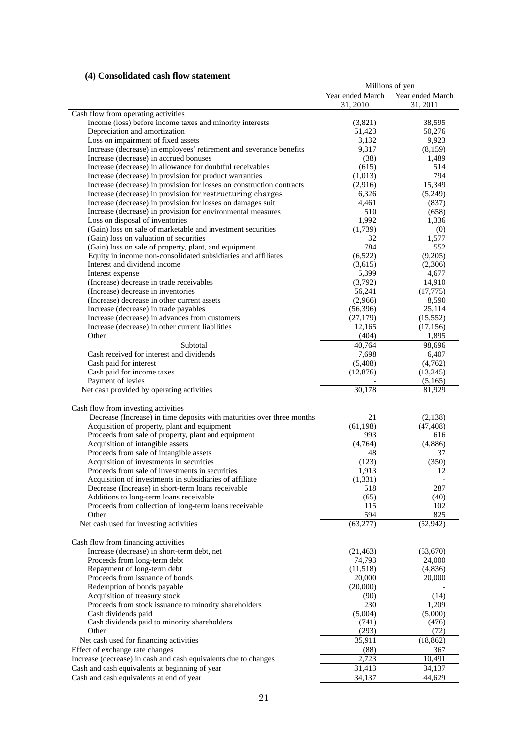### (4) Consolidated cash flow statement

| | Millions of yen | |
|---|---|---|
| | Year ended March 31, 2010 | Year ended March 31, 2011 |
| Cash flow from operating activities | | |
| Income (loss) before income taxes and minority interests | (3,821) | 38,595 |
| Depreciation and amortization | 51,423 | 50,276 |
| Loss on impairment of fixed assets | 3,132 | 9,923 |
| Increase (decrease) in employees' retirement and severance benefits | 9,317 | (8,159) |
| Increase (decrease) in accrued bonuses | (38) | 1,489 |
| Increase (decrease) in allowance for doubtful receivables | (615) | 514 |
| Increase (decrease) in provision for product warranties | (1,013) | 794 |
| Increase (decrease) in provision for losses on construction contracts | (2,916) | 15,349 |
| Increase (decrease) in provision for restructuring charges | 6,326 | (5,249) |
| Increase (decrease) in provision for losses on damages suit | 4,461 | (837) |
| Increase (decrease) in provision for environmental measures | 510 | (658) |
| Loss on disposal of inventories | 1,992 | 1,336 |
| (Gain) loss on sale of marketable and investment securities | (1,739) | (0) |
| (Gain) loss on valuation of securities | 32 | 1,577 |
| (Gain) loss on sale of property, plant, and equipment | 784 | 552 |
| Equity in income non-consolidated subsidiaries and affiliates | (6,522) | (9,205) |
| Interest and dividend income | (3,615) | (2,306) |
| Interest expense | 5,399 | 4,677 |
| (Increase) decrease in trade receivables | (3,792) | 14,910 |
| (Increase) decrease in inventories | 56,241 | (17,775) |
| (Increase) decrease in other current assets | (2,966) | 8,590 |
| Increase (decrease) in trade payables | (56,396) | 25,114 |
| Increase (decrease) in advances from customers | (27,179) | (15,552) |
| Increase (decrease) in other current liabilities | 12,165 | (17,156) |
| Other | (404) | 1,895 |
| Subtotal | 40,764 | 98,696 |
| Cash received for interest and dividends | 7,698 | 6,407 |
| Cash paid for interest | (5,408) | (4,762) |
| Cash paid for income taxes | (12,876) | (13,245) |
| Payment of levies | - | (5,165) |
| Net cash provided by operating activities | 30,178 | 81,929 |
| | | |
| Cash flow from investing activities | | |
| Decrease (Increase) in time deposits with maturities over three months | 21 | (2,138) |
| Acquisition of property, plant and equipment | (61,198) | (47,408) |
| Proceeds from sale of property, plant and equipment | 993 | 616 |
| Acquisition of intangible assets | (4,764) | (4,886) |
| Proceeds from sale of intangible assets | 48 | 37 |
| Acquisition of investments in securities | (123) | (350) |
| Proceeds from sale of investments in securities | 1,913 | 12 |
| Acquisition of investments in subsidiaries of affiliate | (1,331) | - |
| Decrease (Increase) in short-term loans receivable | 518 | 287 |
| Additions to long-term loans receivable | (65) | (40) |
| Proceeds from collection of long-term loans receivable | 115 | 102 |
| Other | 594 | 825 |
| Net cash used for investing activities | (63,277) | (52,942) |
| | | |
| Cash flow from financing activities | | |
| Increase (decrease) in short-term debt, net | (21,463) | (53,670) |
| Proceeds from long-term debt | 74,793 | 24,000 |
| Repayment of long-term debt | (11,518) | (4,836) |
| Proceeds from issuance of bonds | 20,000 | 20,000 |
| Redemption of bonds payable | (20,000) | - |
| Acquisition of treasury stock | (90) | (14) |
| Proceeds from stock issuance to minority shareholders | 230 | 1,209 |
| Cash dividends paid | (5,004) | (5,000) |
| Cash dividends paid to minority shareholders | (741) | (476) |
| Other | (293) | (72) |
| Net cash used for financing activities | 35,911 | (18,862) |
| Effect of exchange rate changes | (88) | 367 |
| Increase (decrease) in cash and cash equivalents due to changes | 2,723 | 10,491 |
| Cash and cash equivalents at beginning of year | 31,413 | 34,137 |
| Cash and cash equivalents at end of year | 34,137 | 44,629 |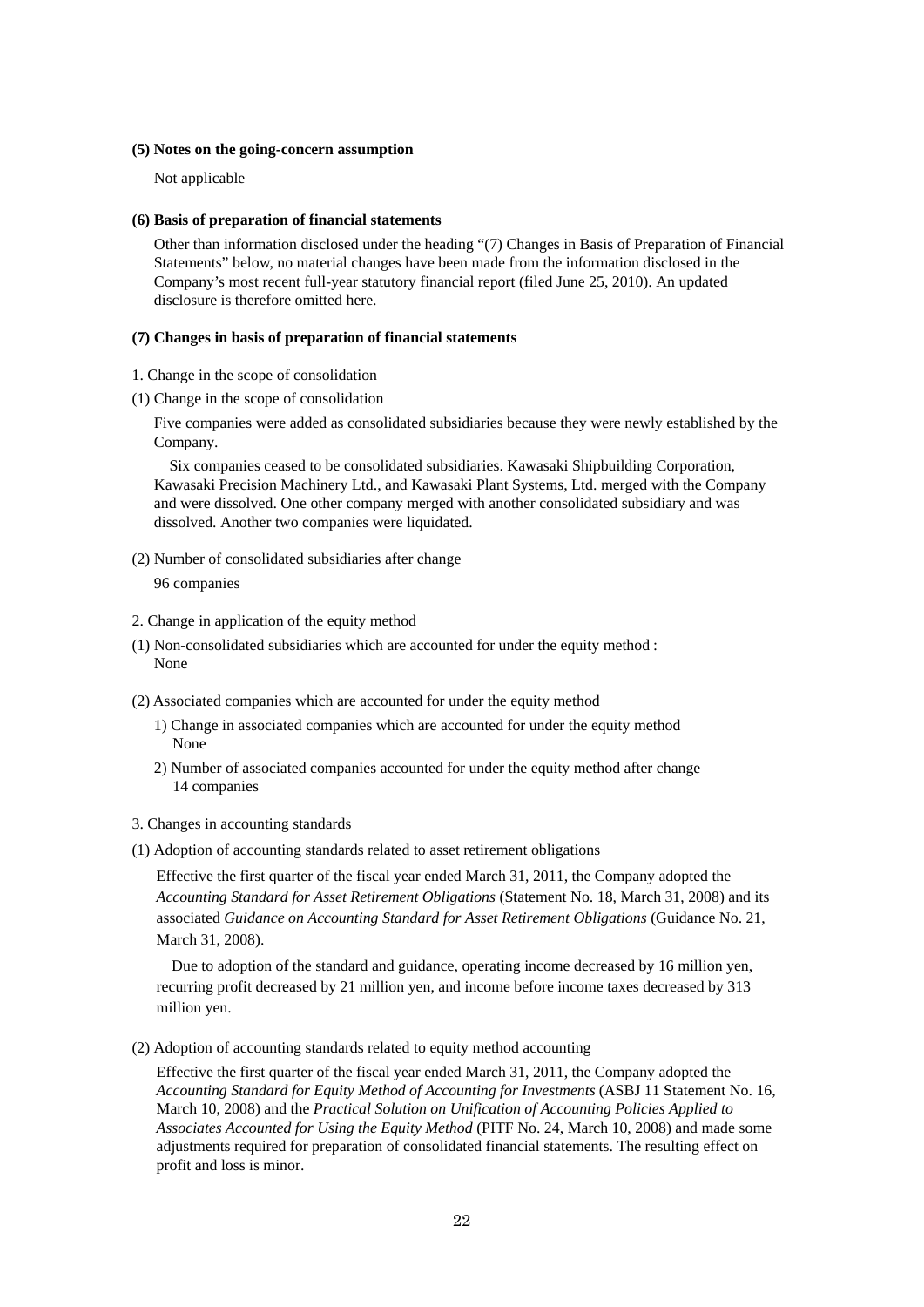**(5) Notes on the going-concern assumption**

Not applicable

**(6) Basis of preparation of financial statements**

Other than information disclosed under the heading "(7) Changes in Basis of Preparation of Financial Statements" below, no material changes have been made from the information disclosed in the Company's most recent full-year statutory financial report (filed June 25, 2010). An updated disclosure is therefore omitted here.

**(7) Changes in basis of preparation of financial statements**

1. Change in the scope of consolidation

(1) Change in the scope of consolidation

Five companies were added as consolidated subsidiaries because they were newly established by the Company.

Six companies ceased to be consolidated subsidiaries. Kawasaki Shipbuilding Corporation, Kawasaki Precision Machinery Ltd., and Kawasaki Plant Systems, Ltd. merged with the Company and were dissolved. One other company merged with another consolidated subsidiary and was dissolved. Another two companies were liquidated.

(2) Number of consolidated subsidiaries after change

96 companies

2. Change in application of the equity method

(1) Non-consolidated subsidiaries which are accounted for under the equity method : None

(2) Associated companies which are accounted for under the equity method

1) Change in associated companies which are accounted for under the equity method
None

2) Number of associated companies accounted for under the equity method after change
14 companies

3. Changes in accounting standards

(1) Adoption of accounting standards related to asset retirement obligations

Effective the first quarter of the fiscal year ended March 31, 2011, the Company adopted the *Accounting Standard for Asset Retirement Obligations* (Statement No. 18, March 31, 2008) and its associated *Guidance on Accounting Standard for Asset Retirement Obligations* (Guidance No. 21, March 31, 2008).

Due to adoption of the standard and guidance, operating income decreased by 16 million yen, recurring profit decreased by 21 million yen, and income before income taxes decreased by 313 million yen.

(2) Adoption of accounting standards related to equity method accounting

Effective the first quarter of the fiscal year ended March 31, 2011, the Company adopted the *Accounting Standard for Equity Method of Accounting for Investments* (ASBJ 11 Statement No. 16, March 10, 2008) and the *Practical Solution on Unification of Accounting Policies Applied to Associates Accounted for Using the Equity Method* (PITF No. 24, March 10, 2008) and made some adjustments required for preparation of consolidated financial statements. The resulting effect on profit and loss is minor.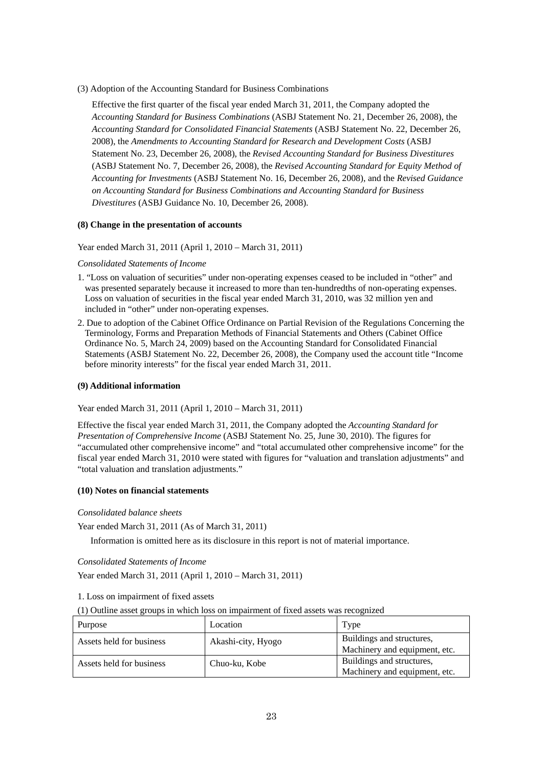(3) Adoption of the Accounting Standard for Business Combinations

Effective the first quarter of the fiscal year ended March 31, 2011, the Company adopted the *Accounting Standard for Business Combinations* (ASBJ Statement No. 21, December 26, 2008), the *Accounting Standard for Consolidated Financial Statements* (ASBJ Statement No. 22, December 26, 2008), the *Amendments to Accounting Standard for Research and Development Costs* (ASBJ Statement No. 23, December 26, 2008), the *Revised Accounting Standard for Business Divestitures* (ASBJ Statement No. 7, December 26, 2008), the *Revised Accounting Standard for Equity Method of Accounting for Investments* (ASBJ Statement No. 16, December 26, 2008), and the *Revised Guidance on Accounting Standard for Business Combinations and Accounting Standard for Business Divestitures* (ASBJ Guidance No. 10, December 26, 2008).

**(8) Change in the presentation of accounts**

Year ended March 31, 2011 (April 1, 2010 – March 31, 2011)

*Consolidated Statements of Income*

1. "Loss on valuation of securities" under non-operating expenses ceased to be included in "other" and was presented separately because it increased to more than ten-hundredths of non-operating expenses. Loss on valuation of securities in the fiscal year ended March 31, 2010, was 32 million yen and included in "other" under non-operating expenses.
2. Due to adoption of the Cabinet Office Ordinance on Partial Revision of the Regulations Concerning the Terminology, Forms and Preparation Methods of Financial Statements and Others (Cabinet Office Ordinance No. 5, March 24, 2009) based on the Accounting Standard for Consolidated Financial Statements (ASBJ Statement No. 22, December 26, 2008), the Company used the account title "Income before minority interests" for the fiscal year ended March 31, 2011.

**(9) Additional information**

Year ended March 31, 2011 (April 1, 2010 – March 31, 2011)

Effective the fiscal year ended March 31, 2011, the Company adopted the *Accounting Standard for Presentation of Comprehensive Income* (ASBJ Statement No. 25, June 30, 2010). The figures for "accumulated other comprehensive income" and "total accumulated other comprehensive income" for the fiscal year ended March 31, 2010 were stated with figures for "valuation and translation adjustments" and "total valuation and translation adjustments."

**(10) Notes on financial statements**

*Consolidated balance sheets*

Year ended March 31, 2011 (As of March 31, 2011)

Information is omitted here as its disclosure in this report is not of material importance.

*Consolidated Statements of Income*

Year ended March 31, 2011 (April 1, 2010 – March 31, 2011)

1. Loss on impairment of fixed assets

(1) Outline asset groups in which loss on impairment of fixed assets was recognized

| Purpose | Location | Type |
|---|---|---|
| Assets held for business | Akashi-city, Hyogo | Buildings and structures, Machinery and equipment, etc. |
| Assets held for business | Chuo-ku, Kobe | Buildings and structures, Machinery and equipment, etc. |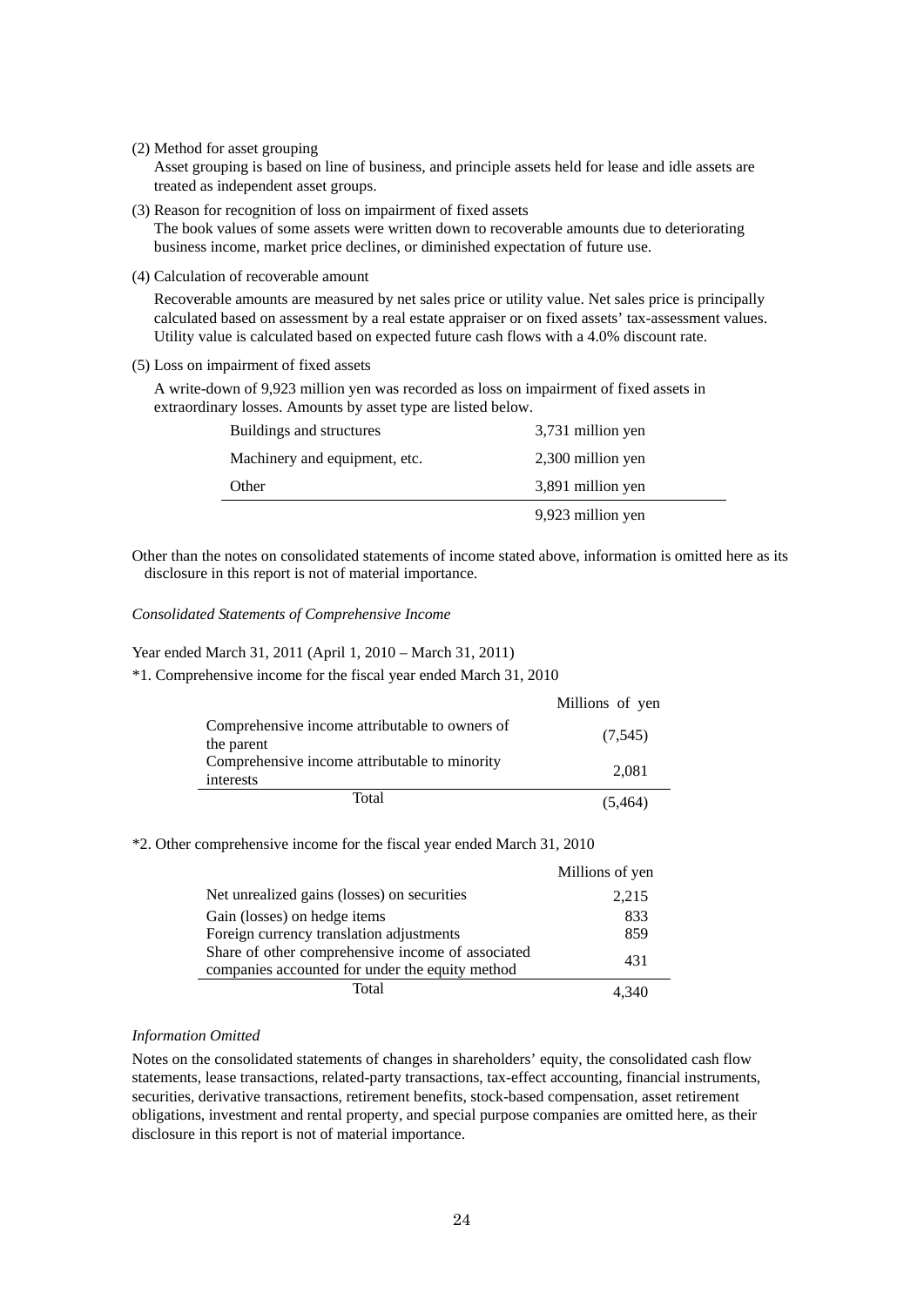(2) Method for asset grouping

Asset grouping is based on line of business, and principle assets held for lease and idle assets are treated as independent asset groups.

(3) Reason for recognition of loss on impairment of fixed assets

The book values of some assets were written down to recoverable amounts due to deteriorating business income, market price declines, or diminished expectation of future use.

(4) Calculation of recoverable amount

Recoverable amounts are measured by net sales price or utility value. Net sales price is principally calculated based on assessment by a real estate appraiser or on fixed assets' tax-assessment values. Utility value is calculated based on expected future cash flows with a 4.0% discount rate.

(5) Loss on impairment of fixed assets

A write-down of 9,923 million yen was recorded as loss on impairment of fixed assets in extraordinary losses. Amounts by asset type are listed below.

| | |
|---|---|
| Buildings and structures | 3,731 million yen |
| Machinery and equipment, etc. | 2,300 million yen |
| Other | 3,891 million yen |
| | 9,923 million yen |

Other than the notes on consolidated statements of income stated above, information is omitted here as its disclosure in this report is not of material importance.

*Consolidated Statements of Comprehensive Income*

Year ended March 31, 2011 (April 1, 2010 – March 31, 2011)

*1. Comprehensive income for the fiscal year ended March 31, 2010

| | Millions of yen |
|---|---|
| Comprehensive income attributable to owners of the parent | (7,545) |
| Comprehensive income attributable to minority interests | 2,081 |
| Total | (5,464) |

*2. Other comprehensive income for the fiscal year ended March 31, 2010

| | Millions of yen |
|---|---|
| Net unrealized gains (losses) on securities | 2,215 |
| Gain (losses) on hedge items | 833 |
| Foreign currency translation adjustments | 859 |
| Share of other comprehensive income of associated companies accounted for under the equity method | 431 |
| Total | 4,340 |

*Information Omitted*

Notes on the consolidated statements of changes in shareholders' equity, the consolidated cash flow statements, lease transactions, related-party transactions, tax-effect accounting, financial instruments, securities, derivative transactions, retirement benefits, stock-based compensation, asset retirement obligations, investment and rental property, and special purpose companies are omitted here, as their disclosure in this report is not of material importance.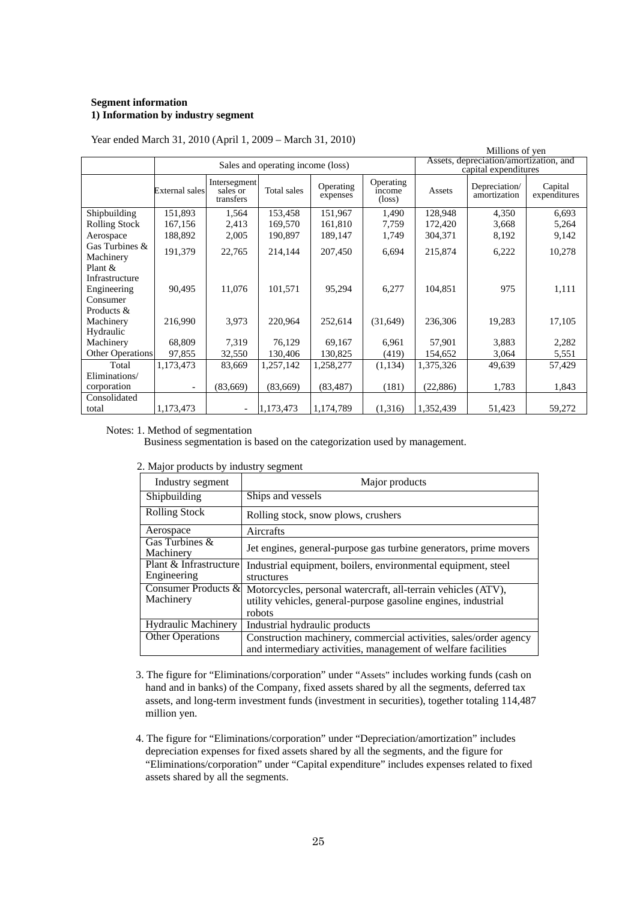**Segment information**
**1) Information by industry segment**

Year ended March 31, 2010 (April 1, 2009 – March 31, 2010)

Millions of yen

| | Sales and operating income (loss) | | | | | Assets, depreciation/amortization, and capital expenditures | | |
|---|---|---|---|---|---|---|---|---|
| | External sales | Intersegment sales or transfers | Total sales | Operating expenses | Operating income (loss) | Assets | Depreciation/ amortization | Capital expenditures |
| Shipbuilding | 151,893 | 1,564 | 153,458 | 151,967 | 1,490 | 128,948 | 4,350 | 6,693 |
| Rolling Stock | 167,156 | 2,413 | 169,570 | 161,810 | 7,759 | 172,420 | 3,668 | 5,264 |
| Aerospace | 188,892 | 2,005 | 190,897 | 189,147 | 1,749 | 304,371 | 8,192 | 9,142 |
| Gas Turbines & Machinery | 191,379 | 22,765 | 214,144 | 207,450 | 6,694 | 215,874 | 6,222 | 10,278 |
| Plant & Infrastructure Engineering | 90,495 | 11,076 | 101,571 | 95,294 | 6,277 | 104,851 | 975 | 1,111 |
| Consumer Products & Machinery | 216,990 | 3,973 | 220,964 | 252,614 | (31,649) | 236,306 | 19,283 | 17,105 |
| Hydraulic Machinery | 68,809 | 7,319 | 76,129 | 69,167 | 6,961 | 57,901 | 3,883 | 2,282 |
| Other Operations | 97,855 | 32,550 | 130,406 | 130,825 | (419) | 154,652 | 3,064 | 5,551 |
| Total | 1,173,473 | 83,669 | 1,257,142 | 1,258,277 | (1,134) | 1,375,326 | 49,639 | 57,429 |
| Eliminations/ corporation | - | (83,669) | (83,669) | (83,487) | (181) | (22,886) | 1,783 | 1,843 |
| Consolidated total | 1,173,473 | - | 1,173,473 | 1,174,789 | (1,316) | 1,352,439 | 51,423 | 59,272 |

Notes: 1. Method of segmentation
Business segmentation is based on the categorization used by management.

2. Major products by industry segment

| Industry segment | Major products |
|---|---|
| Shipbuilding | Ships and vessels |
| Rolling Stock | Rolling stock, snow plows, crushers |
| Aerospace | Aircrafts |
| Gas Turbines & Machinery | Jet engines, general-purpose gas turbine generators, prime movers |
| Plant & Infrastructure Engineering | Industrial equipment, boilers, environmental equipment, steel structures |
| Consumer Products & Machinery | Motorcycles, personal watercraft, all-terrain vehicles (ATV), utility vehicles, general-purpose gasoline engines, industrial robots |
| Hydraulic Machinery | Industrial hydraulic products |
| Other Operations | Construction machinery, commercial activities, sales/order agency and intermediary activities, management of welfare facilities |

3. The figure for "Eliminations/corporation" under "Assets" includes working funds (cash on hand and in banks) of the Company, fixed assets shared by all the segments, deferred tax assets, and long-term investment funds (investment in securities), together totaling 114,487 million yen.

4. The figure for "Eliminations/corporation" under "Depreciation/amortization" includes depreciation expenses for fixed assets shared by all the segments, and the figure for "Eliminations/corporation" under "Capital expenditure" includes expenses related to fixed assets shared by all the segments.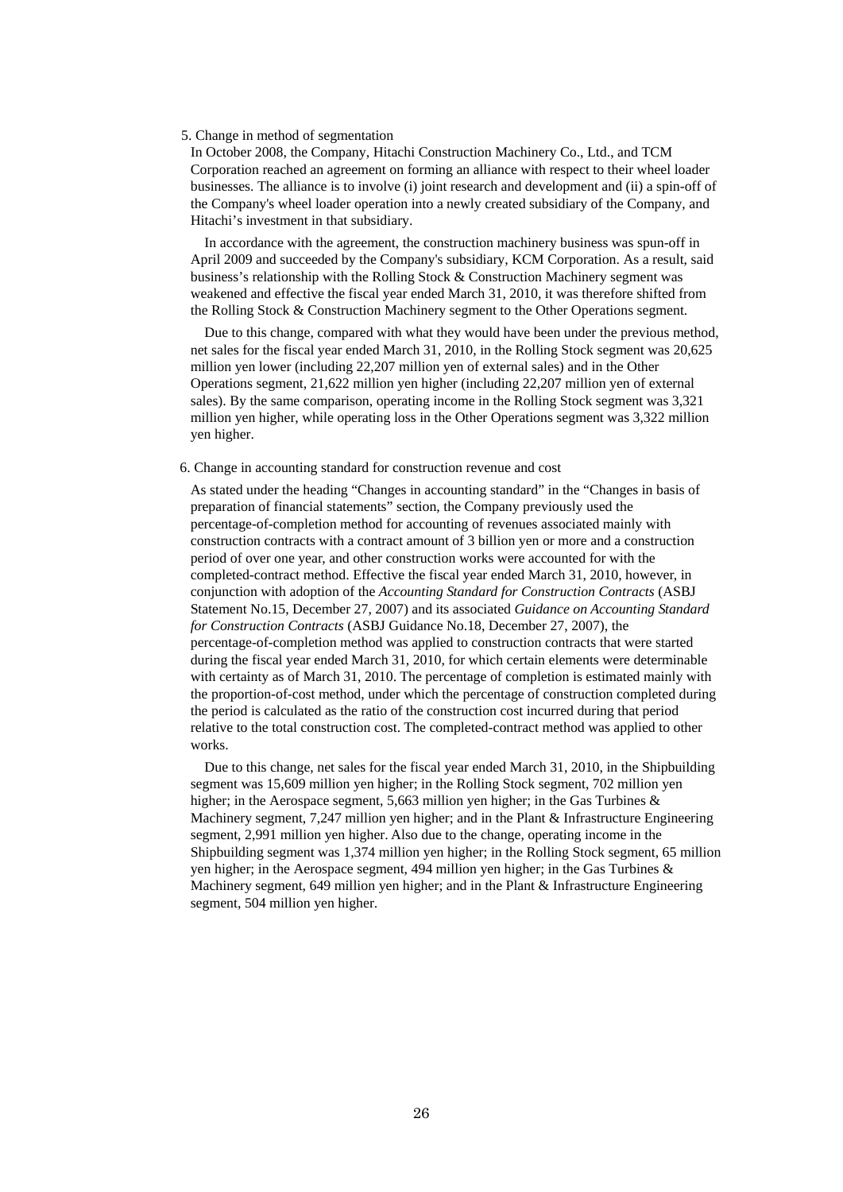5. Change in method of segmentation

In October 2008, the Company, Hitachi Construction Machinery Co., Ltd., and TCM Corporation reached an agreement on forming an alliance with respect to their wheel loader businesses. The alliance is to involve (i) joint research and development and (ii) a spin-off of the Company's wheel loader operation into a newly created subsidiary of the Company, and Hitachi's investment in that subsidiary.

In accordance with the agreement, the construction machinery business was spun-off in April 2009 and succeeded by the Company's subsidiary, KCM Corporation. As a result, said business's relationship with the Rolling Stock & Construction Machinery segment was weakened and effective the fiscal year ended March 31, 2010, it was therefore shifted from the Rolling Stock & Construction Machinery segment to the Other Operations segment.

Due to this change, compared with what they would have been under the previous method, net sales for the fiscal year ended March 31, 2010, in the Rolling Stock segment was 20,625 million yen lower (including 22,207 million yen of external sales) and in the Other Operations segment, 21,622 million yen higher (including 22,207 million yen of external sales). By the same comparison, operating income in the Rolling Stock segment was 3,321 million yen higher, while operating loss in the Other Operations segment was 3,322 million yen higher.

6. Change in accounting standard for construction revenue and cost

As stated under the heading "Changes in accounting standard" in the "Changes in basis of preparation of financial statements" section, the Company previously used the percentage-of-completion method for accounting of revenues associated mainly with construction contracts with a contract amount of 3 billion yen or more and a construction period of over one year, and other construction works were accounted for with the completed-contract method. Effective the fiscal year ended March 31, 2010, however, in conjunction with adoption of the *Accounting Standard for Construction Contracts* (ASBJ Statement No.15, December 27, 2007) and its associated *Guidance on Accounting Standard for Construction Contracts* (ASBJ Guidance No.18, December 27, 2007), the percentage-of-completion method was applied to construction contracts that were started during the fiscal year ended March 31, 2010, for which certain elements were determinable with certainty as of March 31, 2010. The percentage of completion is estimated mainly with the proportion-of-cost method, under which the percentage of construction completed during the period is calculated as the ratio of the construction cost incurred during that period relative to the total construction cost. The completed-contract method was applied to other works.

Due to this change, net sales for the fiscal year ended March 31, 2010, in the Shipbuilding segment was 15,609 million yen higher; in the Rolling Stock segment, 702 million yen higher; in the Aerospace segment, 5,663 million yen higher; in the Gas Turbines & Machinery segment, 7,247 million yen higher; and in the Plant & Infrastructure Engineering segment, 2,991 million yen higher. Also due to the change, operating income in the Shipbuilding segment was 1,374 million yen higher; in the Rolling Stock segment, 65 million yen higher; in the Aerospace segment, 494 million yen higher; in the Gas Turbines & Machinery segment, 649 million yen higher; and in the Plant & Infrastructure Engineering segment, 504 million yen higher.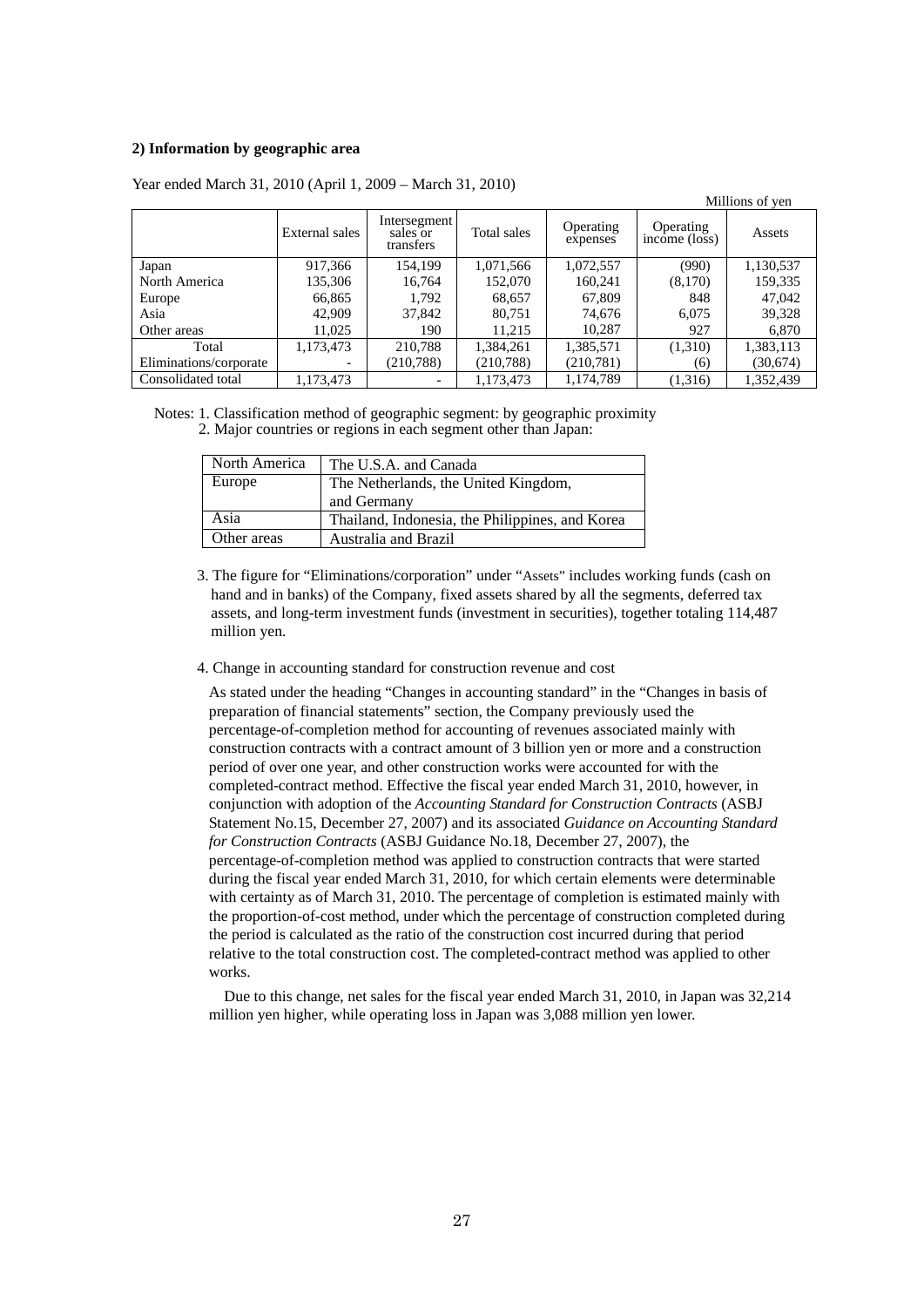**2) Information by geographic area**

Year ended March 31, 2010 (April 1, 2009 – March 31, 2010)

Millions of yen

| | External sales | Intersegment sales or transfers | Total sales | Operating expenses | Operating income (loss) | Assets |
|---|---|---|---|---|---|---|
| Japan | 917,366 | 154,199 | 1,071,566 | 1,072,557 | (990) | 1,130,537 |
| North America | 135,306 | 16,764 | 152,070 | 160,241 | (8,170) | 159,335 |
| Europe | 66,865 | 1,792 | 68,657 | 67,809 | 848 | 47,042 |
| Asia | 42,909 | 37,842 | 80,751 | 74,676 | 6,075 | 39,328 |
| Other areas | 11,025 | 190 | 11,215 | 10,287 | 927 | 6,870 |
| Total | 1,173,473 | 210,788 | 1,384,261 | 1,385,571 | (1,310) | 1,383,113 |
| Eliminations/corporate | - | (210,788) | (210,788) | (210,781) | (6) | (30,674) |
| Consolidated total | 1,173,473 | - | 1,173,473 | 1,174,789 | (1,316) | 1,352,439 |

Notes: 1. Classification method of geographic segment: by geographic proximity
2. Major countries or regions in each segment other than Japan:

| North America | The U.S.A. and Canada |
|---|---|
| Europe | The Netherlands, the United Kingdom, and Germany |
| Asia | Thailand, Indonesia, the Philippines, and Korea |
| Other areas | Australia and Brazil |

3. The figure for "Eliminations/corporation" under "Assets" includes working funds (cash on hand and in banks) of the Company, fixed assets shared by all the segments, deferred tax assets, and long-term investment funds (investment in securities), together totaling 114,487 million yen.

4. Change in accounting standard for construction revenue and cost

As stated under the heading "Changes in accounting standard" in the "Changes in basis of preparation of financial statements" section, the Company previously used the percentage-of-completion method for accounting of revenues associated mainly with construction contracts with a contract amount of 3 billion yen or more and a construction period of over one year, and other construction works were accounted for with the completed-contract method. Effective the fiscal year ended March 31, 2010, however, in conjunction with adoption of the *Accounting Standard for Construction Contracts* (ASBJ Statement No.15, December 27, 2007) and its associated *Guidance on Accounting Standard for Construction Contracts* (ASBJ Guidance No.18, December 27, 2007), the percentage-of-completion method was applied to construction contracts that were started during the fiscal year ended March 31, 2010, for which certain elements were determinable with certainty as of March 31, 2010. The percentage of completion is estimated mainly with the proportion-of-cost method, under which the percentage of construction completed during the period is calculated as the ratio of the construction cost incurred during that period relative to the total construction cost. The completed-contract method was applied to other works.

Due to this change, net sales for the fiscal year ended March 31, 2010, in Japan was 32,214 million yen higher, while operating loss in Japan was 3,088 million yen lower.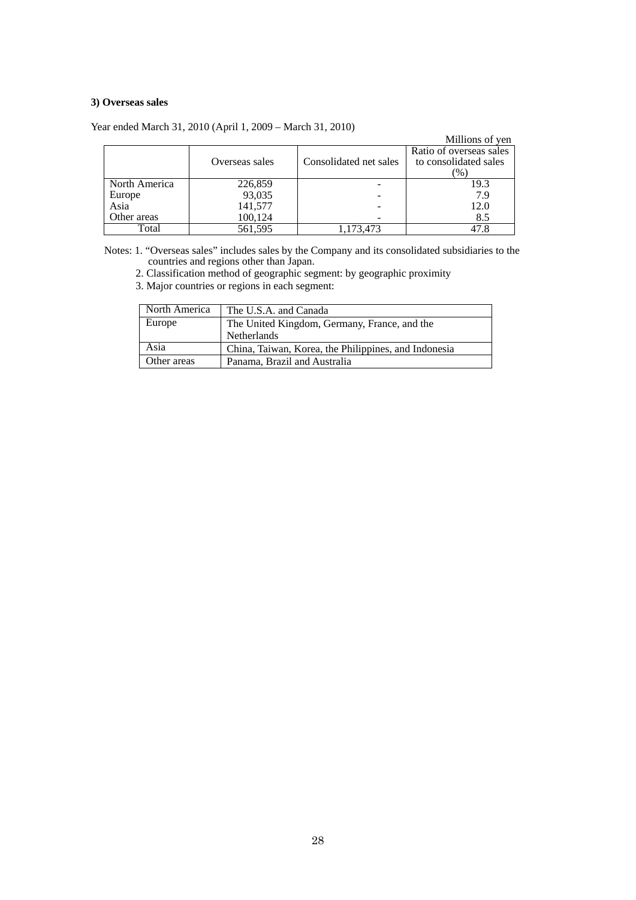### 3) Overseas sales

Year ended March 31, 2010 (April 1, 2009 – March 31, 2010)

Millions of yen

| | Overseas sales | Consolidated net sales | Ratio of overseas sales to consolidated sales (%) |
|---|---|---|---|
| North America | 226,859 | - | 19.3 |
| Europe | 93,035 | - | 7.9 |
| Asia | 141,577 | - | 12.0 |
| Other areas | 100,124 | - | 8.5 |
| Total | 561,595 | 1,173,473 | 47.8 |

Notes: 1. "Overseas sales" includes sales by the Company and its consolidated subsidiaries to the countries and regions other than Japan.

2. Classification method of geographic segment: by geographic proximity

3. Major countries or regions in each segment:

| North America | The U.S.A. and Canada |
|---|---|
| Europe | The United Kingdom, Germany, France, and the Netherlands |
| Asia | China, Taiwan, Korea, the Philippines, and Indonesia |
| Other areas | Panama, Brazil and Australia |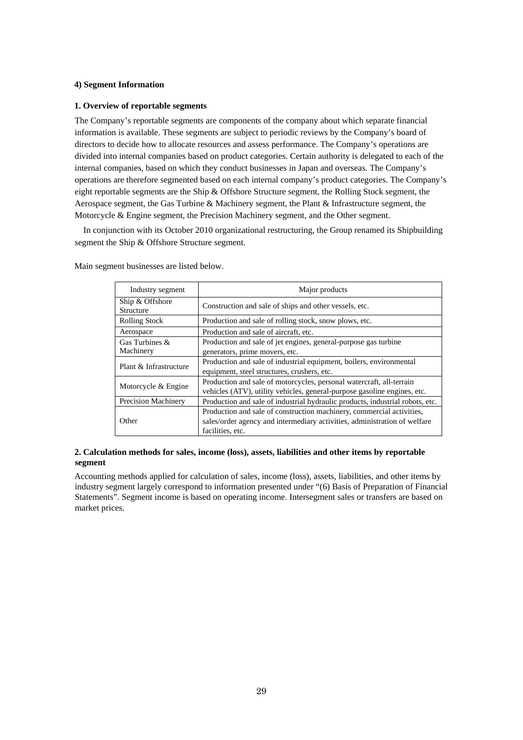#### 4) Segment Information

##### 1. Overview of reportable segments

The Company's reportable segments are components of the company about which separate financial information is available. These segments are subject to periodic reviews by the Company's board of directors to decide how to allocate resources and assess performance. The Company's operations are divided into internal companies based on product categories. Certain authority is delegated to each of the internal companies, based on which they conduct businesses in Japan and overseas. The Company's operations are therefore segmented based on each internal company's product categories. The Company's eight reportable segments are the Ship & Offshore Structure segment, the Rolling Stock segment, the Aerospace segment, the Gas Turbine & Machinery segment, the Plant & Infrastructure segment, the Motorcycle & Engine segment, the Precision Machinery segment, and the Other segment.

In conjunction with its October 2010 organizational restructuring, the Group renamed its Shipbuilding segment the Ship & Offshore Structure segment.

Main segment businesses are listed below.

| Industry segment | Major products |
|---|---|
| Ship & Offshore Structure | Construction and sale of ships and other vessels, etc. |
| Rolling Stock | Production and sale of rolling stock, snow plows, etc. |
| Aerospace | Production and sale of aircraft, etc. |
| Gas Turbines & Machinery | Production and sale of jet engines, general-purpose gas turbine generators, prime movers, etc. |
| Plant & Infrastructure | Production and sale of industrial equipment, boilers, environmental equipment, steel structures, crushers, etc. |
| Motorcycle & Engine | Production and sale of motorcycles, personal watercraft, all-terrain vehicles (ATV), utility vehicles, general-purpose gasoline engines, etc. |
| Precision Machinery | Production and sale of industrial hydraulic products, industrial robots, etc. |
| Other | Production and sale of construction machinery, commercial activities, sales/order agency and intermediary activities, administration of welfare facilities, etc. |

##### 2. Calculation methods for sales, income (loss), assets, liabilities and other items by reportable segment

Accounting methods applied for calculation of sales, income (loss), assets, liabilities, and other items by industry segment largely correspond to information presented under "(6) Basis of Preparation of Financial Statements". Segment income is based on operating income. Intersegment sales or transfers are based on market prices.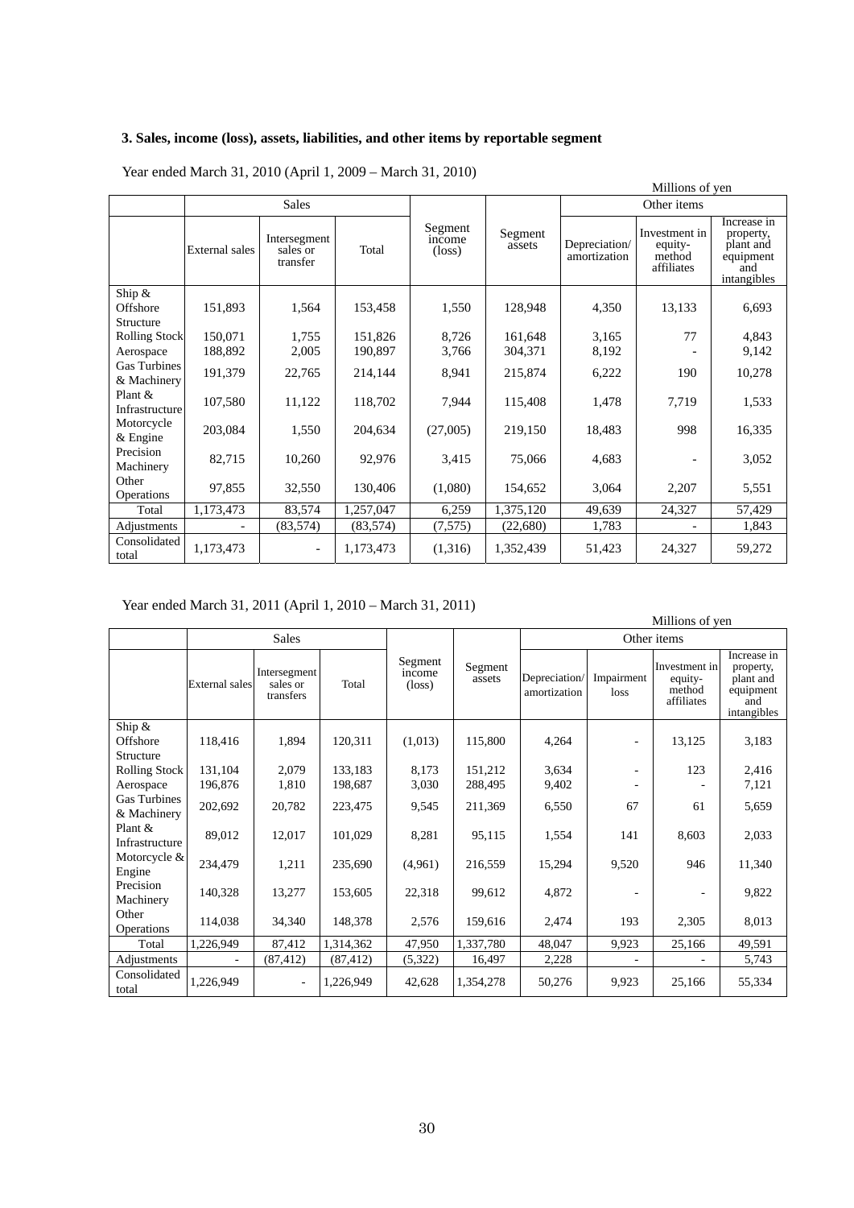### 3. Sales, income (loss), assets, liabilities, and other items by reportable segment

Year ended March 31, 2010 (April 1, 2009 – March 31, 2010)

Millions of yen

| | Sales | | | Segment income (loss) | Segment assets | Other items | | |
|---|---|---|---|---|---|---|---|---|
| | External sales | Intersegment sales or transfer | Total | | | Depreciation/ amortization | Investment in equity-method affiliates | Increase in property, plant and equipment and intangibles |
| Ship & Offshore Structure | 151,893 | 1,564 | 153,458 | 1,550 | 128,948 | 4,350 | 13,133 | 6,693 |
| Rolling Stock | 150,071 | 1,755 | 151,826 | 8,726 | 161,648 | 3,165 | 77 | 4,843 |
| Aerospace | 188,892 | 2,005 | 190,897 | 3,766 | 304,371 | 8,192 | - | 9,142 |
| Gas Turbines & Machinery | 191,379 | 22,765 | 214,144 | 8,941 | 215,874 | 6,222 | 190 | 10,278 |
| Plant & Infrastructure | 107,580 | 11,122 | 118,702 | 7,944 | 115,408 | 1,478 | 7,719 | 1,533 |
| Motorcycle & Engine | 203,084 | 1,550 | 204,634 | (27,005) | 219,150 | 18,483 | 998 | 16,335 |
| Precision Machinery | 82,715 | 10,260 | 92,976 | 3,415 | 75,066 | 4,683 | - | 3,052 |
| Other Operations | 97,855 | 32,550 | 130,406 | (1,080) | 154,652 | 3,064 | 2,207 | 5,551 |
| Total | 1,173,473 | 83,574 | 1,257,047 | 6,259 | 1,375,120 | 49,639 | 24,327 | 57,429 |
| Adjustments | - | (83,574) | (83,574) | (7,575) | (22,680) | 1,783 | - | 1,843 |
| Consolidated total | 1,173,473 | - | 1,173,473 | (1,316) | 1,352,439 | 51,423 | 24,327 | 59,272 |

Year ended March 31, 2011 (April 1, 2010 – March 31, 2011)

Millions of yen

| | Sales | | | Segment income (loss) | Segment assets | Other items | | | |
|---|---|---|---|---|---|---|---|---|---|
| | External sales | Intersegment sales or transfers | Total | | | Depreciation/ amortization | Impairment loss | Investment in equity-method affiliates | Increase in property, plant and equipment and intangibles |
| Ship & Offshore Structure | 118,416 | 1,894 | 120,311 | (1,013) | 115,800 | 4,264 | - | 13,125 | 3,183 |
| Rolling Stock | 131,104 | 2,079 | 133,183 | 8,173 | 151,212 | 3,634 | - | 123 | 2,416 |
| Aerospace | 196,876 | 1,810 | 198,687 | 3,030 | 288,495 | 9,402 | - | - | 7,121 |
| Gas Turbines & Machinery | 202,692 | 20,782 | 223,475 | 9,545 | 211,369 | 6,550 | 67 | 61 | 5,659 |
| Plant & Infrastructure | 89,012 | 12,017 | 101,029 | 8,281 | 95,115 | 1,554 | 141 | 8,603 | 2,033 |
| Motorcycle & Engine | 234,479 | 1,211 | 235,690 | (4,961) | 216,559 | 15,294 | 9,520 | 946 | 11,340 |
| Precision Machinery | 140,328 | 13,277 | 153,605 | 22,318 | 99,612 | 4,872 | - | - | 9,822 |
| Other Operations | 114,038 | 34,340 | 148,378 | 2,576 | 159,616 | 2,474 | 193 | 2,305 | 8,013 |
| Total | 1,226,949 | 87,412 | 1,314,362 | 47,950 | 1,337,780 | 48,047 | 9,923 | 25,166 | 49,591 |
| Adjustments | - | (87,412) | (87,412) | (5,322) | 16,497 | 2,228 | - | - | 5,743 |
| Consolidated total | 1,226,949 | - | 1,226,949 | 42,628 | 1,354,278 | 50,276 | 9,923 | 25,166 | 55,334 |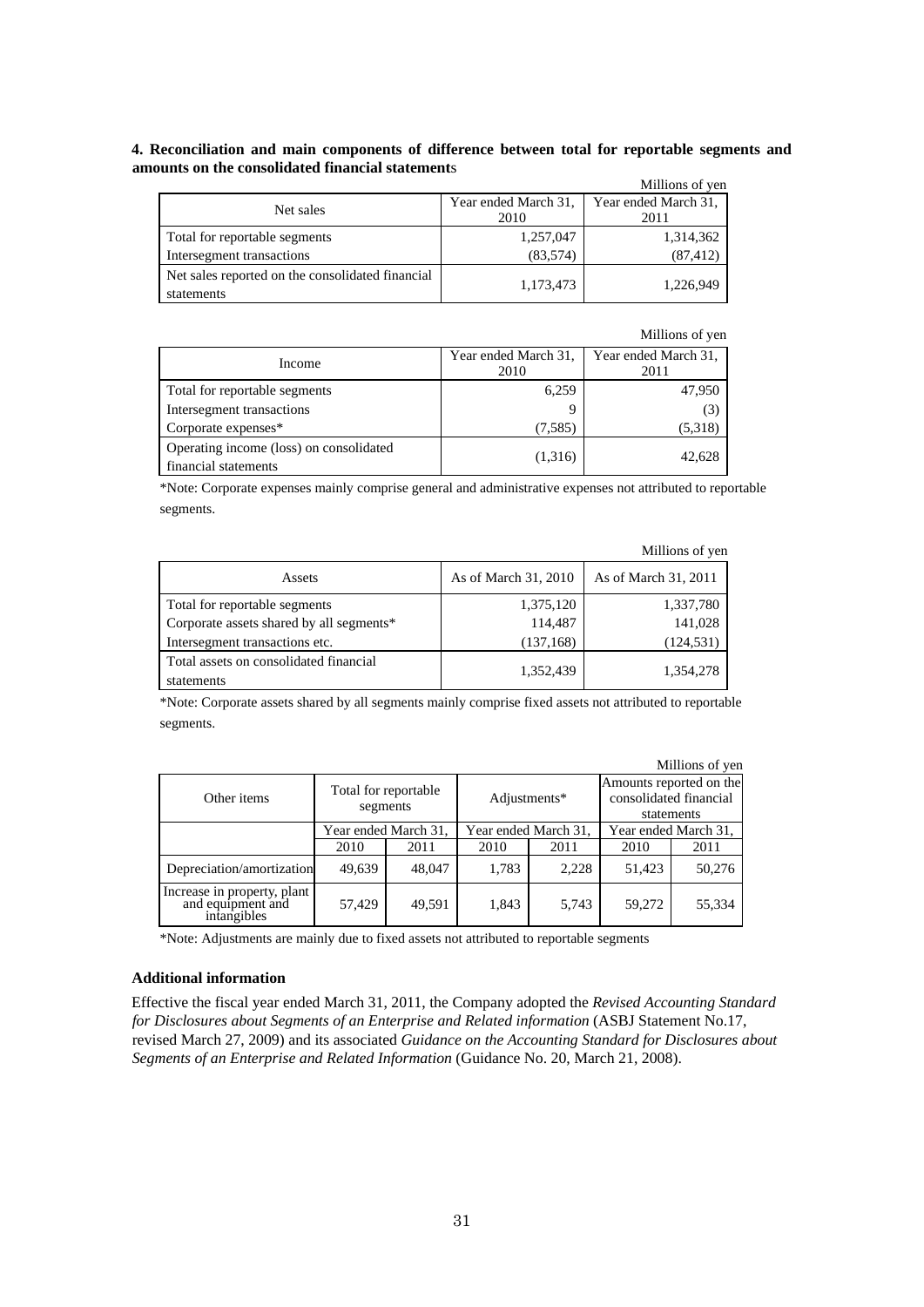#### 4. Reconciliation and main components of difference between total for reportable segments and amounts on the consolidated financial statements

Millions of yen

| Net sales | Year ended March 31, 2010 | Year ended March 31, 2011 |
|---|---|---|
| Total for reportable segments | 1,257,047 | 1,314,362 |
| Intersegment transactions | (83,574) | (87,412) |
| Net sales reported on the consolidated financial statements | 1,173,473 | 1,226,949 |

Millions of yen

| Income | Year ended March 31, 2010 | Year ended March 31, 2011 |
|---|---|---|
| Total for reportable segments | 6,259 | 47,950 |
| Intersegment transactions | 9 | (3) |
| Corporate expenses* | (7,585) | (5,318) |
| Operating income (loss) on consolidated financial statements | (1,316) | 42,628 |

*Note: Corporate expenses mainly comprise general and administrative expenses not attributed to reportable segments.

Millions of yen

| Assets | As of March 31, 2010 | As of March 31, 2011 |
|---|---|---|
| Total for reportable segments | 1,375,120 | 1,337,780 |
| Corporate assets shared by all segments* | 114,487 | 141,028 |
| Intersegment transactions etc. | (137,168) | (124,531) |
| Total assets on consolidated financial statements | 1,352,439 | 1,354,278 |

*Note: Corporate assets shared by all segments mainly comprise fixed assets not attributed to reportable segments.

Millions of yen

| Other items | Total for reportable segments | | Adjustments* | | Amounts reported on the consolidated financial statements | |
|---|---|---|---|---|---|---|
| | Year ended March 31, | | Year ended March 31, | | Year ended March 31, | |
| | 2010 | 2011 | 2010 | 2011 | 2010 | 2011 |
| Depreciation/amortization | 49,639 | 48,047 | 1,783 | 2,228 | 51,423 | 50,276 |
| Increase in property, plant and equipment and intangibles | 57,429 | 49,591 | 1,843 | 5,743 | 59,272 | 55,334 |

*Note: Adjustments are mainly due to fixed assets not attributed to reportable segments

#### Additional information

Effective the fiscal year ended March 31, 2011, the Company adopted the *Revised Accounting Standard for Disclosures about Segments of an Enterprise and Related information* (ASBJ Statement No.17, revised March 27, 2009) and its associated *Guidance on the Accounting Standard for Disclosures about Segments of an Enterprise and Related Information* (Guidance No. 20, March 21, 2008).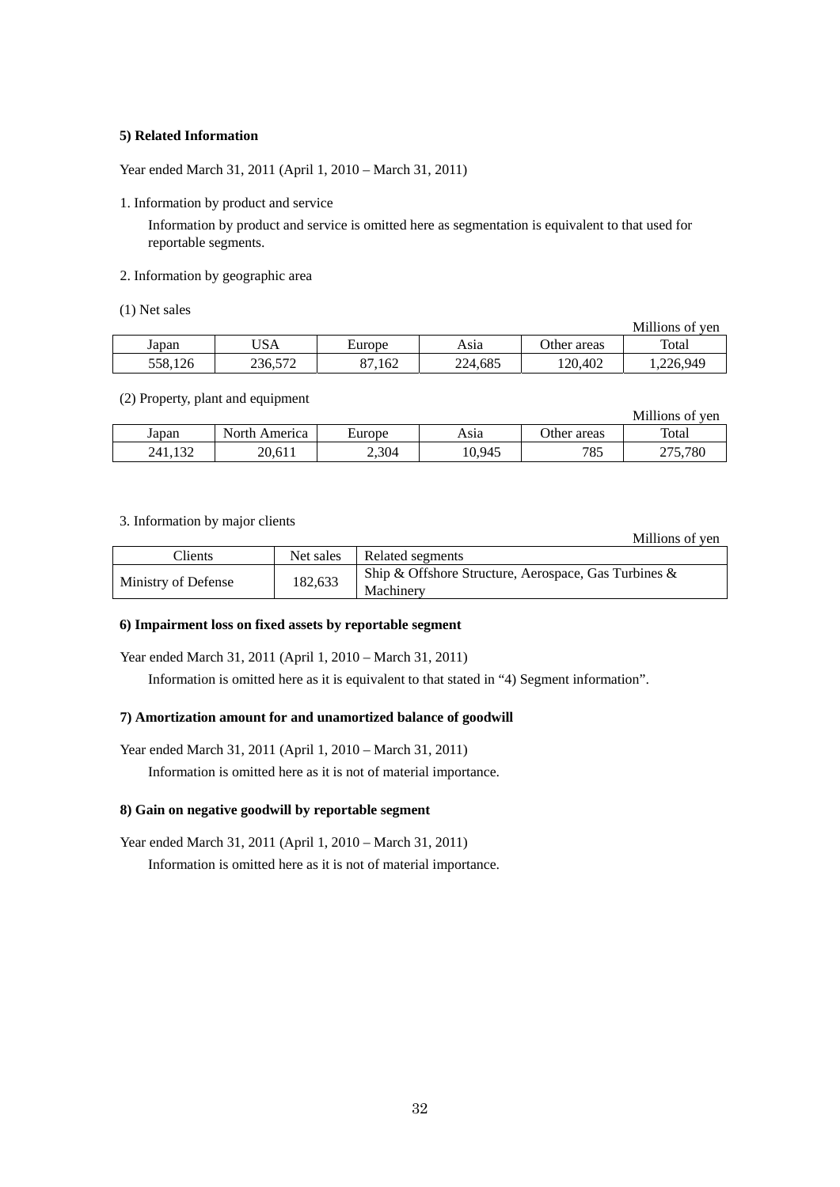**5) Related Information**

Year ended March 31, 2011 (April 1, 2010 – March 31, 2011)

1. Information by product and service

   Information by product and service is omitted here as segmentation is equivalent to that used for reportable segments.

2. Information by geographic area

(1) Net sales

Millions of yen

| Japan | USA | Europe | Asia | Other areas | Total |
|---|---|---|---|---|---|
| 558,126 | 236,572 | 87,162 | 224,685 | 120,402 | 1,226,949 |

(2) Property, plant and equipment

Millions of yen

| Japan | North America | Europe | Asia | Other areas | Total |
|---|---|---|---|---|---|
| 241,132 | 20,611 | 2,304 | 10,945 | 785 | 275,780 |

3. Information by major clients

Millions of yen

| Clients | Net sales | Related segments |
|---|---|---|
| Ministry of Defense | 182,633 | Ship & Offshore Structure, Aerospace, Gas Turbines & Machinery |

**6) Impairment loss on fixed assets by reportable segment**

Year ended March 31, 2011 (April 1, 2010 – March 31, 2011)

Information is omitted here as it is equivalent to that stated in "4) Segment information".

**7) Amortization amount for and unamortized balance of goodwill**

Year ended March 31, 2011 (April 1, 2010 – March 31, 2011)

Information is omitted here as it is not of material importance.

**8) Gain on negative goodwill by reportable segment**

Year ended March 31, 2011 (April 1, 2010 – March 31, 2011)

Information is omitted here as it is not of material importance.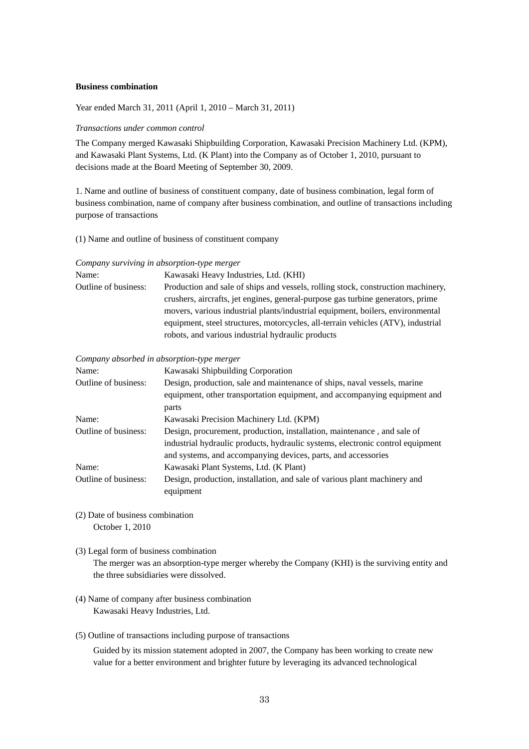**Business combination**

Year ended March 31, 2011 (April 1, 2010 – March 31, 2011)

*Transactions under common control*

The Company merged Kawasaki Shipbuilding Corporation, Kawasaki Precision Machinery Ltd. (KPM), and Kawasaki Plant Systems, Ltd. (K Plant) into the Company as of October 1, 2010, pursuant to decisions made at the Board Meeting of September 30, 2009.

1. Name and outline of business of constituent company, date of business combination, legal form of business combination, name of company after business combination, and outline of transactions including purpose of transactions

(1) Name and outline of business of constituent company

*Company surviving in absorption-type merger*

| | |
|---|---|
| Name: | Kawasaki Heavy Industries, Ltd. (KHI) |
| Outline of business: | Production and sale of ships and vessels, rolling stock, construction machinery, crushers, aircrafts, jet engines, general-purpose gas turbine generators, prime movers, various industrial plants/industrial equipment, boilers, environmental equipment, steel structures, motorcycles, all-terrain vehicles (ATV), industrial robots, and various industrial hydraulic products |

*Company absorbed in absorption-type merger*

| | |
|---|---|
| Name: | Kawasaki Shipbuilding Corporation |
| Outline of business: | Design, production, sale and maintenance of ships, naval vessels, marine equipment, other transportation equipment, and accompanying equipment and parts |
| Name: | Kawasaki Precision Machinery Ltd. (KPM) |
| Outline of business: | Design, procurement, production, installation, maintenance , and sale of industrial hydraulic products, hydraulic systems, electronic control equipment and systems, and accompanying devices, parts, and accessories |
| Name: | Kawasaki Plant Systems, Ltd. (K Plant) |
| Outline of business: | Design, production, installation, and sale of various plant machinery and equipment |

(2) Date of business combination
October 1, 2010

(3) Legal form of business combination
The merger was an absorption-type merger whereby the Company (KHI) is the surviving entity and the three subsidiaries were dissolved.

(4) Name of company after business combination
Kawasaki Heavy Industries, Ltd.

(5) Outline of transactions including purpose of transactions

Guided by its mission statement adopted in 2007, the Company has been working to create new value for a better environment and brighter future by leveraging its advanced technological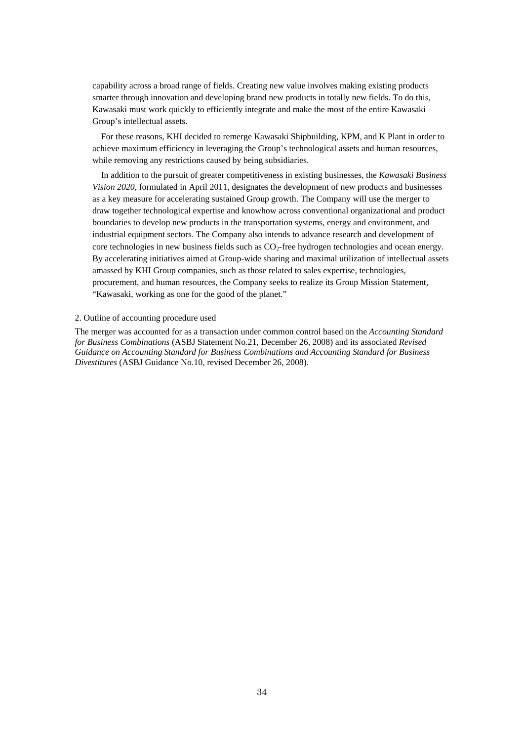capability across a broad range of fields. Creating new value involves making existing products smarter through innovation and developing brand new products in totally new fields. To do this, Kawasaki must work quickly to efficiently integrate and make the most of the entire Kawasaki Group's intellectual assets.

For these reasons, KHI decided to remerge Kawasaki Shipbuilding, KPM, and K Plant in order to achieve maximum efficiency in leveraging the Group's technological assets and human resources, while removing any restrictions caused by being subsidiaries.

In addition to the pursuit of greater competitiveness in existing businesses, the *Kawasaki Business Vision 2020*, formulated in April 2011, designates the development of new products and businesses as a key measure for accelerating sustained Group growth. The Company will use the merger to draw together technological expertise and knowhow across conventional organizational and product boundaries to develop new products in the transportation systems, energy and environment, and industrial equipment sectors. The Company also intends to advance research and development of core technologies in new business fields such as $CO_2$-free hydrogen technologies and ocean energy. By accelerating initiatives aimed at Group-wide sharing and maximal utilization of intellectual assets amassed by KHI Group companies, such as those related to sales expertise, technologies, procurement, and human resources, the Company seeks to realize its Group Mission Statement, "Kawasaki, working as one for the good of the planet."

2. Outline of accounting procedure used

The merger was accounted for as a transaction under common control based on the *Accounting Standard for Business Combinations* (ASBJ Statement No.21, December 26, 2008) and its associated *Revised Guidance on Accounting Standard for Business Combinations and Accounting Standard for Business Divestitures* (ASBJ Guidance No.10, revised December 26, 2008).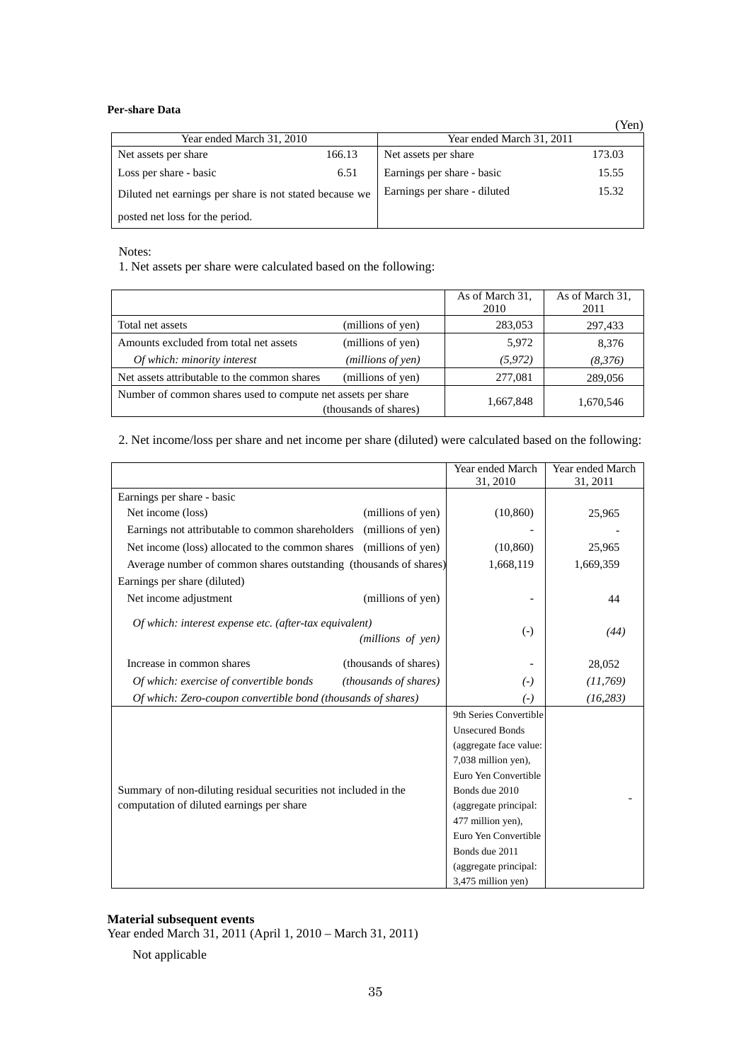**Per-share Data**

(Yen)

| Year ended March 31, 2010 | | Year ended March 31, 2011 | |
|---|---|---|---|
| Net assets per share | 166.13 | Net assets per share | 173.03 |
| Loss per share - basic | 6.51 | Earnings per share - basic | 15.55 |
| Diluted net earnings per share is not stated because we posted net loss for the period. | | Earnings per share - diluted | 15.32 |

Notes:

1. Net assets per share were calculated based on the following:

| | | As of March 31, 2010 | As of March 31, 2011 |
|---|---|---|---|
| Total net assets | (millions of yen) | 283,053 | 297,433 |
| Amounts excluded from total net assets | (millions of yen) | 5,972 | 8,376 |
| *Of which: minority interest* | *(millions of yen)* | *(5,972)* | *(8,376)* |
| Net assets attributable to the common shares | (millions of yen) | 277,081 | 289,056 |
| Number of common shares used to compute net assets per share | (thousands of shares) | 1,667,848 | 1,670,546 |

2. Net income/loss per share and net income per share (diluted) were calculated based on the following:

| | | Year ended March 31, 2010 | Year ended March 31, 2011 |
|---|---|---|---|
| Earnings per share - basic | | | |
| Net income (loss) | (millions of yen) | (10,860) | 25,965 |
| Earnings not attributable to common shareholders | (millions of yen) | - | - |
| Net income (loss) allocated to the common shares | (millions of yen) | (10,860) | 25,965 |
| Average number of common shares outstanding | (thousands of shares) | 1,668,119 | 1,669,359 |
| Earnings per share (diluted) | | | |
| Net income adjustment | (millions of yen) | - | 44 |
| *Of which: interest expense etc. (after-tax equivalent)* | *(millions of yen)* | (-) | *(44)* |
| Increase in common shares | (thousands of shares) | - | 28,052 |
| *Of which: exercise of convertible bonds* | *(thousands of shares)* | *(-)* | *(11,769)* |
| *Of which: Zero-coupon convertible bond* | *(thousands of shares)* | *(-)* | *(16,283)* |
| Summary of non-diluting residual securities not included in the computation of diluted earnings per share | | 9th Series Convertible Unsecured Bonds (aggregate face value: 7,038 million yen), Euro Yen Convertible Bonds due 2010 (aggregate principal: 477 million yen), Euro Yen Convertible Bonds due 2011 (aggregate principal: 3,475 million yen) | - |

**Material subsequent events**

Year ended March 31, 2011 (April 1, 2010 – March 31, 2011)

Not applicable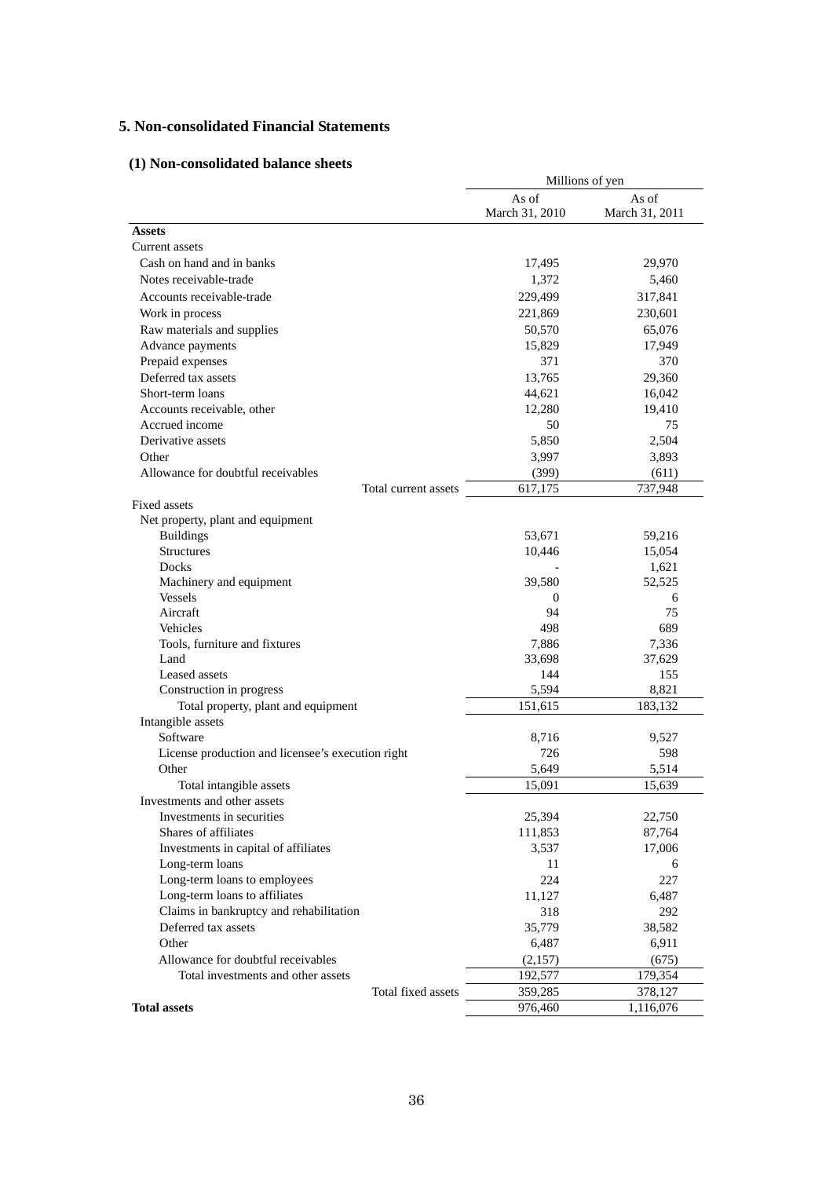## 5. Non-consolidated Financial Statements

### (1) Non-consolidated balance sheets

| | Millions of yen | |
|---|---|---|
| | As of March 31, 2010 | As of March 31, 2011 |
| **Assets** | | |
| Current assets | | |
| Cash on hand and in banks | 17,495 | 29,970 |
| Notes receivable-trade | 1,372 | 5,460 |
| Accounts receivable-trade | 229,499 | 317,841 |
| Work in process | 221,869 | 230,601 |
| Raw materials and supplies | 50,570 | 65,076 |
| Advance payments | 15,829 | 17,949 |
| Prepaid expenses | 371 | 370 |
| Deferred tax assets | 13,765 | 29,360 |
| Short-term loans | 44,621 | 16,042 |
| Accounts receivable, other | 12,280 | 19,410 |
| Accrued income | 50 | 75 |
| Derivative assets | 5,850 | 2,504 |
| Other | 3,997 | 3,893 |
| Allowance for doubtful receivables | (399) | (611) |
| Total current assets | 617,175 | 737,948 |
| Fixed assets | | |
| Net property, plant and equipment | | |
| Buildings | 53,671 | 59,216 |
| Structures | 10,446 | 15,054 |
| Docks | - | 1,621 |
| Machinery and equipment | 39,580 | 52,525 |
| Vessels | 0 | 6 |
| Aircraft | 94 | 75 |
| Vehicles | 498 | 689 |
| Tools, furniture and fixtures | 7,886 | 7,336 |
| Land | 33,698 | 37,629 |
| Leased assets | 144 | 155 |
| Construction in progress | 5,594 | 8,821 |
| Total property, plant and equipment | 151,615 | 183,132 |
| Intangible assets | | |
| Software | 8,716 | 9,527 |
| License production and licensee's execution right | 726 | 598 |
| Other | 5,649 | 5,514 |
| Total intangible assets | 15,091 | 15,639 |
| Investments and other assets | | |
| Investments in securities | 25,394 | 22,750 |
| Shares of affiliates | 111,853 | 87,764 |
| Investments in capital of affiliates | 3,537 | 17,006 |
| Long-term loans | 11 | 6 |
| Long-term loans to employees | 224 | 227 |
| Long-term loans to affiliates | 11,127 | 6,487 |
| Claims in bankruptcy and rehabilitation | 318 | 292 |
| Deferred tax assets | 35,779 | 38,582 |
| Other | 6,487 | 6,911 |
| Allowance for doubtful receivables | (2,157) | (675) |
| Total investments and other assets | 192,577 | 179,354 |
| Total fixed assets | 359,285 | 378,127 |
| **Total assets** | 976,460 | 1,116,076 |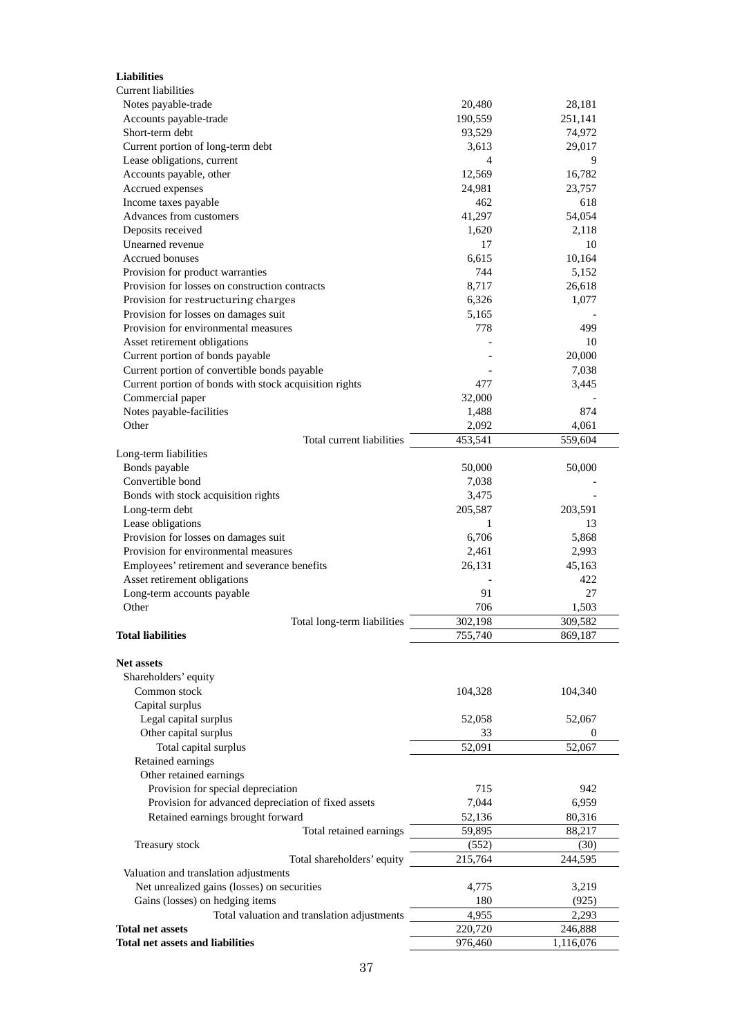| **Liabilities** | | |
|---|---|---|
| Current liabilities | | |
| Notes payable-trade | 20,480 | 28,181 |
| Accounts payable-trade | 190,559 | 251,141 |
| Short-term debt | 93,529 | 74,972 |
| Current portion of long-term debt | 3,613 | 29,017 |
| Lease obligations, current | 4 | 9 |
| Accounts payable, other | 12,569 | 16,782 |
| Accrued expenses | 24,981 | 23,757 |
| Income taxes payable | 462 | 618 |
| Advances from customers | 41,297 | 54,054 |
| Deposits received | 1,620 | 2,118 |
| Unearned revenue | 17 | 10 |
| Accrued bonuses | 6,615 | 10,164 |
| Provision for product warranties | 744 | 5,152 |
| Provision for losses on construction contracts | 8,717 | 26,618 |
| Provision for restructuring charges | 6,326 | 1,077 |
| Provision for losses on damages suit | 5,165 | - |
| Provision for environmental measures | 778 | 499 |
| Asset retirement obligations | - | 10 |
| Current portion of bonds payable | - | 20,000 |
| Current portion of convertible bonds payable | - | 7,038 |
| Current portion of bonds with stock acquisition rights | 477 | 3,445 |
| Commercial paper | 32,000 | - |
| Notes payable-facilities | 1,488 | 874 |
| Other | 2,092 | 4,061 |
| Total current liabilities | 453,541 | 559,604 |
| Long-term liabilities | | |
| Bonds payable | 50,000 | 50,000 |
| Convertible bond | 7,038 | - |
| Bonds with stock acquisition rights | 3,475 | - |
| Long-term debt | 205,587 | 203,591 |
| Lease obligations | 1 | 13 |
| Provision for losses on damages suit | 6,706 | 5,868 |
| Provision for environmental measures | 2,461 | 2,993 |
| Employees' retirement and severance benefits | 26,131 | 45,163 |
| Asset retirement obligations | - | 422 |
| Long-term accounts payable | 91 | 27 |
| Other | 706 | 1,503 |
| Total long-term liabilities | 302,198 | 309,582 |
| **Total liabilities** | 755,740 | 869,187 |
| | | |
| **Net assets** | | |
| Shareholders' equity | | |
| Common stock | 104,328 | 104,340 |
| Capital surplus | | |
| Legal capital surplus | 52,058 | 52,067 |
| Other capital surplus | 33 | 0 |
| Total capital surplus | 52,091 | 52,067 |
| Retained earnings | | |
| Other retained earnings | | |
| Provision for special depreciation | 715 | 942 |
| Provision for advanced depreciation of fixed assets | 7,044 | 6,959 |
| Retained earnings brought forward | 52,136 | 80,316 |
| Total retained earnings | 59,895 | 88,217 |
| Treasury stock | (552) | (30) |
| Total shareholders' equity | 215,764 | 244,595 |
| Valuation and translation adjustments | | |
| Net unrealized gains (losses) on securities | 4,775 | 3,219 |
| Gains (losses) on hedging items | 180 | (925) |
| Total valuation and translation adjustments | 4,955 | 2,293 |
| **Total net assets** | 220,720 | 246,888 |
| **Total net assets and liabilities** | 976,460 | 1,116,076 |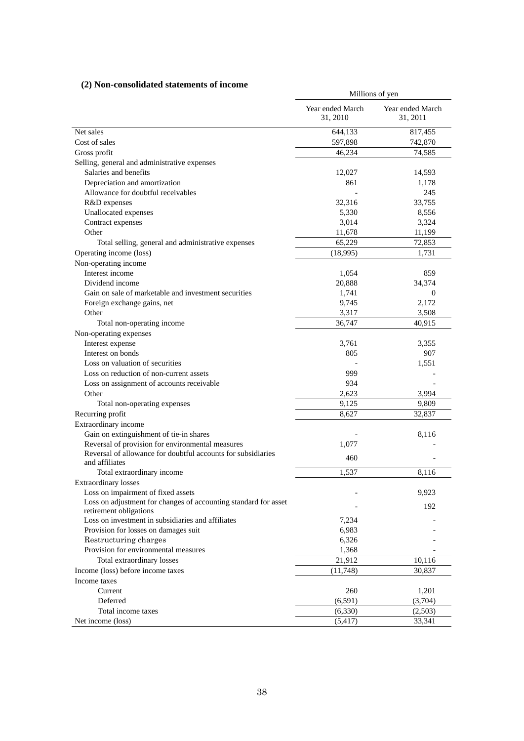### (2) Non-consolidated statements of income

| | Millions of yen | |
|---|---|---|
| | Year ended March 31, 2010 | Year ended March 31, 2011 |
| Net sales | 644,133 | 817,455 |
| Cost of sales | 597,898 | 742,870 |
| Gross profit | 46,234 | 74,585 |
| Selling, general and administrative expenses | | |
| Salaries and benefits | 12,027 | 14,593 |
| Depreciation and amortization | 861 | 1,178 |
| Allowance for doubtful receivables | - | 245 |
| R&D expenses | 32,316 | 33,755 |
| Unallocated expenses | 5,330 | 8,556 |
| Contract expenses | 3,014 | 3,324 |
| Other | 11,678 | 11,199 |
| Total selling, general and administrative expenses | 65,229 | 72,853 |
| Operating income (loss) | (18,995) | 1,731 |
| Non-operating income | | |
| Interest income | 1,054 | 859 |
| Dividend income | 20,888 | 34,374 |
| Gain on sale of marketable and investment securities | 1,741 | 0 |
| Foreign exchange gains, net | 9,745 | 2,172 |
| Other | 3,317 | 3,508 |
| Total non-operating income | 36,747 | 40,915 |
| Non-operating expenses | | |
| Interest expense | 3,761 | 3,355 |
| Interest on bonds | 805 | 907 |
| Loss on valuation of securities | - | 1,551 |
| Loss on reduction of non-current assets | 999 | - |
| Loss on assignment of accounts receivable | 934 | - |
| Other | 2,623 | 3,994 |
| Total non-operating expenses | 9,125 | 9,809 |
| Recurring profit | 8,627 | 32,837 |
| Extraordinary income | | |
| Gain on extinguishment of tie-in shares | - | 8,116 |
| Reversal of provision for environmental measures | 1,077 | - |
| Reversal of allowance for doubtful accounts for subsidiaries and affiliates | 460 | - |
| Total extraordinary income | 1,537 | 8,116 |
| Extraordinary losses | | |
| Loss on impairment of fixed assets | - | 9,923 |
| Loss on adjustment for changes of accounting standard for asset retirement obligations | - | 192 |
| Loss on investment in subsidiaries and affiliates | 7,234 | - |
| Provision for losses on damages suit | 6,983 | - |
| Restructuring charges | 6,326 | - |
| Provision for environmental measures | 1,368 | - |
| Total extraordinary losses | 21,912 | 10,116 |
| Income (loss) before income taxes | (11,748) | 30,837 |
| Income taxes | | |
| Current | 260 | 1,201 |
| Deferred | (6,591) | (3,704) |
| Total income taxes | (6,330) | (2,503) |
| Net income (loss) | (5,417) | 33,341 |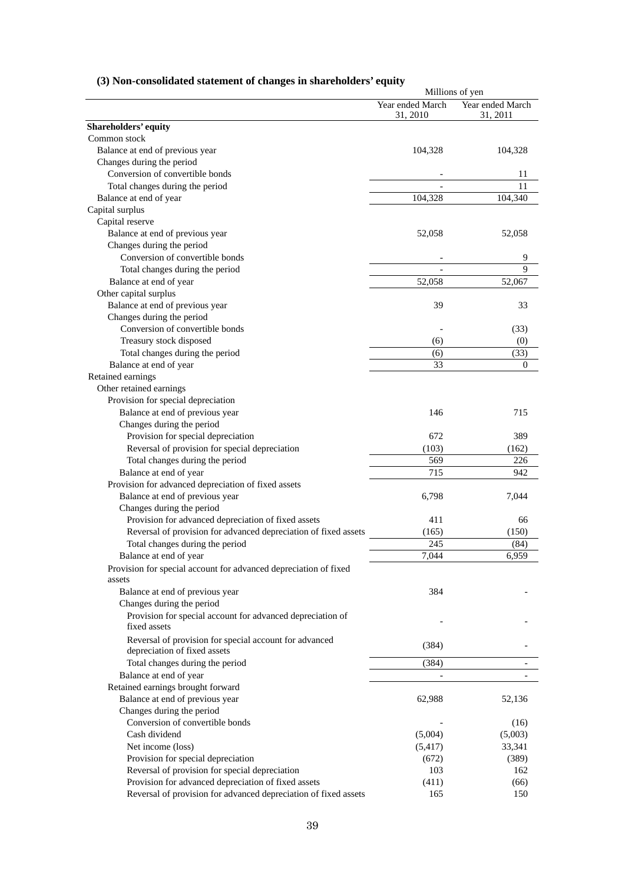### (3) Non-consolidated statement of changes in shareholders' equity

| | Millions of yen | |
|---|---|---|
| | Year ended March 31, 2010 | Year ended March 31, 2011 |
| **Shareholders' equity** | | |
| Common stock | | |
| Balance at end of previous year | 104,328 | 104,328 |
| Changes during the period | | |
| Conversion of convertible bonds | - | 11 |
| Total changes during the period | - | 11 |
| Balance at end of year | 104,328 | 104,340 |
| Capital surplus | | |
| Capital reserve | | |
| Balance at end of previous year | 52,058 | 52,058 |
| Changes during the period | | |
| Conversion of convertible bonds | - | 9 |
| Total changes during the period | - | 9 |
| Balance at end of year | 52,058 | 52,067 |
| Other capital surplus | | |
| Balance at end of previous year | 39 | 33 |
| Changes during the period | | |
| Conversion of convertible bonds | - | (33) |
| Treasury stock disposed | (6) | (0) |
| Total changes during the period | (6) | (33) |
| Balance at end of year | 33 | 0 |
| Retained earnings | | |
| Other retained earnings | | |
| Provision for special depreciation | | |
| Balance at end of previous year | 146 | 715 |
| Changes during the period | | |
| Provision for special depreciation | 672 | 389 |
| Reversal of provision for special depreciation | (103) | (162) |
| Total changes during the period | 569 | 226 |
| Balance at end of year | 715 | 942 |
| Provision for advanced depreciation of fixed assets | | |
| Balance at end of previous year | 6,798 | 7,044 |
| Changes during the period | | |
| Provision for advanced depreciation of fixed assets | 411 | 66 |
| Reversal of provision for advanced depreciation of fixed assets | (165) | (150) |
| Total changes during the period | 245 | (84) |
| Balance at end of year | 7,044 | 6,959 |
| Provision for special account for advanced depreciation of fixed assets | | |
| Balance at end of previous year | 384 | - |
| Changes during the period | | |
| Provision for special account for advanced depreciation of fixed assets | - | - |
| Reversal of provision for special account for advanced depreciation of fixed assets | (384) | - |
| Total changes during the period | (384) | - |
| Balance at end of year | - | - |
| Retained earnings brought forward | | |
| Balance at end of previous year | 62,988 | 52,136 |
| Changes during the period | | |
| Conversion of convertible bonds | - | (16) |
| Cash dividend | (5,004) | (5,003) |
| Net income (loss) | (5,417) | 33,341 |
| Provision for special depreciation | (672) | (389) |
| Reversal of provision for special depreciation | 103 | 162 |
| Provision for advanced depreciation of fixed assets | (411) | (66) |
| Reversal of provision for advanced depreciation of fixed assets | 165 | 150 |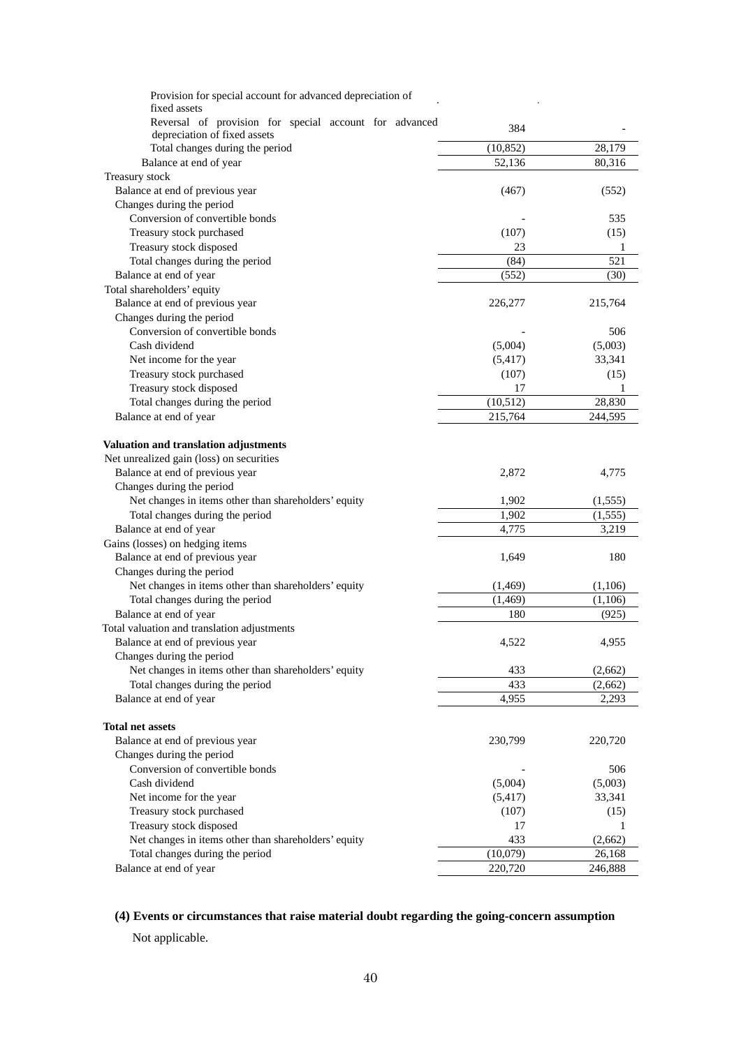| | | |
|---|---|---|
| Provision for special account for advanced depreciation of fixed assets | - | - |
| Reversal of provision for special account for advanced depreciation of fixed assets | 384 | - |
| Total changes during the period | (10,852) | 28,179 |
| Balance at end of year | 52,136 | 80,316 |
| Treasury stock | | |
| Balance at end of previous year | (467) | (552) |
| Changes during the period | | |
| Conversion of convertible bonds | - | 535 |
| Treasury stock purchased | (107) | (15) |
| Treasury stock disposed | 23 | 1 |
| Total changes during the period | (84) | 521 |
| Balance at end of year | (552) | (30) |
| Total shareholders' equity | | |
| Balance at end of previous year | 226,277 | 215,764 |
| Changes during the period | | |
| Conversion of convertible bonds | - | 506 |
| Cash dividend | (5,004) | (5,003) |
| Net income for the year | (5,417) | 33,341 |
| Treasury stock purchased | (107) | (15) |
| Treasury stock disposed | 17 | 1 |
| Total changes during the period | (10,512) | 28,830 |
| Balance at end of year | 215,764 | 244,595 |
| **Valuation and translation adjustments** | | |
| Net unrealized gain (loss) on securities | | |
| Balance at end of previous year | 2,872 | 4,775 |
| Changes during the period | | |
| Net changes in items other than shareholders' equity | 1,902 | (1,555) |
| Total changes during the period | 1,902 | (1,555) |
| Balance at end of year | 4,775 | 3,219 |
| Gains (losses) on hedging items | | |
| Balance at end of previous year | 1,649 | 180 |
| Changes during the period | | |
| Net changes in items other than shareholders' equity | (1,469) | (1,106) |
| Total changes during the period | (1,469) | (1,106) |
| Balance at end of year | 180 | (925) |
| Total valuation and translation adjustments | | |
| Balance at end of previous year | 4,522 | 4,955 |
| Changes during the period | | |
| Net changes in items other than shareholders' equity | 433 | (2,662) |
| Total changes during the period | 433 | (2,662) |
| Balance at end of year | 4,955 | 2,293 |
| **Total net assets** | | |
| Balance at end of previous year | 230,799 | 220,720 |
| Changes during the period | | |
| Conversion of convertible bonds | - | 506 |
| Cash dividend | (5,004) | (5,003) |
| Net income for the year | (5,417) | 33,341 |
| Treasury stock purchased | (107) | (15) |
| Treasury stock disposed | 17 | 1 |
| Net changes in items other than shareholders' equity | 433 | (2,662) |
| Total changes during the period | (10,079) | 26,168 |
| Balance at end of year | 220,720 | 246,888 |

### (4) Events or circumstances that raise material doubt regarding the going-concern assumption

Not applicable.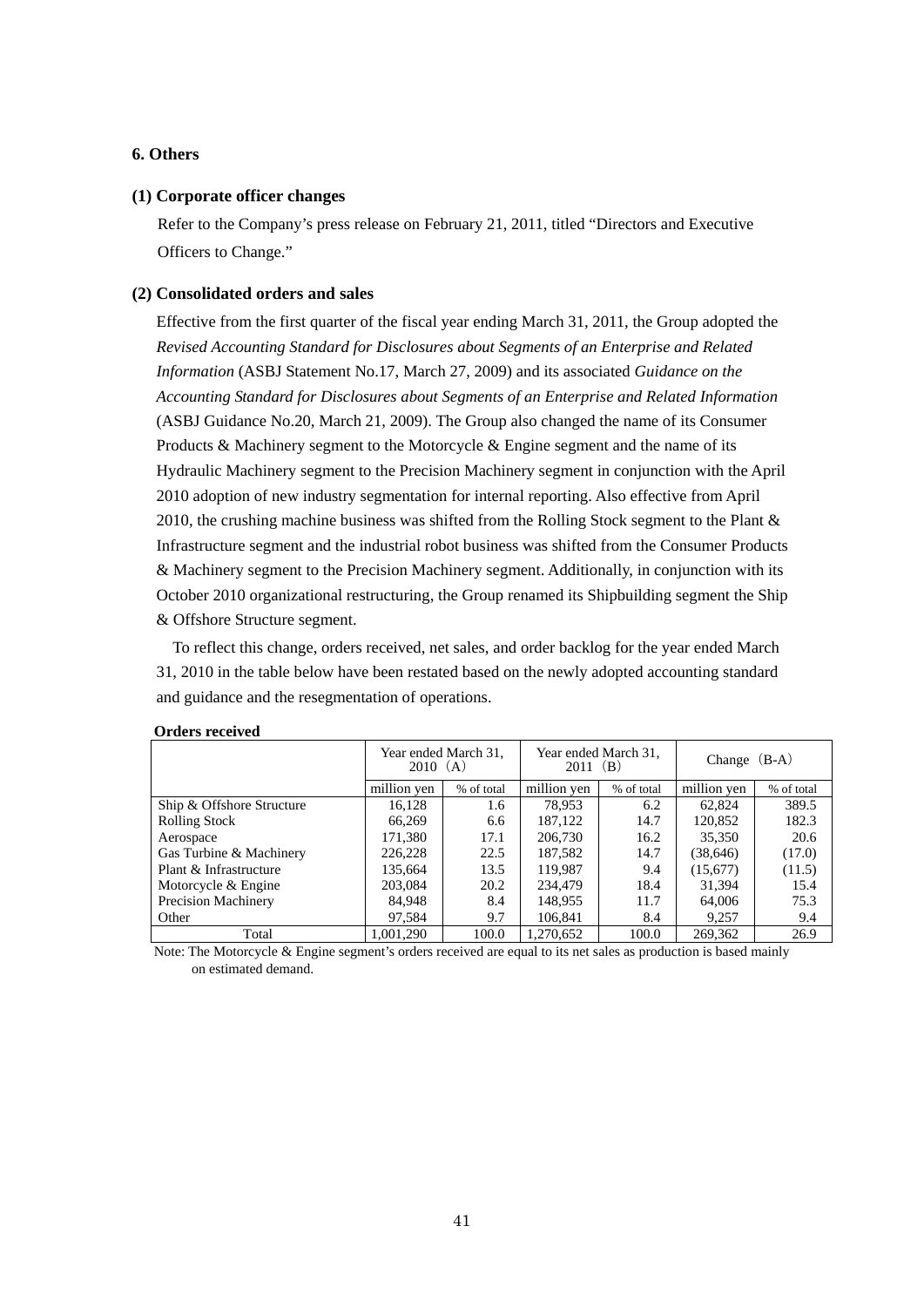## 6. Others

### (1) Corporate officer changes

Refer to the Company's press release on February 21, 2011, titled "Directors and Executive Officers to Change."

### (2) Consolidated orders and sales

Effective from the first quarter of the fiscal year ending March 31, 2011, the Group adopted the *Revised Accounting Standard for Disclosures about Segments of an Enterprise and Related Information* (ASBJ Statement No.17, March 27, 2009) and its associated *Guidance on the Accounting Standard for Disclosures about Segments of an Enterprise and Related Information* (ASBJ Guidance No.20, March 21, 2009). The Group also changed the name of its Consumer Products & Machinery segment to the Motorcycle & Engine segment and the name of its Hydraulic Machinery segment to the Precision Machinery segment in conjunction with the April 2010 adoption of new industry segmentation for internal reporting. Also effective from April 2010, the crushing machine business was shifted from the Rolling Stock segment to the Plant & Infrastructure segment and the industrial robot business was shifted from the Consumer Products & Machinery segment to the Precision Machinery segment. Additionally, in conjunction with its October 2010 organizational restructuring, the Group renamed its Shipbuilding segment the Ship & Offshore Structure segment.

To reflect this change, orders received, net sales, and order backlog for the year ended March 31, 2010 in the table below have been restated based on the newly adopted accounting standard and guidance and the resegmentation of operations.

**Orders received**

| | Year ended March 31, 2010（A） | | Year ended March 31, 2011（B） | | Change（B-A） | |
|---|---|---|---|---|---|---|
| | million yen | % of total | million yen | % of total | million yen | % of total |
| Ship & Offshore Structure | 16,128 | 1.6 | 78,953 | 6.2 | 62,824 | 389.5 |
| Rolling Stock | 66,269 | 6.6 | 187,122 | 14.7 | 120,852 | 182.3 |
| Aerospace | 171,380 | 17.1 | 206,730 | 16.2 | 35,350 | 20.6 |
| Gas Turbine & Machinery | 226,228 | 22.5 | 187,582 | 14.7 | (38,646) | (17.0) |
| Plant & Infrastructure | 135,664 | 13.5 | 119,987 | 9.4 | (15,677) | (11.5) |
| Motorcycle & Engine | 203,084 | 20.2 | 234,479 | 18.4 | 31,394 | 15.4 |
| Precision Machinery | 84,948 | 8.4 | 148,955 | 11.7 | 64,006 | 75.3 |
| Other | 97,584 | 9.7 | 106,841 | 8.4 | 9,257 | 9.4 |
| Total | 1,001,290 | 100.0 | 1,270,652 | 100.0 | 269,362 | 26.9 |

Note: The Motorcycle & Engine segment's orders received are equal to its net sales as production is based mainly on estimated demand.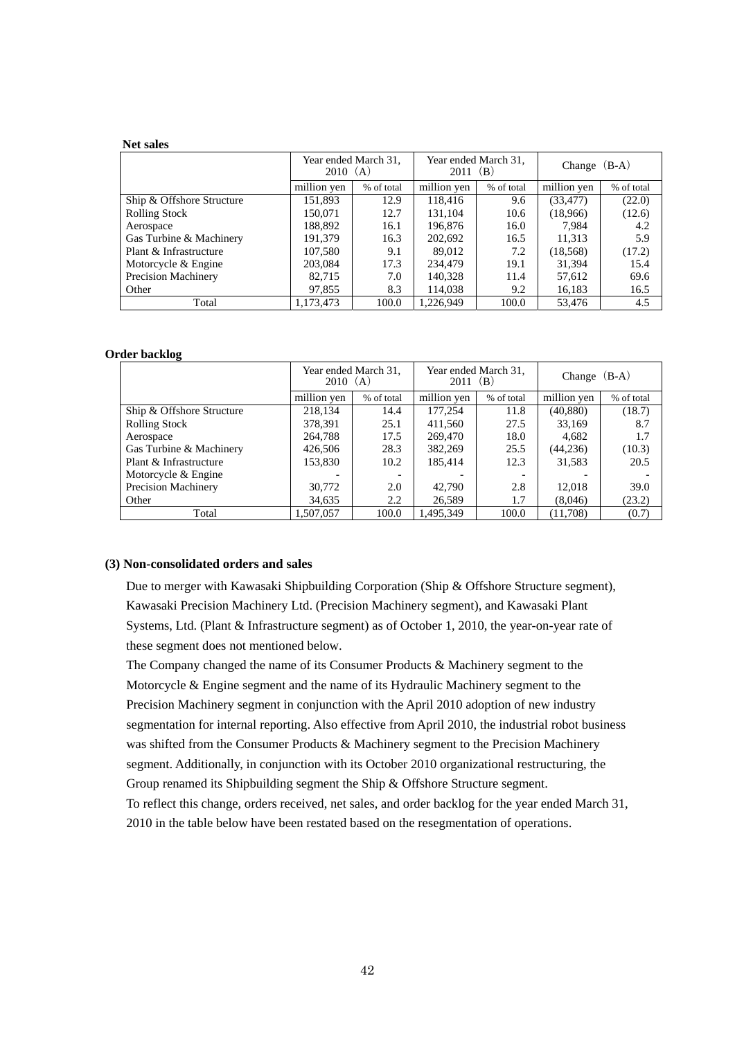**Net sales**

| | Year ended March 31, 2010 (A) | | Year ended March 31, 2011 (B) | | Change (B-A) | |
|---|---|---|---|---|---|---|
| | million yen | % of total | million yen | % of total | million yen | % of total |
| Ship & Offshore Structure | 151,893 | 12.9 | 118,416 | 9.6 | (33,477) | (22.0) |
| Rolling Stock | 150,071 | 12.7 | 131,104 | 10.6 | (18,966) | (12.6) |
| Aerospace | 188,892 | 16.1 | 196,876 | 16.0 | 7,984 | 4.2 |
| Gas Turbine & Machinery | 191,379 | 16.3 | 202,692 | 16.5 | 11,313 | 5.9 |
| Plant & Infrastructure | 107,580 | 9.1 | 89,012 | 7.2 | (18,568) | (17.2) |
| Motorcycle & Engine | 203,084 | 17.3 | 234,479 | 19.1 | 31,394 | 15.4 |
| Precision Machinery | 82,715 | 7.0 | 140,328 | 11.4 | 57,612 | 69.6 |
| Other | 97,855 | 8.3 | 114,038 | 9.2 | 16,183 | 16.5 |
| Total | 1,173,473 | 100.0 | 1,226,949 | 100.0 | 53,476 | 4.5 |

**Order backlog**

| | Year ended March 31, 2010 (A) | | Year ended March 31, 2011 (B) | | Change (B-A) | |
|---|---|---|---|---|---|---|
| | million yen | % of total | million yen | % of total | million yen | % of total |
| Ship & Offshore Structure | 218,134 | 14.4 | 177,254 | 11.8 | (40,880) | (18.7) |
| Rolling Stock | 378,391 | 25.1 | 411,560 | 27.5 | 33,169 | 8.7 |
| Aerospace | 264,788 | 17.5 | 269,470 | 18.0 | 4,682 | 1.7 |
| Gas Turbine & Machinery | 426,506 | 28.3 | 382,269 | 25.5 | (44,236) | (10.3) |
| Plant & Infrastructure | 153,830 | 10.2 | 185,414 | 12.3 | 31,583 | 20.5 |
| Motorcycle & Engine | - | - | - | - | - | - |
| Precision Machinery | 30,772 | 2.0 | 42,790 | 2.8 | 12,018 | 39.0 |
| Other | 34,635 | 2.2 | 26,589 | 1.7 | (8,046) | (23.2) |
| Total | 1,507,057 | 100.0 | 1,495,349 | 100.0 | (11,708) | (0.7) |

**(3) Non-consolidated orders and sales**

Due to merger with Kawasaki Shipbuilding Corporation (Ship & Offshore Structure segment), Kawasaki Precision Machinery Ltd. (Precision Machinery segment), and Kawasaki Plant Systems, Ltd. (Plant & Infrastructure segment) as of October 1, 2010, the year-on-year rate of these segment does not mentioned below.

The Company changed the name of its Consumer Products & Machinery segment to the Motorcycle & Engine segment and the name of its Hydraulic Machinery segment to the Precision Machinery segment in conjunction with the April 2010 adoption of new industry segmentation for internal reporting. Also effective from April 2010, the industrial robot business was shifted from the Consumer Products & Machinery segment to the Precision Machinery segment. Additionally, in conjunction with its October 2010 organizational restructuring, the Group renamed its Shipbuilding segment the Ship & Offshore Structure segment.

To reflect this change, orders received, net sales, and order backlog for the year ended March 31, 2010 in the table below have been restated based on the resegmentation of operations.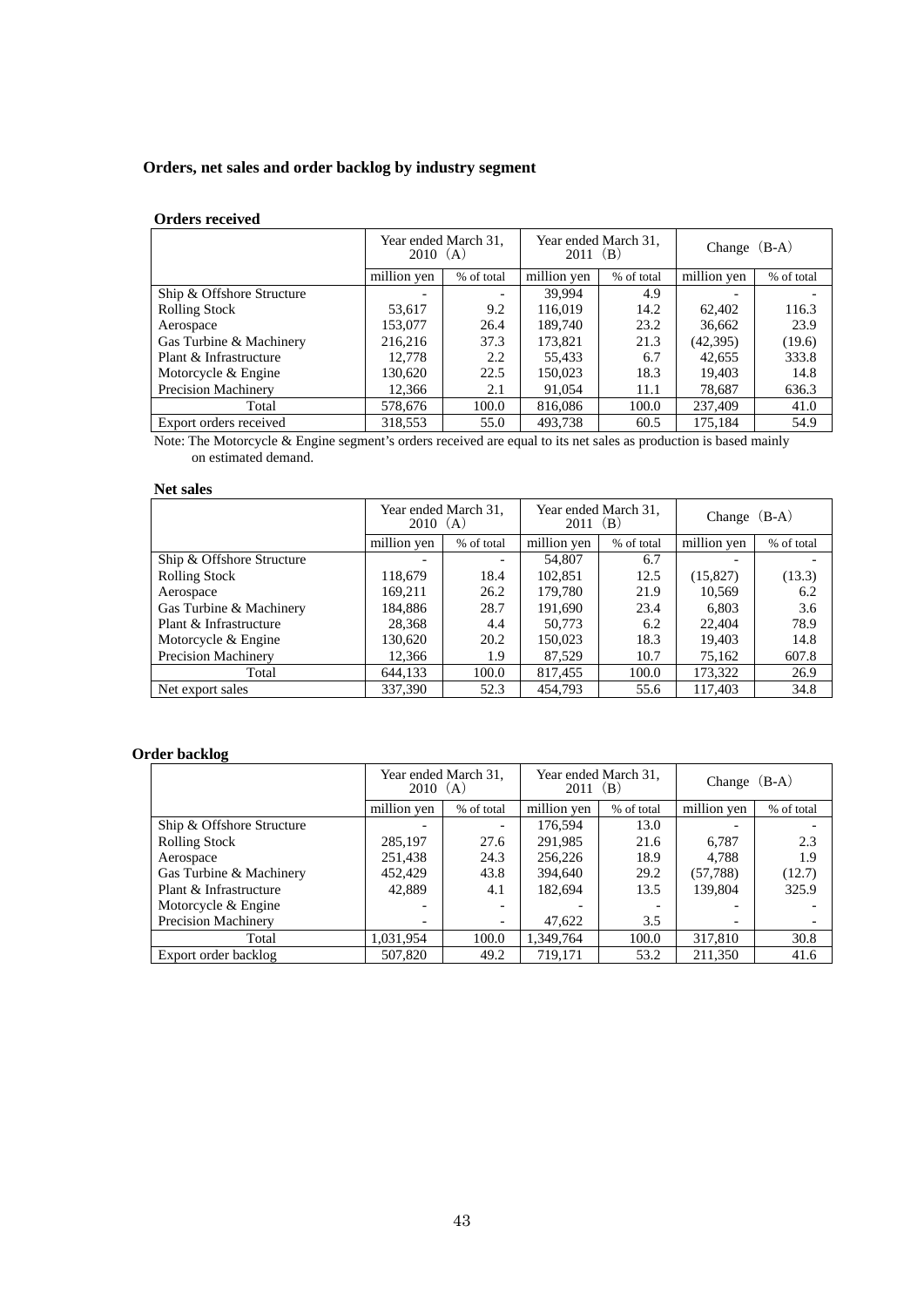## Orders, net sales and order backlog by industry segment

### Orders received

| | Year ended March 31, 2010 (A) | | Year ended March 31, 2011 (B) | | Change (B-A) | |
|---|---|---|---|---|---|---|
| | million yen | % of total | million yen | % of total | million yen | % of total |
| Ship & Offshore Structure | - | - | 39,994 | 4.9 | - | - |
| Rolling Stock | 53,617 | 9.2 | 116,019 | 14.2 | 62,402 | 116.3 |
| Aerospace | 153,077 | 26.4 | 189,740 | 23.2 | 36,662 | 23.9 |
| Gas Turbine & Machinery | 216,216 | 37.3 | 173,821 | 21.3 | (42,395) | (19.6) |
| Plant & Infrastructure | 12,778 | 2.2 | 55,433 | 6.7 | 42,655 | 333.8 |
| Motorcycle & Engine | 130,620 | 22.5 | 150,023 | 18.3 | 19,403 | 14.8 |
| Precision Machinery | 12,366 | 2.1 | 91,054 | 11.1 | 78,687 | 636.3 |
| Total | 578,676 | 100.0 | 816,086 | 100.0 | 237,409 | 41.0 |
| Export orders received | 318,553 | 55.0 | 493,738 | 60.5 | 175,184 | 54.9 |

Note: The Motorcycle & Engine segment's orders received are equal to its net sales as production is based mainly on estimated demand.

### Net sales

| | Year ended March 31, 2010 (A) | | Year ended March 31, 2011 (B) | | Change (B-A) | |
|---|---|---|---|---|---|---|
| | million yen | % of total | million yen | % of total | million yen | % of total |
| Ship & Offshore Structure | - | - | 54,807 | 6.7 | - | - |
| Rolling Stock | 118,679 | 18.4 | 102,851 | 12.5 | (15,827) | (13.3) |
| Aerospace | 169,211 | 26.2 | 179,780 | 21.9 | 10,569 | 6.2 |
| Gas Turbine & Machinery | 184,886 | 28.7 | 191,690 | 23.4 | 6,803 | 3.6 |
| Plant & Infrastructure | 28,368 | 4.4 | 50,773 | 6.2 | 22,404 | 78.9 |
| Motorcycle & Engine | 130,620 | 20.2 | 150,023 | 18.3 | 19,403 | 14.8 |
| Precision Machinery | 12,366 | 1.9 | 87,529 | 10.7 | 75,162 | 607.8 |
| Total | 644,133 | 100.0 | 817,455 | 100.0 | 173,322 | 26.9 |
| Net export sales | 337,390 | 52.3 | 454,793 | 55.6 | 117,403 | 34.8 |

### Order backlog

| | Year ended March 31, 2010 (A) | | Year ended March 31, 2011 (B) | | Change (B-A) | |
|---|---|---|---|---|---|---|
| | million yen | % of total | million yen | % of total | million yen | % of total |
| Ship & Offshore Structure | - | - | 176,594 | 13.0 | - | - |
| Rolling Stock | 285,197 | 27.6 | 291,985 | 21.6 | 6,787 | 2.3 |
| Aerospace | 251,438 | 24.3 | 256,226 | 18.9 | 4,788 | 1.9 |
| Gas Turbine & Machinery | 452,429 | 43.8 | 394,640 | 29.2 | (57,788) | (12.7) |
| Plant & Infrastructure | 42,889 | 4.1 | 182,694 | 13.5 | 139,804 | 325.9 |
| Motorcycle & Engine | - | - | - | - | - | - |
| Precision Machinery | - | - | 47,622 | 3.5 | - | - |
| Total | 1,031,954 | 100.0 | 1,349,764 | 100.0 | 317,810 | 30.8 |
| Export order backlog | 507,820 | 49.2 | 719,171 | 53.2 | 211,350 | 41.6 |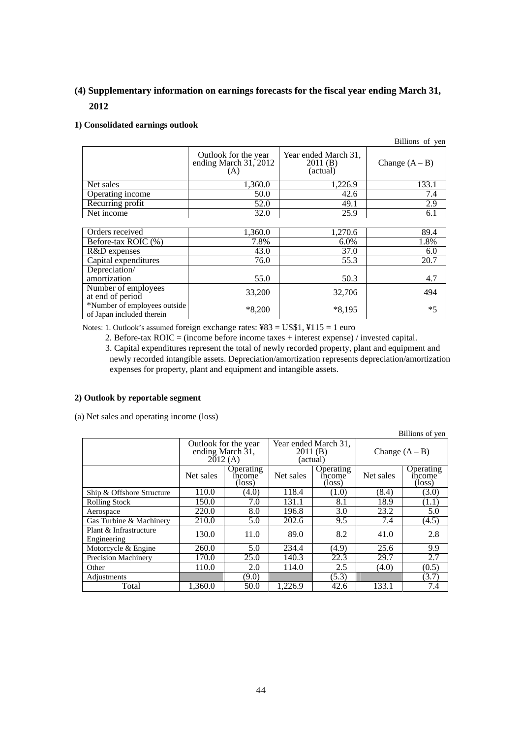## (4) Supplementary information on earnings forecasts for the fiscal year ending March 31, 2012

### 1) Consolidated earnings outlook

Billions of yen

| | Outlook for the year ending March 31, 2012 (A) | Year ended March 31, 2011 (B) (actual) | Change (A – B) |
|---|---|---|---|
| Net sales | 1,360.0 | 1,226.9 | 133.1 |
| Operating income | 50.0 | 42.6 | 7.4 |
| Recurring profit | 52.0 | 49.1 | 2.9 |
| Net income | 32.0 | 25.9 | 6.1 |

| | | | |
|---|---|---|---|
| Orders received | 1,360.0 | 1,270.6 | 89.4 |
| Before-tax ROIC (%) | 7.8% | 6.0% | 1.8% |
| R&D expenses | 43.0 | 37.0 | 6.0 |
| Capital expenditures | 76.0 | 55.3 | 20.7 |
| Depreciation/ amortization | 55.0 | 50.3 | 4.7 |
| Number of employees at end of period | 33,200 | 32,706 | 494 |
| *Number of employees outside of Japan included therein | *8,200 | *8,195 | *5 |

Notes: 1. Outlook's assumed foreign exchange rates: ¥83 = US$1, ¥115 = 1 euro

2. Before-tax ROIC = (income before income taxes + interest expense) / invested capital.

3. Capital expenditures represent the total of newly recorded property, plant and equipment and newly recorded intangible assets. Depreciation/amortization represents depreciation/amortization expenses for property, plant and equipment and intangible assets.

### 2) Outlook by reportable segment

(a) Net sales and operating income (loss)

Billions of yen

| | Outlook for the year ending March 31, 2012 (A) | | Year ended March 31, 2011 (B) (actual) | | Change (A – B) | |
|---|---|---|---|---|---|---|
| | Net sales | Operating income (loss) | Net sales | Operating income (loss) | Net sales | Operating income (loss) |
| Ship & Offshore Structure | 110.0 | (4.0) | 118.4 | (1.0) | (8.4) | (3.0) |
| Rolling Stock | 150.0 | 7.0 | 131.1 | 8.1 | 18.9 | (1.1) |
| Aerospace | 220.0 | 8.0 | 196.8 | 3.0 | 23.2 | 5.0 |
| Gas Turbine & Machinery | 210.0 | 5.0 | 202.6 | 9.5 | 7.4 | (4.5) |
| Plant & Infrastructure Engineering | 130.0 | 11.0 | 89.0 | 8.2 | 41.0 | 2.8 |
| Motorcycle & Engine | 260.0 | 5.0 | 234.4 | (4.9) | 25.6 | 9.9 |
| Precision Machinery | 170.0 | 25.0 | 140.3 | 22.3 | 29.7 | 2.7 |
| Other | 110.0 | 2.0 | 114.0 | 2.5 | (4.0) | (0.5) |
| Adjustments | | (9.0) | | (5.3) | | (3.7) |
| Total | 1,360.0 | 50.0 | 1,226.9 | 42.6 | 133.1 | 7.4 |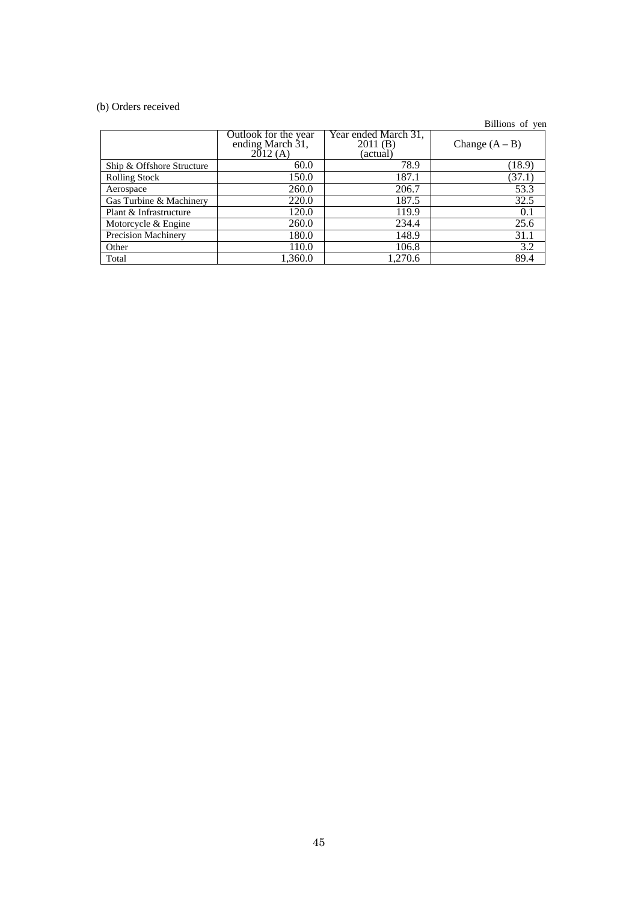(b) Orders received

Billions of yen

| | Outlook for the year ending March 31, 2012 (A) | Year ended March 31, 2011 (B) (actual) | Change (A – B) |
|---|---|---|---|
| Ship & Offshore Structure | 60.0 | 78.9 | (18.9) |
| Rolling Stock | 150.0 | 187.1 | (37.1) |
| Aerospace | 260.0 | 206.7 | 53.3 |
| Gas Turbine & Machinery | 220.0 | 187.5 | 32.5 |
| Plant & Infrastructure | 120.0 | 119.9 | 0.1 |
| Motorcycle & Engine | 260.0 | 234.4 | 25.6 |
| Precision Machinery | 180.0 | 148.9 | 31.1 |
| Other | 110.0 | 106.8 | 3.2 |
| Total | 1,360.0 | 1,270.6 | 89.4 |